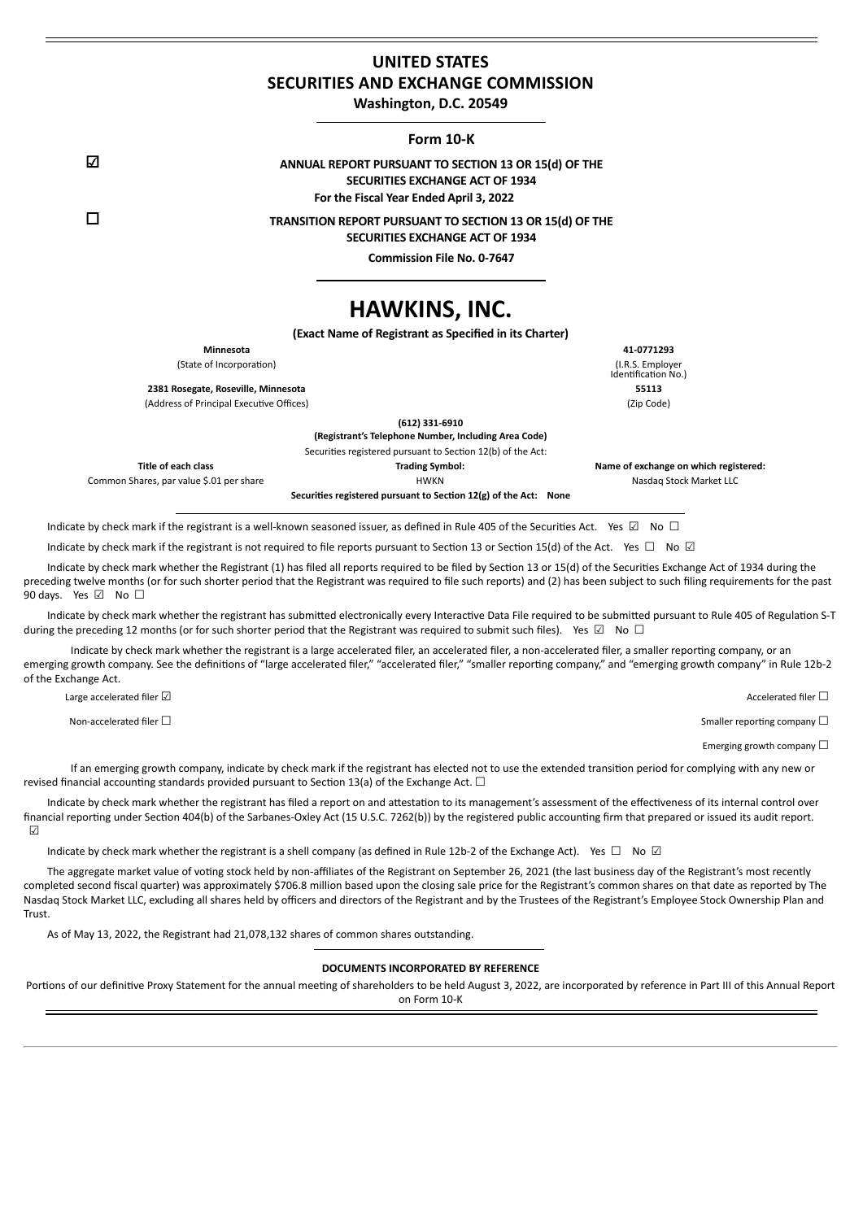# UNITED STATES
# SECURITIES AND EXCHANGE COMMISSION

**Washington, D.C. 20549**

**Form 10-K**

☑ **ANNUAL REPORT PURSUANT TO SECTION 13 OR 15(d) OF THE SECURITIES EXCHANGE ACT OF 1934**
**For the Fiscal Year Ended April 3, 2022**

☐ **TRANSITION REPORT PURSUANT TO SECTION 13 OR 15(d) OF THE SECURITIES EXCHANGE ACT OF 1934**

**Commission File No. 0-7647**

# HAWKINS, INC.

**(Exact Name of Registrant as Specified in its Charter)**

| **Minnesota** | **41-0771293** |
|---|---|
| (State of Incorporation) | (I.R.S. Employer Identification No.) |
| **2381 Rosegate, Roseville, Minnesota** | **55113** |
| (Address of Principal Executive Offices) | (Zip Code) |

**(612) 331-6910**
**(Registrant's Telephone Number, Including Area Code)**

Securities registered pursuant to Section 12(b) of the Act:

| **Title of each class** | **Trading Symbol:** | **Name of exchange on which registered:** |
|---|---|---|
| Common Shares, par value $.01 per share | HWKN | Nasdaq Stock Market LLC |

**Securities registered pursuant to Section 12(g) of the Act: None**

Indicate by check mark if the registrant is a well-known seasoned issuer, as defined in Rule 405 of the Securities Act. Yes ☑ No ☐

Indicate by check mark if the registrant is not required to file reports pursuant to Section 13 or Section 15(d) of the Act. Yes ☐ No ☑

Indicate by check mark whether the Registrant (1) has filed all reports required to be filed by Section 13 or 15(d) of the Securities Exchange Act of 1934 during the preceding twelve months (or for such shorter period that the Registrant was required to file such reports) and (2) has been subject to such filing requirements for the past 90 days. Yes ☑ No ☐

Indicate by check mark whether the registrant has submitted electronically every Interactive Data File required to be submitted pursuant to Rule 405 of Regulation S-T during the preceding 12 months (or for such shorter period that the Registrant was required to submit such files). Yes ☑ No ☐

Indicate by check mark whether the registrant is a large accelerated filer, an accelerated filer, a non-accelerated filer, a smaller reporting company, or an emerging growth company. See the definitions of "large accelerated filer," "accelerated filer," "smaller reporting company," and "emerging growth company" in Rule 12b-2 of the Exchange Act.

| | |
|---|---|
| Large accelerated filer ☑ | Accelerated filer ☐ |
| Non-accelerated filer ☐ | Smaller reporting company ☐ |
| | Emerging growth company ☐ |

If an emerging growth company, indicate by check mark if the registrant has elected not to use the extended transition period for complying with any new or revised financial accounting standards provided pursuant to Section 13(a) of the Exchange Act. ☐

Indicate by check mark whether the registrant has filed a report on and attestation to its management's assessment of the effectiveness of its internal control over financial reporting under Section 404(b) of the Sarbanes-Oxley Act (15 U.S.C. 7262(b)) by the registered public accounting firm that prepared or issued its audit report. ☑

Indicate by check mark whether the registrant is a shell company (as defined in Rule 12b-2 of the Exchange Act). Yes ☐ No ☑

The aggregate market value of voting stock held by non-affiliates of the Registrant on September 26, 2021 (the last business day of the Registrant's most recently completed second fiscal quarter) was approximately $706.8 million based upon the closing sale price for the Registrant's common shares on that date as reported by The Nasdaq Stock Market LLC, excluding all shares held by officers and directors of the Registrant and by the Trustees of the Registrant's Employee Stock Ownership Plan and Trust.

As of May 13, 2022, the Registrant had 21,078,132 shares of common shares outstanding.

**DOCUMENTS INCORPORATED BY REFERENCE**

Portions of our definitive Proxy Statement for the annual meeting of shareholders to be held August 3, 2022, are incorporated by reference in Part III of this Annual Report on Form 10-K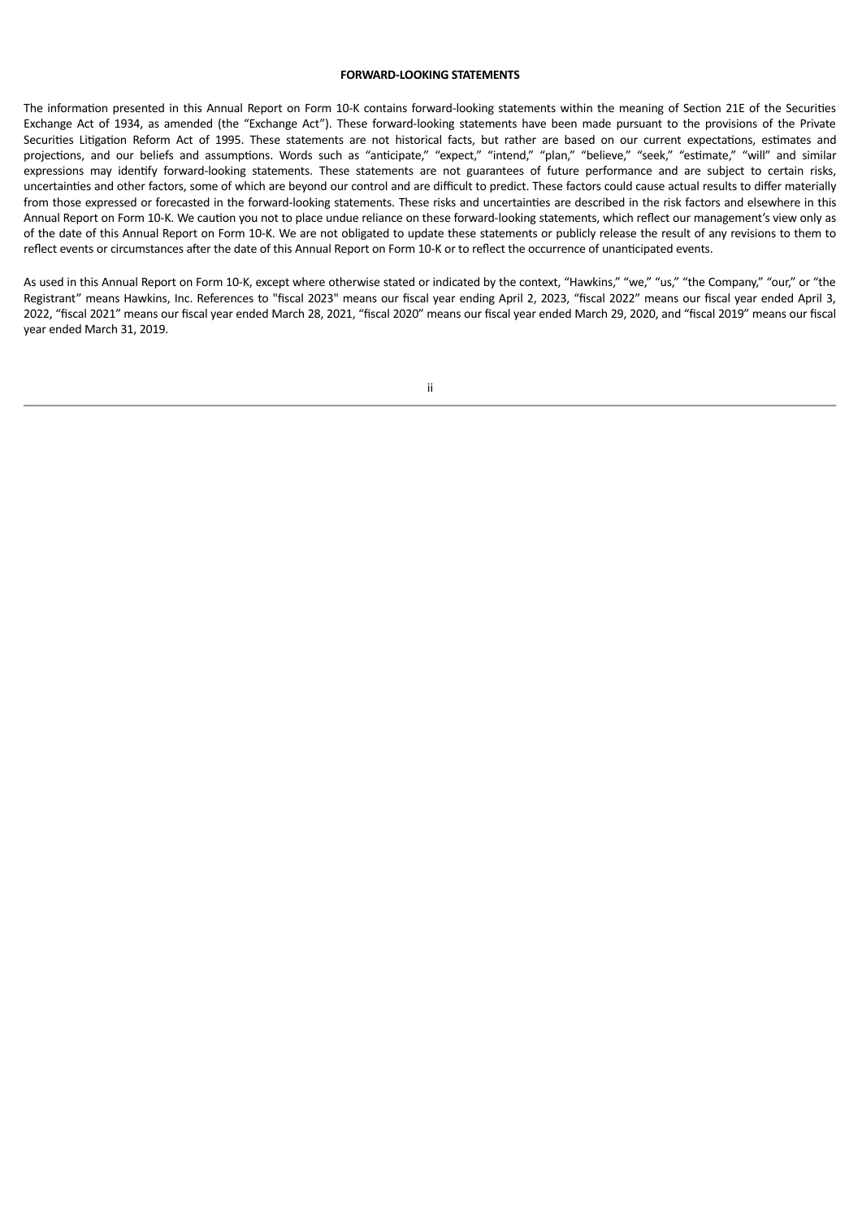**FORWARD-LOOKING STATEMENTS**

The information presented in this Annual Report on Form 10-K contains forward-looking statements within the meaning of Section 21E of the Securities Exchange Act of 1934, as amended (the "Exchange Act"). These forward-looking statements have been made pursuant to the provisions of the Private Securities Litigation Reform Act of 1995. These statements are not historical facts, but rather are based on our current expectations, estimates and projections, and our beliefs and assumptions. Words such as "anticipate," "expect," "intend," "plan," "believe," "seek," "estimate," "will" and similar expressions may identify forward-looking statements. These statements are not guarantees of future performance and are subject to certain risks, uncertainties and other factors, some of which are beyond our control and are difficult to predict. These factors could cause actual results to differ materially from those expressed or forecasted in the forward-looking statements. These risks and uncertainties are described in the risk factors and elsewhere in this Annual Report on Form 10-K. We caution you not to place undue reliance on these forward-looking statements, which reflect our management's view only as of the date of this Annual Report on Form 10-K. We are not obligated to update these statements or publicly release the result of any revisions to them to reflect events or circumstances after the date of this Annual Report on Form 10-K or to reflect the occurrence of unanticipated events.

As used in this Annual Report on Form 10-K, except where otherwise stated or indicated by the context, "Hawkins," "we," "us," "the Company," "our," or "the Registrant" means Hawkins, Inc. References to "fiscal 2023" means our fiscal year ending April 2, 2023, "fiscal 2022" means our fiscal year ended April 3, 2022, "fiscal 2021" means our fiscal year ended March 28, 2021, "fiscal 2020" means our fiscal year ended March 29, 2020, and "fiscal 2019" means our fiscal year ended March 31, 2019.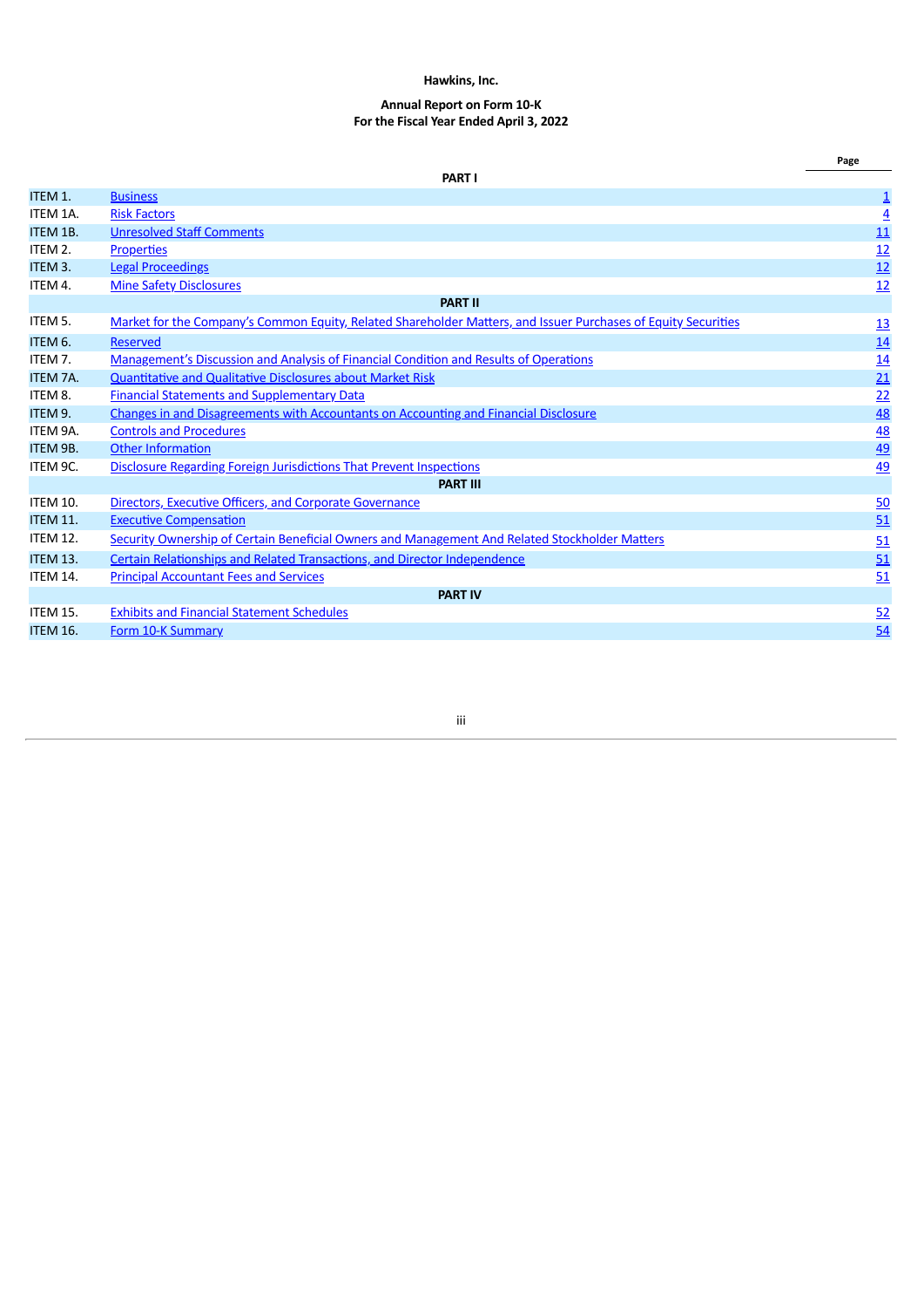**Hawkins, Inc.**

**Annual Report on Form 10-K**
**For the Fiscal Year Ended April 3, 2022**

| | | Page |
|---|---|---|
| | **PART I** | |
| ITEM 1. | Business | 1 |
| ITEM 1A. | Risk Factors | 4 |
| ITEM 1B. | Unresolved Staff Comments | 11 |
| ITEM 2. | Properties | 12 |
| ITEM 3. | Legal Proceedings | 12 |
| ITEM 4. | Mine Safety Disclosures | 12 |
| | **PART II** | |
| ITEM 5. | Market for the Company's Common Equity, Related Shareholder Matters, and Issuer Purchases of Equity Securities | 13 |
| ITEM 6. | Reserved | 14 |
| ITEM 7. | Management's Discussion and Analysis of Financial Condition and Results of Operations | 14 |
| ITEM 7A. | Quantitative and Qualitative Disclosures about Market Risk | 21 |
| ITEM 8. | Financial Statements and Supplementary Data | 22 |
| ITEM 9. | Changes in and Disagreements with Accountants on Accounting and Financial Disclosure | 48 |
| ITEM 9A. | Controls and Procedures | 48 |
| ITEM 9B. | Other Information | 49 |
| ITEM 9C. | Disclosure Regarding Foreign Jurisdictions That Prevent Inspections | 49 |
| | **PART III** | |
| ITEM 10. | Directors, Executive Officers, and Corporate Governance | 50 |
| ITEM 11. | Executive Compensation | 51 |
| ITEM 12. | Security Ownership of Certain Beneficial Owners and Management And Related Stockholder Matters | 51 |
| ITEM 13. | Certain Relationships and Related Transactions, and Director Independence | 51 |
| ITEM 14. | Principal Accountant Fees and Services | 51 |
| | **PART IV** | |
| ITEM 15. | Exhibits and Financial Statement Schedules | 52 |
| ITEM 16. | Form 10-K Summary | 54 |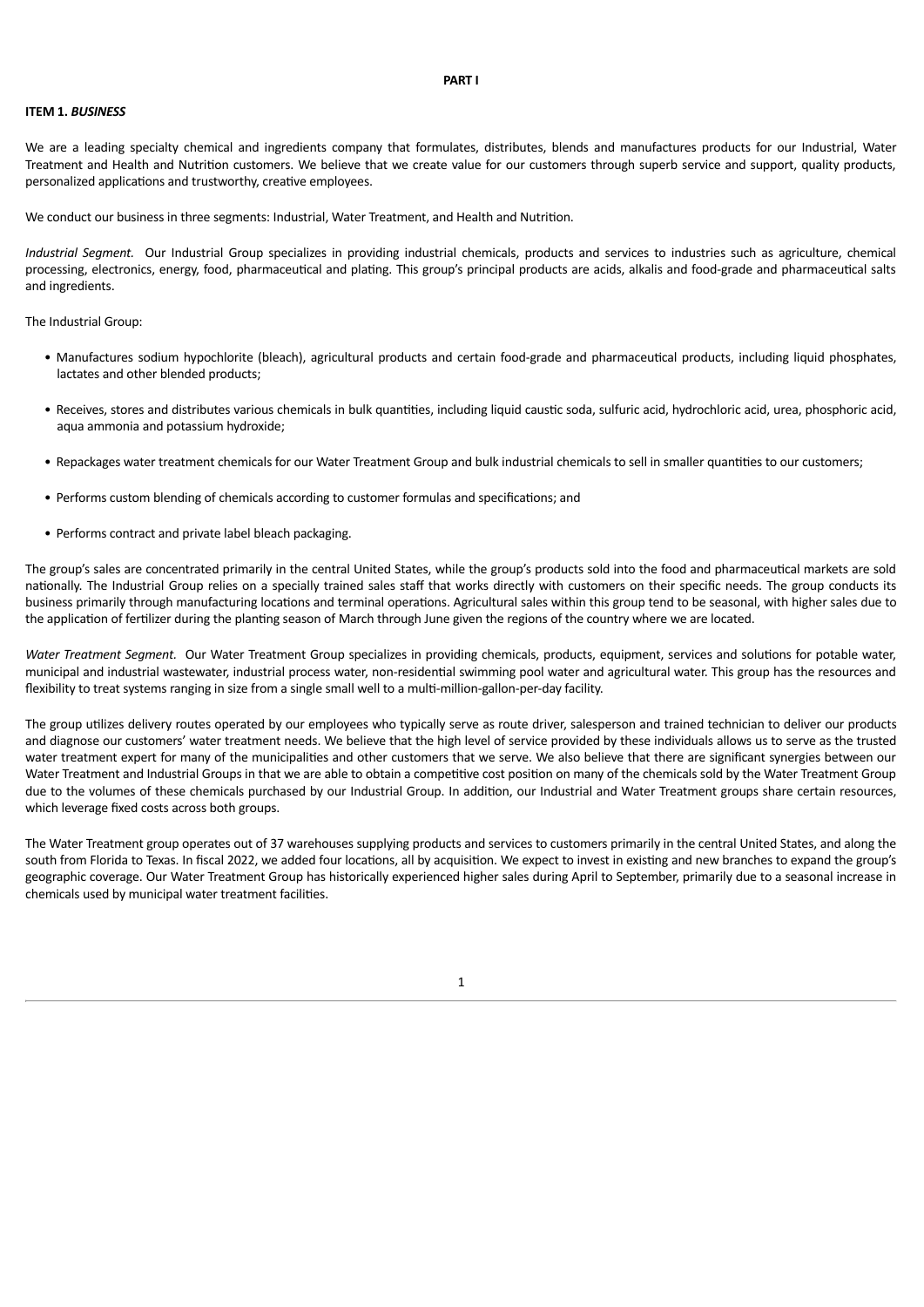# PART I

## ITEM 1. *BUSINESS*

We are a leading specialty chemical and ingredients company that formulates, distributes, blends and manufactures products for our Industrial, Water Treatment and Health and Nutrition customers. We believe that we create value for our customers through superb service and support, quality products, personalized applications and trustworthy, creative employees.

We conduct our business in three segments: Industrial, Water Treatment, and Health and Nutrition.

*Industrial Segment.* Our Industrial Group specializes in providing industrial chemicals, products and services to industries such as agriculture, chemical processing, electronics, energy, food, pharmaceutical and plating. This group's principal products are acids, alkalis and food-grade and pharmaceutical salts and ingredients.

The Industrial Group:

- Manufactures sodium hypochlorite (bleach), agricultural products and certain food-grade and pharmaceutical products, including liquid phosphates, lactates and other blended products;
- Receives, stores and distributes various chemicals in bulk quantities, including liquid caustic soda, sulfuric acid, hydrochloric acid, urea, phosphoric acid, aqua ammonia and potassium hydroxide;
- Repackages water treatment chemicals for our Water Treatment Group and bulk industrial chemicals to sell in smaller quantities to our customers;
- Performs custom blending of chemicals according to customer formulas and specifications; and
- Performs contract and private label bleach packaging.

The group's sales are concentrated primarily in the central United States, while the group's products sold into the food and pharmaceutical markets are sold nationally. The Industrial Group relies on a specially trained sales staff that works directly with customers on their specific needs. The group conducts its business primarily through manufacturing locations and terminal operations. Agricultural sales within this group tend to be seasonal, with higher sales due to the application of fertilizer during the planting season of March through June given the regions of the country where we are located.

*Water Treatment Segment.* Our Water Treatment Group specializes in providing chemicals, products, equipment, services and solutions for potable water, municipal and industrial wastewater, industrial process water, non-residential swimming pool water and agricultural water. This group has the resources and flexibility to treat systems ranging in size from a single small well to a multi-million-gallon-per-day facility.

The group utilizes delivery routes operated by our employees who typically serve as route driver, salesperson and trained technician to deliver our products and diagnose our customers' water treatment needs. We believe that the high level of service provided by these individuals allows us to serve as the trusted water treatment expert for many of the municipalities and other customers that we serve. We also believe that there are significant synergies between our Water Treatment and Industrial Groups in that we are able to obtain a competitive cost position on many of the chemicals sold by the Water Treatment Group due to the volumes of these chemicals purchased by our Industrial Group. In addition, our Industrial and Water Treatment groups share certain resources, which leverage fixed costs across both groups.

The Water Treatment group operates out of 37 warehouses supplying products and services to customers primarily in the central United States, and along the south from Florida to Texas. In fiscal 2022, we added four locations, all by acquisition. We expect to invest in existing and new branches to expand the group's geographic coverage. Our Water Treatment Group has historically experienced higher sales during April to September, primarily due to a seasonal increase in chemicals used by municipal water treatment facilities.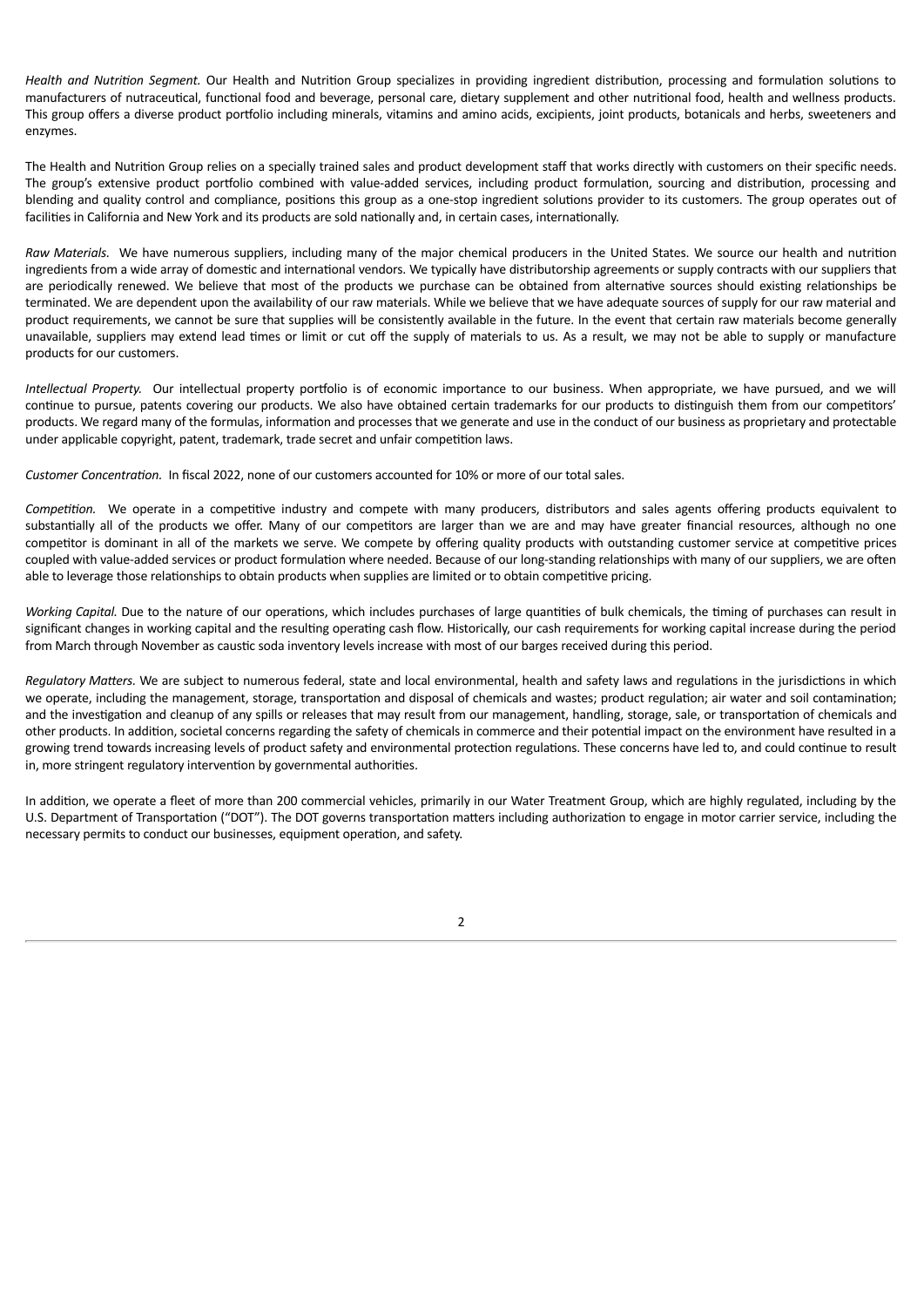*Health and Nutrition Segment.* Our Health and Nutrition Group specializes in providing ingredient distribution, processing and formulation solutions to manufacturers of nutraceutical, functional food and beverage, personal care, dietary supplement and other nutritional food, health and wellness products. This group offers a diverse product portfolio including minerals, vitamins and amino acids, excipients, joint products, botanicals and herbs, sweeteners and enzymes.

The Health and Nutrition Group relies on a specially trained sales and product development staff that works directly with customers on their specific needs. The group's extensive product portfolio combined with value-added services, including product formulation, sourcing and distribution, processing and blending and quality control and compliance, positions this group as a one-stop ingredient solutions provider to its customers. The group operates out of facilities in California and New York and its products are sold nationally and, in certain cases, internationally.

*Raw Materials.* We have numerous suppliers, including many of the major chemical producers in the United States. We source our health and nutrition ingredients from a wide array of domestic and international vendors. We typically have distributorship agreements or supply contracts with our suppliers that are periodically renewed. We believe that most of the products we purchase can be obtained from alternative sources should existing relationships be terminated. We are dependent upon the availability of our raw materials. While we believe that we have adequate sources of supply for our raw material and product requirements, we cannot be sure that supplies will be consistently available in the future. In the event that certain raw materials become generally unavailable, suppliers may extend lead times or limit or cut off the supply of materials to us. As a result, we may not be able to supply or manufacture products for our customers.

*Intellectual Property.* Our intellectual property portfolio is of economic importance to our business. When appropriate, we have pursued, and we will continue to pursue, patents covering our products. We also have obtained certain trademarks for our products to distinguish them from our competitors' products. We regard many of the formulas, information and processes that we generate and use in the conduct of our business as proprietary and protectable under applicable copyright, patent, trademark, trade secret and unfair competition laws.

*Customer Concentration.* In fiscal 2022, none of our customers accounted for 10% or more of our total sales.

*Competition.* We operate in a competitive industry and compete with many producers, distributors and sales agents offering products equivalent to substantially all of the products we offer. Many of our competitors are larger than we are and may have greater financial resources, although no one competitor is dominant in all of the markets we serve. We compete by offering quality products with outstanding customer service at competitive prices coupled with value-added services or product formulation where needed. Because of our long-standing relationships with many of our suppliers, we are often able to leverage those relationships to obtain products when supplies are limited or to obtain competitive pricing.

*Working Capital.* Due to the nature of our operations, which includes purchases of large quantities of bulk chemicals, the timing of purchases can result in significant changes in working capital and the resulting operating cash flow. Historically, our cash requirements for working capital increase during the period from March through November as caustic soda inventory levels increase with most of our barges received during this period.

*Regulatory Matters.* We are subject to numerous federal, state and local environmental, health and safety laws and regulations in the jurisdictions in which we operate, including the management, storage, transportation and disposal of chemicals and wastes; product regulation; air water and soil contamination; and the investigation and cleanup of any spills or releases that may result from our management, handling, storage, sale, or transportation of chemicals and other products. In addition, societal concerns regarding the safety of chemicals in commerce and their potential impact on the environment have resulted in a growing trend towards increasing levels of product safety and environmental protection regulations. These concerns have led to, and could continue to result in, more stringent regulatory intervention by governmental authorities.

In addition, we operate a fleet of more than 200 commercial vehicles, primarily in our Water Treatment Group, which are highly regulated, including by the U.S. Department of Transportation ("DOT"). The DOT governs transportation matters including authorization to engage in motor carrier service, including the necessary permits to conduct our businesses, equipment operation, and safety.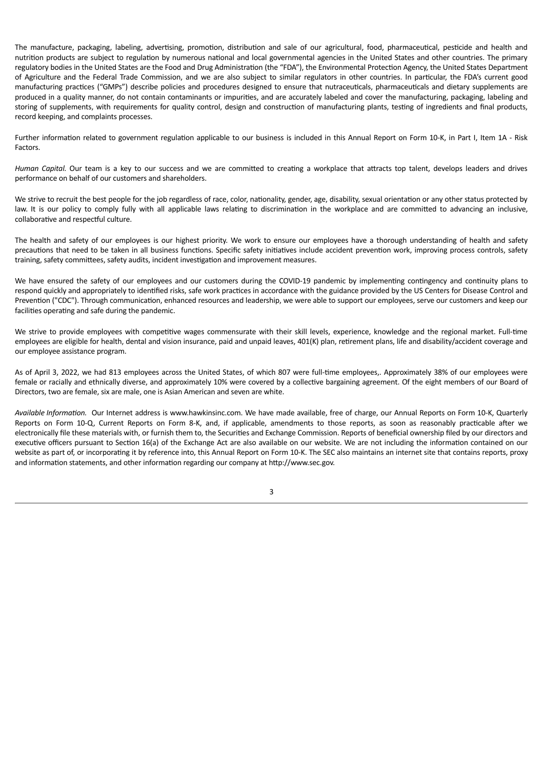The manufacture, packaging, labeling, advertising, promotion, distribution and sale of our agricultural, food, pharmaceutical, pesticide and health and nutrition products are subject to regulation by numerous national and local governmental agencies in the United States and other countries. The primary regulatory bodies in the United States are the Food and Drug Administration (the "FDA"), the Environmental Protection Agency, the United States Department of Agriculture and the Federal Trade Commission, and we are also subject to similar regulators in other countries. In particular, the FDA's current good manufacturing practices ("GMPs") describe policies and procedures designed to ensure that nutraceuticals, pharmaceuticals and dietary supplements are produced in a quality manner, do not contain contaminants or impurities, and are accurately labeled and cover the manufacturing, packaging, labeling and storing of supplements, with requirements for quality control, design and construction of manufacturing plants, testing of ingredients and final products, record keeping, and complaints processes.

Further information related to government regulation applicable to our business is included in this Annual Report on Form 10-K, in Part I, Item 1A - Risk Factors.

*Human Capital.* Our team is a key to our success and we are committed to creating a workplace that attracts top talent, develops leaders and drives performance on behalf of our customers and shareholders.

We strive to recruit the best people for the job regardless of race, color, nationality, gender, age, disability, sexual orientation or any other status protected by law. It is our policy to comply fully with all applicable laws relating to discrimination in the workplace and are committed to advancing an inclusive, collaborative and respectful culture.

The health and safety of our employees is our highest priority. We work to ensure our employees have a thorough understanding of health and safety precautions that need to be taken in all business functions. Specific safety initiatives include accident prevention work, improving process controls, safety training, safety committees, safety audits, incident investigation and improvement measures.

We have ensured the safety of our employees and our customers during the COVID-19 pandemic by implementing contingency and continuity plans to respond quickly and appropriately to identified risks, safe work practices in accordance with the guidance provided by the US Centers for Disease Control and Prevention ("CDC"). Through communication, enhanced resources and leadership, we were able to support our employees, serve our customers and keep our facilities operating and safe during the pandemic.

We strive to provide employees with competitive wages commensurate with their skill levels, experience, knowledge and the regional market. Full-time employees are eligible for health, dental and vision insurance, paid and unpaid leaves, 401(K) plan, retirement plans, life and disability/accident coverage and our employee assistance program.

As of April 3, 2022, we had 813 employees across the United States, of which 807 were full-time employees,. Approximately 38% of our employees were female or racially and ethnically diverse, and approximately 10% were covered by a collective bargaining agreement. Of the eight members of our Board of Directors, two are female, six are male, one is Asian American and seven are white.

*Available Information.* Our Internet address is www.hawkinsinc.com. We have made available, free of charge, our Annual Reports on Form 10-K, Quarterly Reports on Form 10-Q, Current Reports on Form 8-K, and, if applicable, amendments to those reports, as soon as reasonably practicable after we electronically file these materials with, or furnish them to, the Securities and Exchange Commission. Reports of beneficial ownership filed by our directors and executive officers pursuant to Section 16(a) of the Exchange Act are also available on our website. We are not including the information contained on our website as part of, or incorporating it by reference into, this Annual Report on Form 10-K. The SEC also maintains an internet site that contains reports, proxy and information statements, and other information regarding our company at http://www.sec.gov.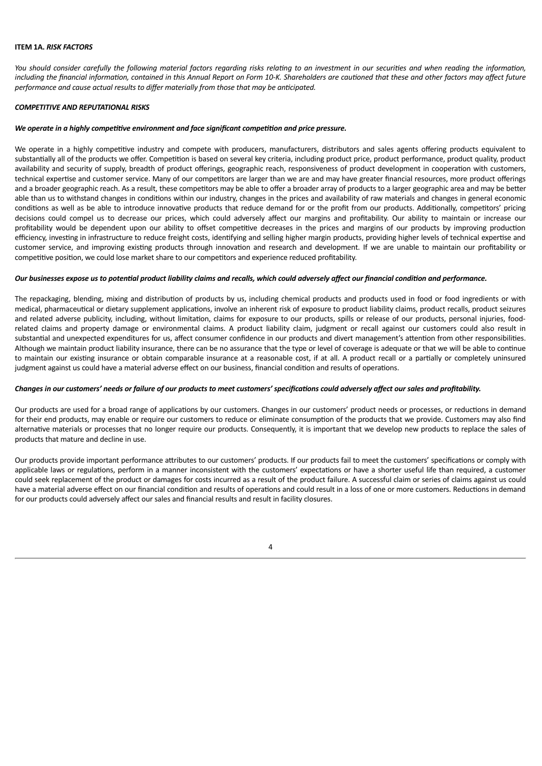**ITEM 1A.** ***RISK FACTORS***

*You should consider carefully the following material factors regarding risks relating to an investment in our securities and when reading the information, including the financial information, contained in this Annual Report on Form 10-K. Shareholders are cautioned that these and other factors may affect future performance and cause actual results to differ materially from those that may be anticipated.*

***COMPETITIVE AND REPUTATIONAL RISKS***

***We operate in a highly competitive environment and face significant competition and price pressure.***

We operate in a highly competitive industry and compete with producers, manufacturers, distributors and sales agents offering products equivalent to substantially all of the products we offer. Competition is based on several key criteria, including product price, product performance, product quality, product availability and security of supply, breadth of product offerings, geographic reach, responsiveness of product development in cooperation with customers, technical expertise and customer service. Many of our competitors are larger than we are and may have greater financial resources, more product offerings and a broader geographic reach. As a result, these competitors may be able to offer a broader array of products to a larger geographic area and may be better able than us to withstand changes in conditions within our industry, changes in the prices and availability of raw materials and changes in general economic conditions as well as be able to introduce innovative products that reduce demand for or the profit from our products. Additionally, competitors' pricing decisions could compel us to decrease our prices, which could adversely affect our margins and profitability. Our ability to maintain or increase our profitability would be dependent upon our ability to offset competitive decreases in the prices and margins of our products by improving production efficiency, investing in infrastructure to reduce freight costs, identifying and selling higher margin products, providing higher levels of technical expertise and customer service, and improving existing products through innovation and research and development. If we are unable to maintain our profitability or competitive position, we could lose market share to our competitors and experience reduced profitability.

***Our businesses expose us to potential product liability claims and recalls, which could adversely affect our financial condition and performance.***

The repackaging, blending, mixing and distribution of products by us, including chemical products and products used in food or food ingredients or with medical, pharmaceutical or dietary supplement applications, involve an inherent risk of exposure to product liability claims, product recalls, product seizures and related adverse publicity, including, without limitation, claims for exposure to our products, spills or release of our products, personal injuries, food-related claims and property damage or environmental claims. A product liability claim, judgment or recall against our customers could also result in substantial and unexpected expenditures for us, affect consumer confidence in our products and divert management's attention from other responsibilities. Although we maintain product liability insurance, there can be no assurance that the type or level of coverage is adequate or that we will be able to continue to maintain our existing insurance or obtain comparable insurance at a reasonable cost, if at all. A product recall or a partially or completely uninsured judgment against us could have a material adverse effect on our business, financial condition and results of operations.

***Changes in our customers' needs or failure of our products to meet customers' specifications could adversely affect our sales and profitability.***

Our products are used for a broad range of applications by our customers. Changes in our customers' product needs or processes, or reductions in demand for their end products, may enable or require our customers to reduce or eliminate consumption of the products that we provide. Customers may also find alternative materials or processes that no longer require our products. Consequently, it is important that we develop new products to replace the sales of products that mature and decline in use.

Our products provide important performance attributes to our customers' products. If our products fail to meet the customers' specifications or comply with applicable laws or regulations, perform in a manner inconsistent with the customers' expectations or have a shorter useful life than required, a customer could seek replacement of the product or damages for costs incurred as a result of the product failure. A successful claim or series of claims against us could have a material adverse effect on our financial condition and results of operations and could result in a loss of one or more customers. Reductions in demand for our products could adversely affect our sales and financial results and result in facility closures.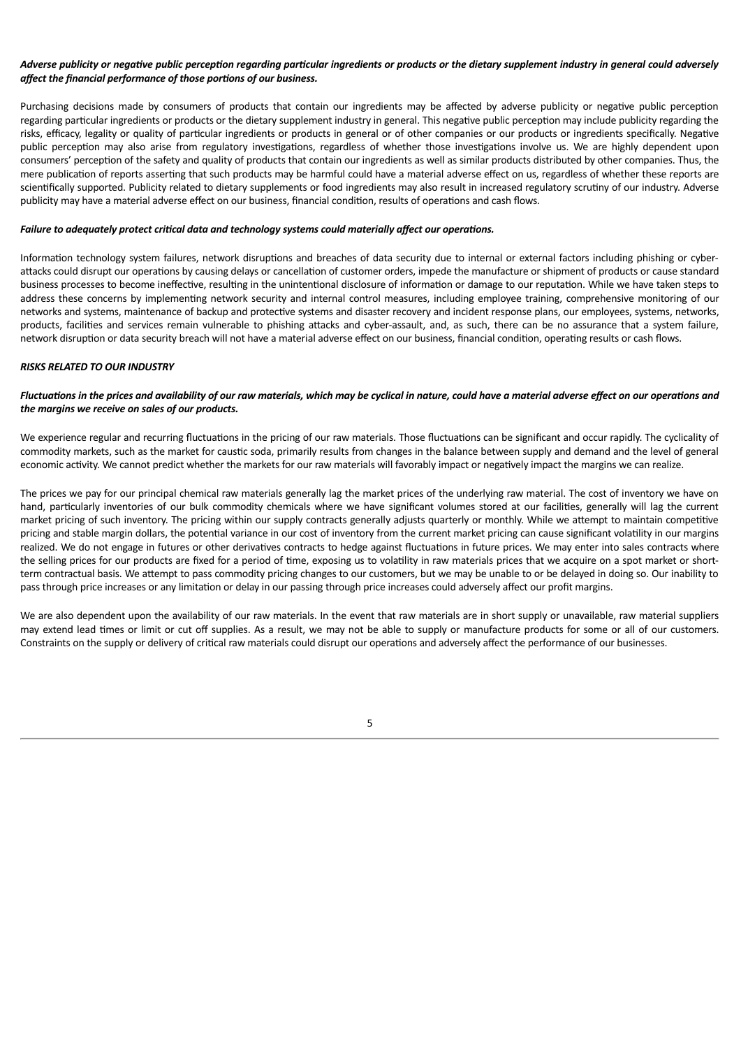***Adverse publicity or negative public perception regarding particular ingredients or products or the dietary supplement industry in general could adversely affect the financial performance of those portions of our business.***

Purchasing decisions made by consumers of products that contain our ingredients may be affected by adverse publicity or negative public perception regarding particular ingredients or products or the dietary supplement industry in general. This negative public perception may include publicity regarding the risks, efficacy, legality or quality of particular ingredients or products in general or of other companies or our products or ingredients specifically. Negative public perception may also arise from regulatory investigations, regardless of whether those investigations involve us. We are highly dependent upon consumers' perception of the safety and quality of products that contain our ingredients as well as similar products distributed by other companies. Thus, the mere publication of reports asserting that such products may be harmful could have a material adverse effect on us, regardless of whether these reports are scientifically supported. Publicity related to dietary supplements or food ingredients may also result in increased regulatory scrutiny of our industry. Adverse publicity may have a material adverse effect on our business, financial condition, results of operations and cash flows.

***Failure to adequately protect critical data and technology systems could materially affect our operations.***

Information technology system failures, network disruptions and breaches of data security due to internal or external factors including phishing or cyber-attacks could disrupt our operations by causing delays or cancellation of customer orders, impede the manufacture or shipment of products or cause standard business processes to become ineffective, resulting in the unintentional disclosure of information or damage to our reputation. While we have taken steps to address these concerns by implementing network security and internal control measures, including employee training, comprehensive monitoring of our networks and systems, maintenance of backup and protective systems and disaster recovery and incident response plans, our employees, systems, networks, products, facilities and services remain vulnerable to phishing attacks and cyber-assault, and, as such, there can be no assurance that a system failure, network disruption or data security breach will not have a material adverse effect on our business, financial condition, operating results or cash flows.

***RISKS RELATED TO OUR INDUSTRY***

***Fluctuations in the prices and availability of our raw materials, which may be cyclical in nature, could have a material adverse effect on our operations and the margins we receive on sales of our products.***

We experience regular and recurring fluctuations in the pricing of our raw materials. Those fluctuations can be significant and occur rapidly. The cyclicality of commodity markets, such as the market for caustic soda, primarily results from changes in the balance between supply and demand and the level of general economic activity. We cannot predict whether the markets for our raw materials will favorably impact or negatively impact the margins we can realize.

The prices we pay for our principal chemical raw materials generally lag the market prices of the underlying raw material. The cost of inventory we have on hand, particularly inventories of our bulk commodity chemicals where we have significant volumes stored at our facilities, generally will lag the current market pricing of such inventory. The pricing within our supply contracts generally adjusts quarterly or monthly. While we attempt to maintain competitive pricing and stable margin dollars, the potential variance in our cost of inventory from the current market pricing can cause significant volatility in our margins realized. We do not engage in futures or other derivatives contracts to hedge against fluctuations in future prices. We may enter into sales contracts where the selling prices for our products are fixed for a period of time, exposing us to volatility in raw materials prices that we acquire on a spot market or short-term contractual basis. We attempt to pass commodity pricing changes to our customers, but we may be unable to or be delayed in doing so. Our inability to pass through price increases or any limitation or delay in our passing through price increases could adversely affect our profit margins.

We are also dependent upon the availability of our raw materials. In the event that raw materials are in short supply or unavailable, raw material suppliers may extend lead times or limit or cut off supplies. As a result, we may not be able to supply or manufacture products for some or all of our customers. Constraints on the supply or delivery of critical raw materials could disrupt our operations and adversely affect the performance of our businesses.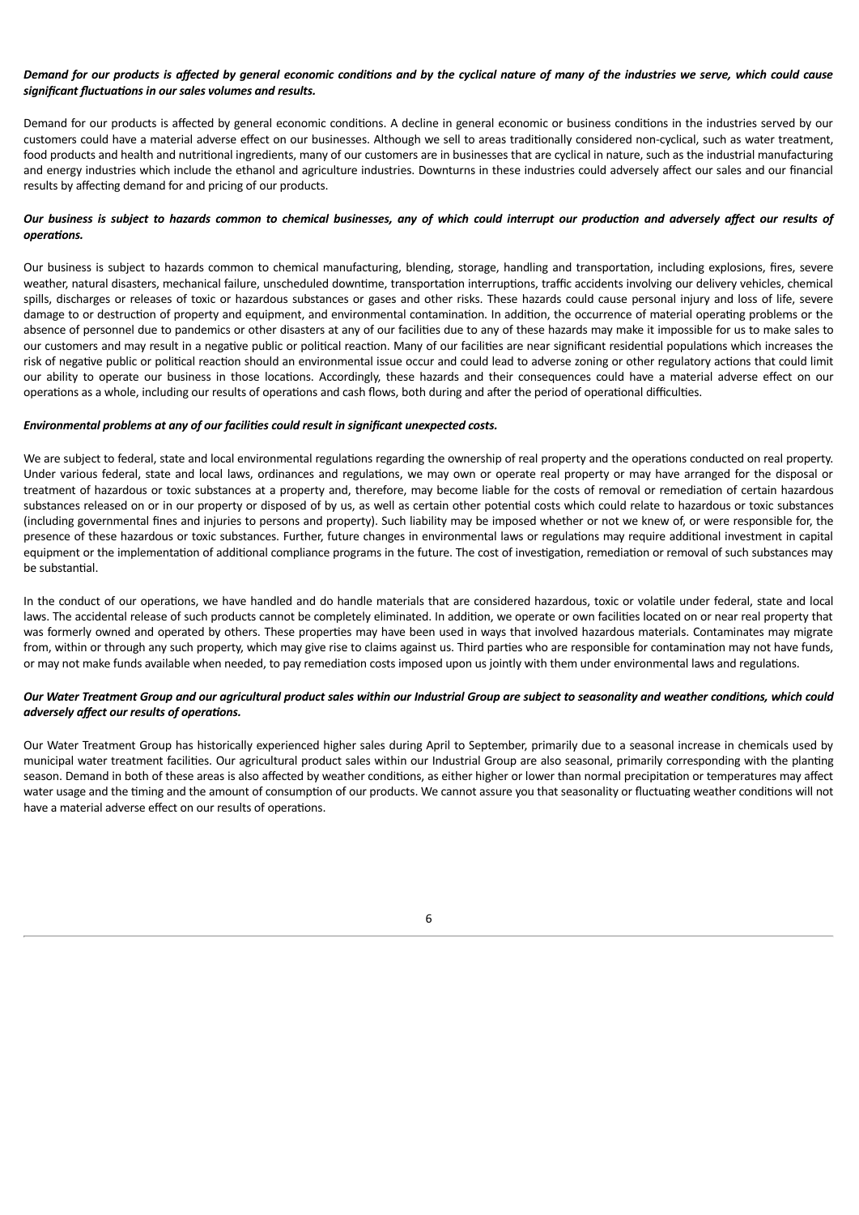***Demand for our products is affected by general economic conditions and by the cyclical nature of many of the industries we serve, which could cause significant fluctuations in our sales volumes and results.***

Demand for our products is affected by general economic conditions. A decline in general economic or business conditions in the industries served by our customers could have a material adverse effect on our businesses. Although we sell to areas traditionally considered non-cyclical, such as water treatment, food products and health and nutritional ingredients, many of our customers are in businesses that are cyclical in nature, such as the industrial manufacturing and energy industries which include the ethanol and agriculture industries. Downturns in these industries could adversely affect our sales and our financial results by affecting demand for and pricing of our products.

***Our business is subject to hazards common to chemical businesses, any of which could interrupt our production and adversely affect our results of operations.***

Our business is subject to hazards common to chemical manufacturing, blending, storage, handling and transportation, including explosions, fires, severe weather, natural disasters, mechanical failure, unscheduled downtime, transportation interruptions, traffic accidents involving our delivery vehicles, chemical spills, discharges or releases of toxic or hazardous substances or gases and other risks. These hazards could cause personal injury and loss of life, severe damage to or destruction of property and equipment, and environmental contamination. In addition, the occurrence of material operating problems or the absence of personnel due to pandemics or other disasters at any of our facilities due to any of these hazards may make it impossible for us to make sales to our customers and may result in a negative public or political reaction. Many of our facilities are near significant residential populations which increases the risk of negative public or political reaction should an environmental issue occur and could lead to adverse zoning or other regulatory actions that could limit our ability to operate our business in those locations. Accordingly, these hazards and their consequences could have a material adverse effect on our operations as a whole, including our results of operations and cash flows, both during and after the period of operational difficulties.

***Environmental problems at any of our facilities could result in significant unexpected costs.***

We are subject to federal, state and local environmental regulations regarding the ownership of real property and the operations conducted on real property. Under various federal, state and local laws, ordinances and regulations, we may own or operate real property or may have arranged for the disposal or treatment of hazardous or toxic substances at a property and, therefore, may become liable for the costs of removal or remediation of certain hazardous substances released on or in our property or disposed of by us, as well as certain other potential costs which could relate to hazardous or toxic substances (including governmental fines and injuries to persons and property). Such liability may be imposed whether or not we knew of, or were responsible for, the presence of these hazardous or toxic substances. Further, future changes in environmental laws or regulations may require additional investment in capital equipment or the implementation of additional compliance programs in the future. The cost of investigation, remediation or removal of such substances may be substantial.

In the conduct of our operations, we have handled and do handle materials that are considered hazardous, toxic or volatile under federal, state and local laws. The accidental release of such products cannot be completely eliminated. In addition, we operate or own facilities located on or near real property that was formerly owned and operated by others. These properties may have been used in ways that involved hazardous materials. Contaminates may migrate from, within or through any such property, which may give rise to claims against us. Third parties who are responsible for contamination may not have funds, or may not make funds available when needed, to pay remediation costs imposed upon us jointly with them under environmental laws and regulations.

***Our Water Treatment Group and our agricultural product sales within our Industrial Group are subject to seasonality and weather conditions, which could adversely affect our results of operations.***

Our Water Treatment Group has historically experienced higher sales during April to September, primarily due to a seasonal increase in chemicals used by municipal water treatment facilities. Our agricultural product sales within our Industrial Group are also seasonal, primarily corresponding with the planting season. Demand in both of these areas is also affected by weather conditions, as either higher or lower than normal precipitation or temperatures may affect water usage and the timing and the amount of consumption of our products. We cannot assure you that seasonality or fluctuating weather conditions will not have a material adverse effect on our results of operations.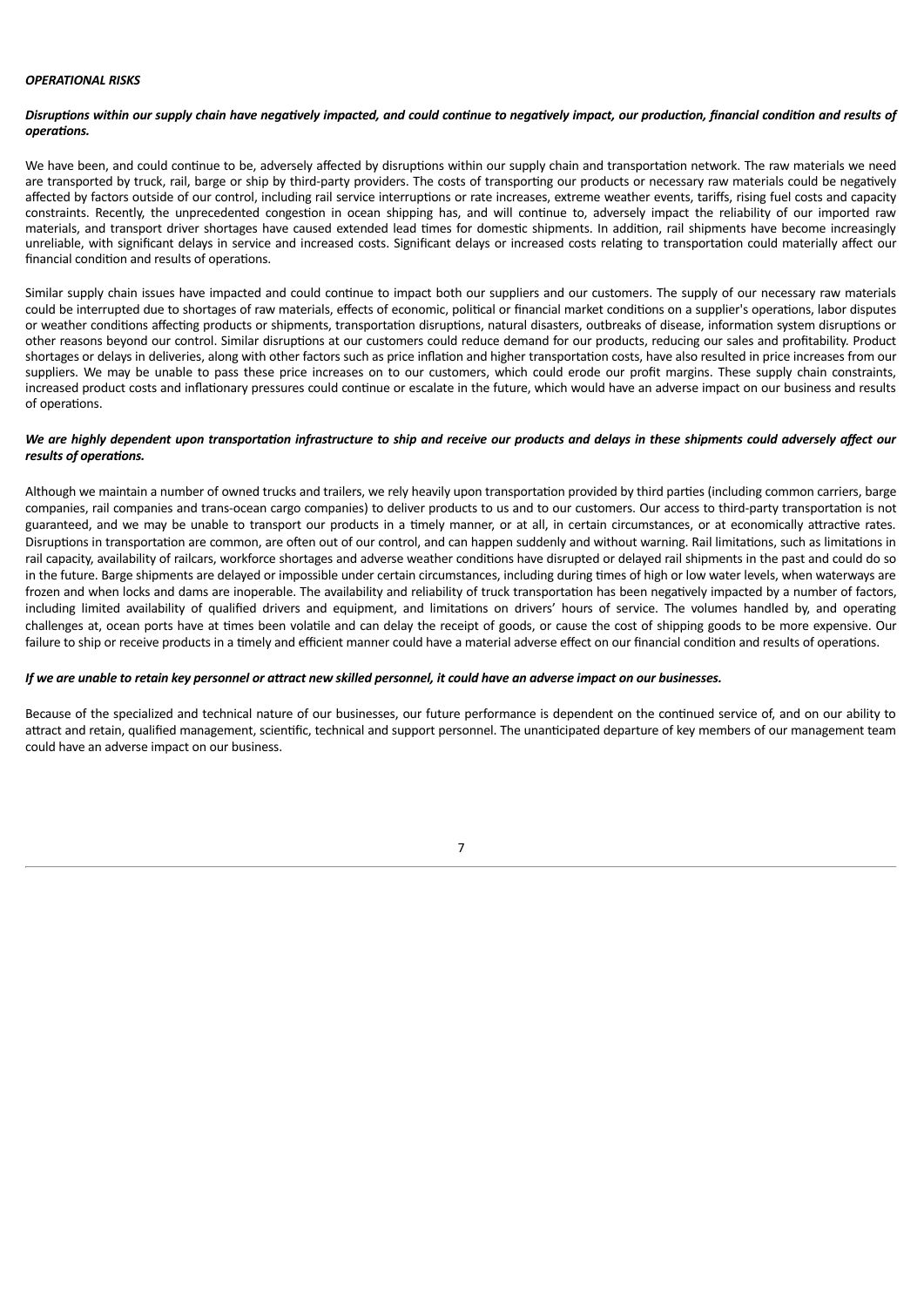***OPERATIONAL RISKS***

***Disruptions within our supply chain have negatively impacted, and could continue to negatively impact, our production, financial condition and results of operations.***

We have been, and could continue to be, adversely affected by disruptions within our supply chain and transportation network. The raw materials we need are transported by truck, rail, barge or ship by third-party providers. The costs of transporting our products or necessary raw materials could be negatively affected by factors outside of our control, including rail service interruptions or rate increases, extreme weather events, tariffs, rising fuel costs and capacity constraints. Recently, the unprecedented congestion in ocean shipping has, and will continue to, adversely impact the reliability of our imported raw materials, and transport driver shortages have caused extended lead times for domestic shipments. In addition, rail shipments have become increasingly unreliable, with significant delays in service and increased costs. Significant delays or increased costs relating to transportation could materially affect our financial condition and results of operations.

Similar supply chain issues have impacted and could continue to impact both our suppliers and our customers. The supply of our necessary raw materials could be interrupted due to shortages of raw materials, effects of economic, political or financial market conditions on a supplier's operations, labor disputes or weather conditions affecting products or shipments, transportation disruptions, natural disasters, outbreaks of disease, information system disruptions or other reasons beyond our control. Similar disruptions at our customers could reduce demand for our products, reducing our sales and profitability. Product shortages or delays in deliveries, along with other factors such as price inflation and higher transportation costs, have also resulted in price increases from our suppliers. We may be unable to pass these price increases on to our customers, which could erode our profit margins. These supply chain constraints, increased product costs and inflationary pressures could continue or escalate in the future, which would have an adverse impact on our business and results of operations.

***We are highly dependent upon transportation infrastructure to ship and receive our products and delays in these shipments could adversely affect our results of operations.***

Although we maintain a number of owned trucks and trailers, we rely heavily upon transportation provided by third parties (including common carriers, barge companies, rail companies and trans-ocean cargo companies) to deliver products to us and to our customers. Our access to third-party transportation is not guaranteed, and we may be unable to transport our products in a timely manner, or at all, in certain circumstances, or at economically attractive rates. Disruptions in transportation are common, are often out of our control, and can happen suddenly and without warning. Rail limitations, such as limitations in rail capacity, availability of railcars, workforce shortages and adverse weather conditions have disrupted or delayed rail shipments in the past and could do so in the future. Barge shipments are delayed or impossible under certain circumstances, including during times of high or low water levels, when waterways are frozen and when locks and dams are inoperable. The availability and reliability of truck transportation has been negatively impacted by a number of factors, including limited availability of qualified drivers and equipment, and limitations on drivers' hours of service. The volumes handled by, and operating challenges at, ocean ports have at times been volatile and can delay the receipt of goods, or cause the cost of shipping goods to be more expensive. Our failure to ship or receive products in a timely and efficient manner could have a material adverse effect on our financial condition and results of operations.

***If we are unable to retain key personnel or attract new skilled personnel, it could have an adverse impact on our businesses.***

Because of the specialized and technical nature of our businesses, our future performance is dependent on the continued service of, and on our ability to attract and retain, qualified management, scientific, technical and support personnel. The unanticipated departure of key members of our management team could have an adverse impact on our business.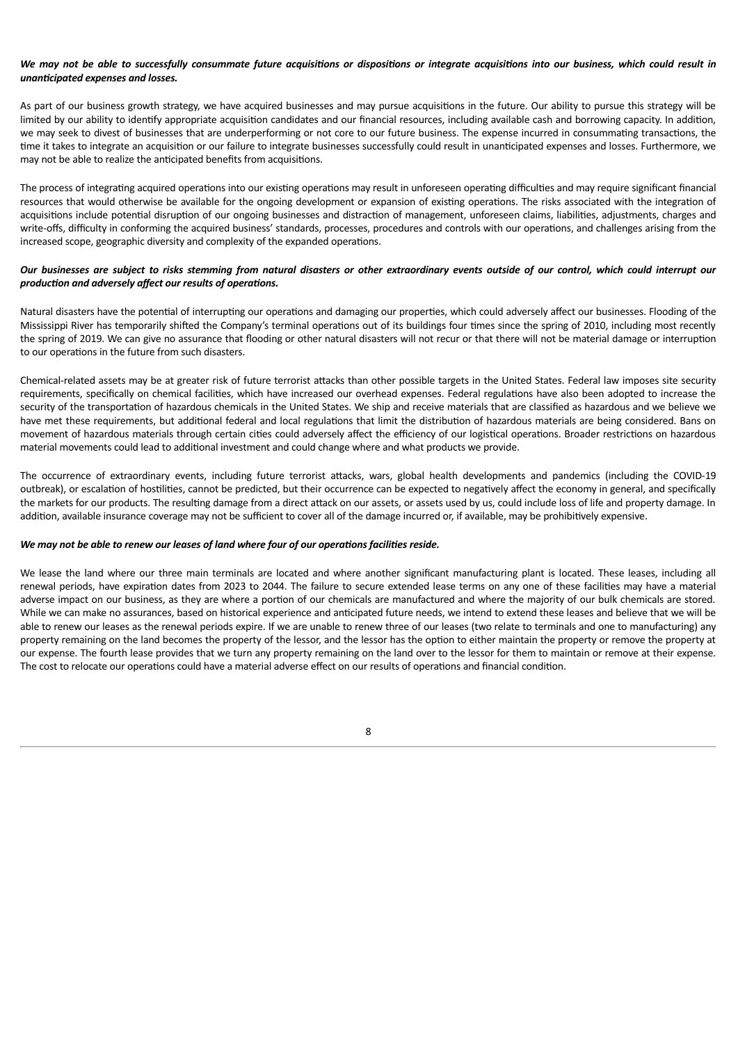***We may not be able to successfully consummate future acquisitions or dispositions or integrate acquisitions into our business, which could result in unanticipated expenses and losses.***

As part of our business growth strategy, we have acquired businesses and may pursue acquisitions in the future. Our ability to pursue this strategy will be limited by our ability to identify appropriate acquisition candidates and our financial resources, including available cash and borrowing capacity. In addition, we may seek to divest of businesses that are underperforming or not core to our future business. The expense incurred in consummating transactions, the time it takes to integrate an acquisition or our failure to integrate businesses successfully could result in unanticipated expenses and losses. Furthermore, we may not be able to realize the anticipated benefits from acquisitions.

The process of integrating acquired operations into our existing operations may result in unforeseen operating difficulties and may require significant financial resources that would otherwise be available for the ongoing development or expansion of existing operations. The risks associated with the integration of acquisitions include potential disruption of our ongoing businesses and distraction of management, unforeseen claims, liabilities, adjustments, charges and write-offs, difficulty in conforming the acquired business' standards, processes, procedures and controls with our operations, and challenges arising from the increased scope, geographic diversity and complexity of the expanded operations.

***Our businesses are subject to risks stemming from natural disasters or other extraordinary events outside of our control, which could interrupt our production and adversely affect our results of operations.***

Natural disasters have the potential of interrupting our operations and damaging our properties, which could adversely affect our businesses. Flooding of the Mississippi River has temporarily shifted the Company's terminal operations out of its buildings four times since the spring of 2010, including most recently the spring of 2019. We can give no assurance that flooding or other natural disasters will not recur or that there will not be material damage or interruption to our operations in the future from such disasters.

Chemical-related assets may be at greater risk of future terrorist attacks than other possible targets in the United States. Federal law imposes site security requirements, specifically on chemical facilities, which have increased our overhead expenses. Federal regulations have also been adopted to increase the security of the transportation of hazardous chemicals in the United States. We ship and receive materials that are classified as hazardous and we believe we have met these requirements, but additional federal and local regulations that limit the distribution of hazardous materials are being considered. Bans on movement of hazardous materials through certain cities could adversely affect the efficiency of our logistical operations. Broader restrictions on hazardous material movements could lead to additional investment and could change where and what products we provide.

The occurrence of extraordinary events, including future terrorist attacks, wars, global health developments and pandemics (including the COVID-19 outbreak), or escalation of hostilities, cannot be predicted, but their occurrence can be expected to negatively affect the economy in general, and specifically the markets for our products. The resulting damage from a direct attack on our assets, or assets used by us, could include loss of life and property damage. In addition, available insurance coverage may not be sufficient to cover all of the damage incurred or, if available, may be prohibitively expensive.

***We may not be able to renew our leases of land where four of our operations facilities reside.***

We lease the land where our three main terminals are located and where another significant manufacturing plant is located. These leases, including all renewal periods, have expiration dates from 2023 to 2044. The failure to secure extended lease terms on any one of these facilities may have a material adverse impact on our business, as they are where a portion of our chemicals are manufactured and where the majority of our bulk chemicals are stored. While we can make no assurances, based on historical experience and anticipated future needs, we intend to extend these leases and believe that we will be able to renew our leases as the renewal periods expire. If we are unable to renew three of our leases (two relate to terminals and one to manufacturing) any property remaining on the land becomes the property of the lessor, and the lessor has the option to either maintain the property or remove the property at our expense. The fourth lease provides that we turn any property remaining on the land over to the lessor for them to maintain or remove at their expense. The cost to relocate our operations could have a material adverse effect on our results of operations and financial condition.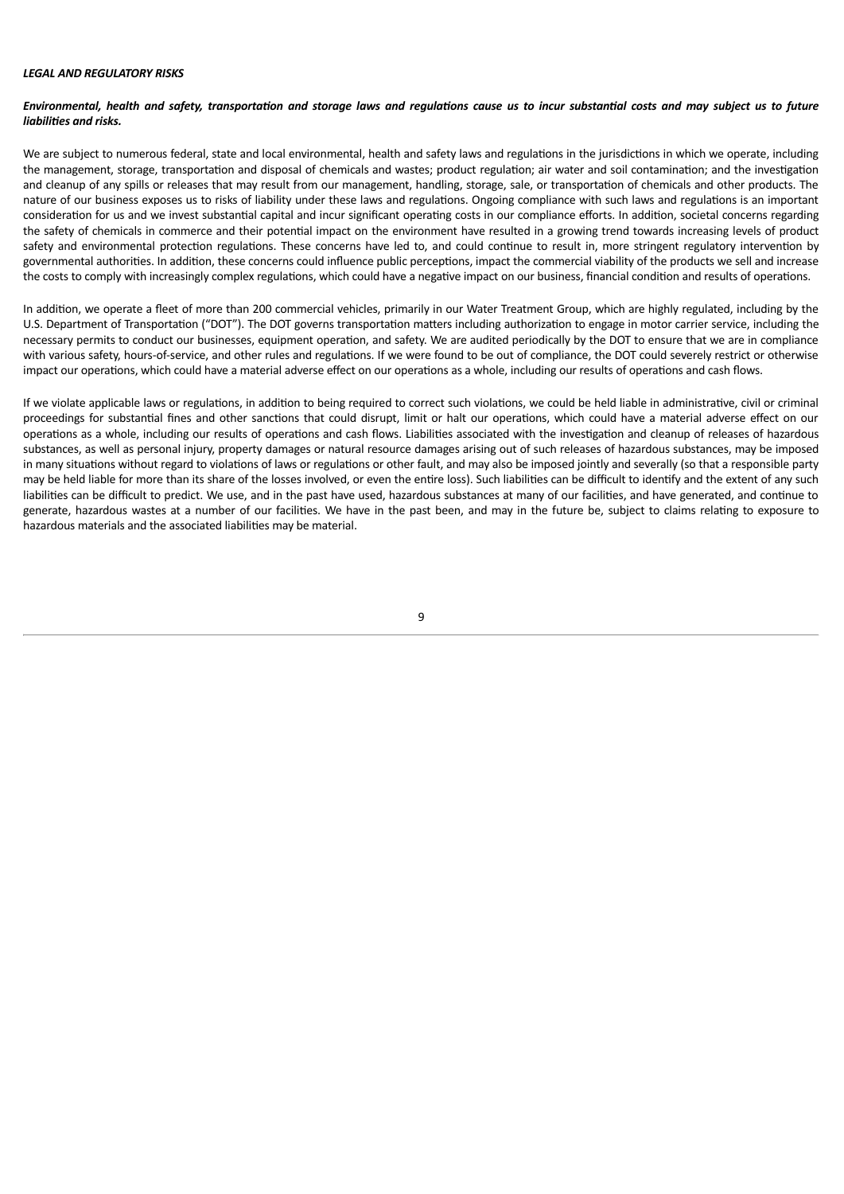***LEGAL AND REGULATORY RISKS***

***Environmental, health and safety, transportation and storage laws and regulations cause us to incur substantial costs and may subject us to future liabilities and risks.***

We are subject to numerous federal, state and local environmental, health and safety laws and regulations in the jurisdictions in which we operate, including the management, storage, transportation and disposal of chemicals and wastes; product regulation; air water and soil contamination; and the investigation and cleanup of any spills or releases that may result from our management, handling, storage, sale, or transportation of chemicals and other products. The nature of our business exposes us to risks of liability under these laws and regulations. Ongoing compliance with such laws and regulations is an important consideration for us and we invest substantial capital and incur significant operating costs in our compliance efforts. In addition, societal concerns regarding the safety of chemicals in commerce and their potential impact on the environment have resulted in a growing trend towards increasing levels of product safety and environmental protection regulations. These concerns have led to, and could continue to result in, more stringent regulatory intervention by governmental authorities. In addition, these concerns could influence public perceptions, impact the commercial viability of the products we sell and increase the costs to comply with increasingly complex regulations, which could have a negative impact on our business, financial condition and results of operations.

In addition, we operate a fleet of more than 200 commercial vehicles, primarily in our Water Treatment Group, which are highly regulated, including by the U.S. Department of Transportation ("DOT"). The DOT governs transportation matters including authorization to engage in motor carrier service, including the necessary permits to conduct our businesses, equipment operation, and safety. We are audited periodically by the DOT to ensure that we are in compliance with various safety, hours-of-service, and other rules and regulations. If we were found to be out of compliance, the DOT could severely restrict or otherwise impact our operations, which could have a material adverse effect on our operations as a whole, including our results of operations and cash flows.

If we violate applicable laws or regulations, in addition to being required to correct such violations, we could be held liable in administrative, civil or criminal proceedings for substantial fines and other sanctions that could disrupt, limit or halt our operations, which could have a material adverse effect on our operations as a whole, including our results of operations and cash flows. Liabilities associated with the investigation and cleanup of releases of hazardous substances, as well as personal injury, property damages or natural resource damages arising out of such releases of hazardous substances, may be imposed in many situations without regard to violations of laws or regulations or other fault, and may also be imposed jointly and severally (so that a responsible party may be held liable for more than its share of the losses involved, or even the entire loss). Such liabilities can be difficult to identify and the extent of any such liabilities can be difficult to predict. We use, and in the past have used, hazardous substances at many of our facilities, and have generated, and continue to generate, hazardous wastes at a number of our facilities. We have in the past been, and may in the future be, subject to claims relating to exposure to hazardous materials and the associated liabilities may be material.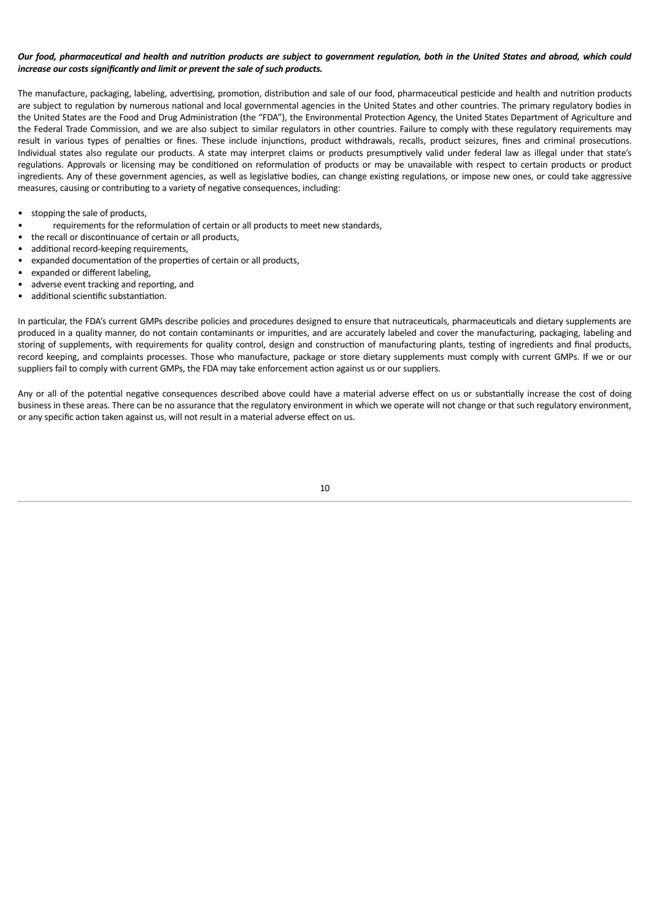***Our food, pharmaceutical and health and nutrition products are subject to government regulation, both in the United States and abroad, which could increase our costs significantly and limit or prevent the sale of such products.***

The manufacture, packaging, labeling, advertising, promotion, distribution and sale of our food, pharmaceutical pesticide and health and nutrition products are subject to regulation by numerous national and local governmental agencies in the United States and other countries. The primary regulatory bodies in the United States are the Food and Drug Administration (the "FDA"), the Environmental Protection Agency, the United States Department of Agriculture and the Federal Trade Commission, and we are also subject to similar regulators in other countries. Failure to comply with these regulatory requirements may result in various types of penalties or fines. These include injunctions, product withdrawals, recalls, product seizures, fines and criminal prosecutions. Individual states also regulate our products. A state may interpret claims or products presumptively valid under federal law as illegal under that state's regulations. Approvals or licensing may be conditioned on reformulation of products or may be unavailable with respect to certain products or product ingredients. Any of these government agencies, as well as legislative bodies, can change existing regulations, or impose new ones, or could take aggressive measures, causing or contributing to a variety of negative consequences, including:

- stopping the sale of products,
- requirements for the reformulation of certain or all products to meet new standards,
- the recall or discontinuance of certain or all products,
- additional record-keeping requirements,
- expanded documentation of the properties of certain or all products,
- expanded or different labeling,
- adverse event tracking and reporting, and
- additional scientific substantiation.

In particular, the FDA's current GMPs describe policies and procedures designed to ensure that nutraceuticals, pharmaceuticals and dietary supplements are produced in a quality manner, do not contain contaminants or impurities, and are accurately labeled and cover the manufacturing, packaging, labeling and storing of supplements, with requirements for quality control, design and construction of manufacturing plants, testing of ingredients and final products, record keeping, and complaints processes. Those who manufacture, package or store dietary supplements must comply with current GMPs. If we or our suppliers fail to comply with current GMPs, the FDA may take enforcement action against us or our suppliers.

Any or all of the potential negative consequences described above could have a material adverse effect on us or substantially increase the cost of doing business in these areas. There can be no assurance that the regulatory environment in which we operate will not change or that such regulatory environment, or any specific action taken against us, will not result in a material adverse effect on us.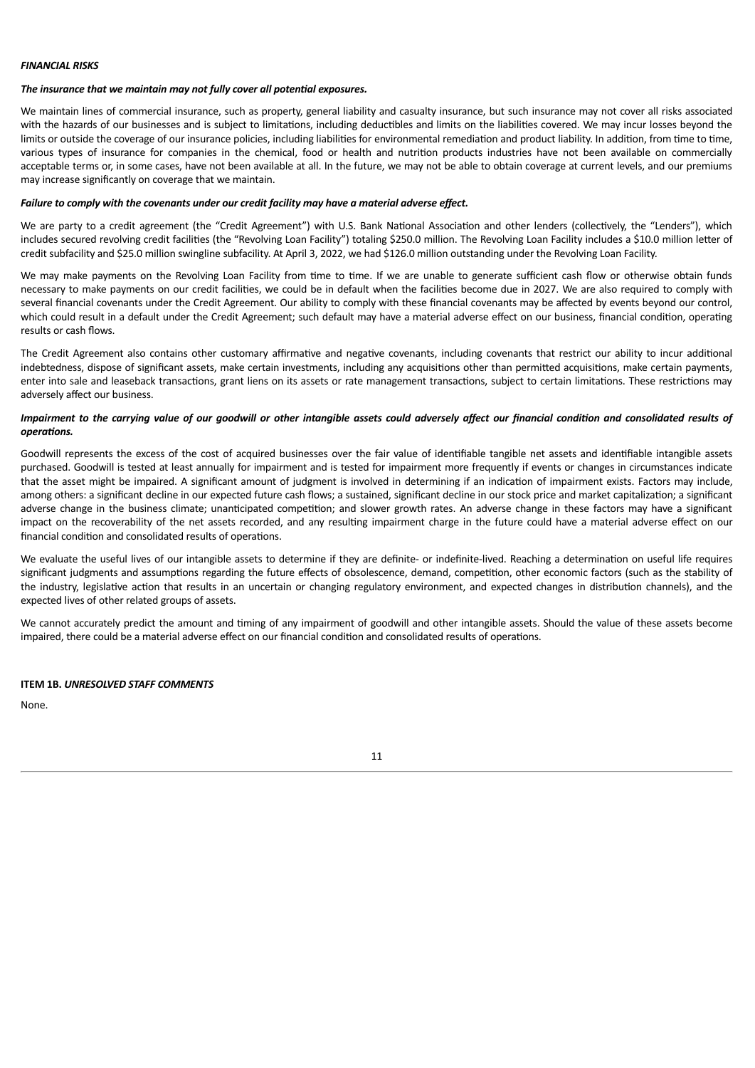***FINANCIAL RISKS***

***The insurance that we maintain may not fully cover all potential exposures.***

We maintain lines of commercial insurance, such as property, general liability and casualty insurance, but such insurance may not cover all risks associated with the hazards of our businesses and is subject to limitations, including deductibles and limits on the liabilities covered. We may incur losses beyond the limits or outside the coverage of our insurance policies, including liabilities for environmental remediation and product liability. In addition, from time to time, various types of insurance for companies in the chemical, food or health and nutrition products industries have not been available on commercially acceptable terms or, in some cases, have not been available at all. In the future, we may not be able to obtain coverage at current levels, and our premiums may increase significantly on coverage that we maintain.

***Failure to comply with the covenants under our credit facility may have a material adverse effect.***

We are party to a credit agreement (the "Credit Agreement") with U.S. Bank National Association and other lenders (collectively, the "Lenders"), which includes secured revolving credit facilities (the "Revolving Loan Facility") totaling $250.0 million. The Revolving Loan Facility includes a $10.0 million letter of credit subfacility and $25.0 million swingline subfacility. At April 3, 2022, we had $126.0 million outstanding under the Revolving Loan Facility.

We may make payments on the Revolving Loan Facility from time to time. If we are unable to generate sufficient cash flow or otherwise obtain funds necessary to make payments on our credit facilities, we could be in default when the facilities become due in 2027. We are also required to comply with several financial covenants under the Credit Agreement. Our ability to comply with these financial covenants may be affected by events beyond our control, which could result in a default under the Credit Agreement; such default may have a material adverse effect on our business, financial condition, operating results or cash flows.

The Credit Agreement also contains other customary affirmative and negative covenants, including covenants that restrict our ability to incur additional indebtedness, dispose of significant assets, make certain investments, including any acquisitions other than permitted acquisitions, make certain payments, enter into sale and leaseback transactions, grant liens on its assets or rate management transactions, subject to certain limitations. These restrictions may adversely affect our business.

***Impairment to the carrying value of our goodwill or other intangible assets could adversely affect our financial condition and consolidated results of operations.***

Goodwill represents the excess of the cost of acquired businesses over the fair value of identifiable tangible net assets and identifiable intangible assets purchased. Goodwill is tested at least annually for impairment and is tested for impairment more frequently if events or changes in circumstances indicate that the asset might be impaired. A significant amount of judgment is involved in determining if an indication of impairment exists. Factors may include, among others: a significant decline in our expected future cash flows; a sustained, significant decline in our stock price and market capitalization; a significant adverse change in the business climate; unanticipated competition; and slower growth rates. An adverse change in these factors may have a significant impact on the recoverability of the net assets recorded, and any resulting impairment charge in the future could have a material adverse effect on our financial condition and consolidated results of operations.

We evaluate the useful lives of our intangible assets to determine if they are definite- or indefinite-lived. Reaching a determination on useful life requires significant judgments and assumptions regarding the future effects of obsolescence, demand, competition, other economic factors (such as the stability of the industry, legislative action that results in an uncertain or changing regulatory environment, and expected changes in distribution channels), and the expected lives of other related groups of assets.

We cannot accurately predict the amount and timing of any impairment of goodwill and other intangible assets. Should the value of these assets become impaired, there could be a material adverse effect on our financial condition and consolidated results of operations.

**ITEM 1B.** ***UNRESOLVED STAFF COMMENTS***

None.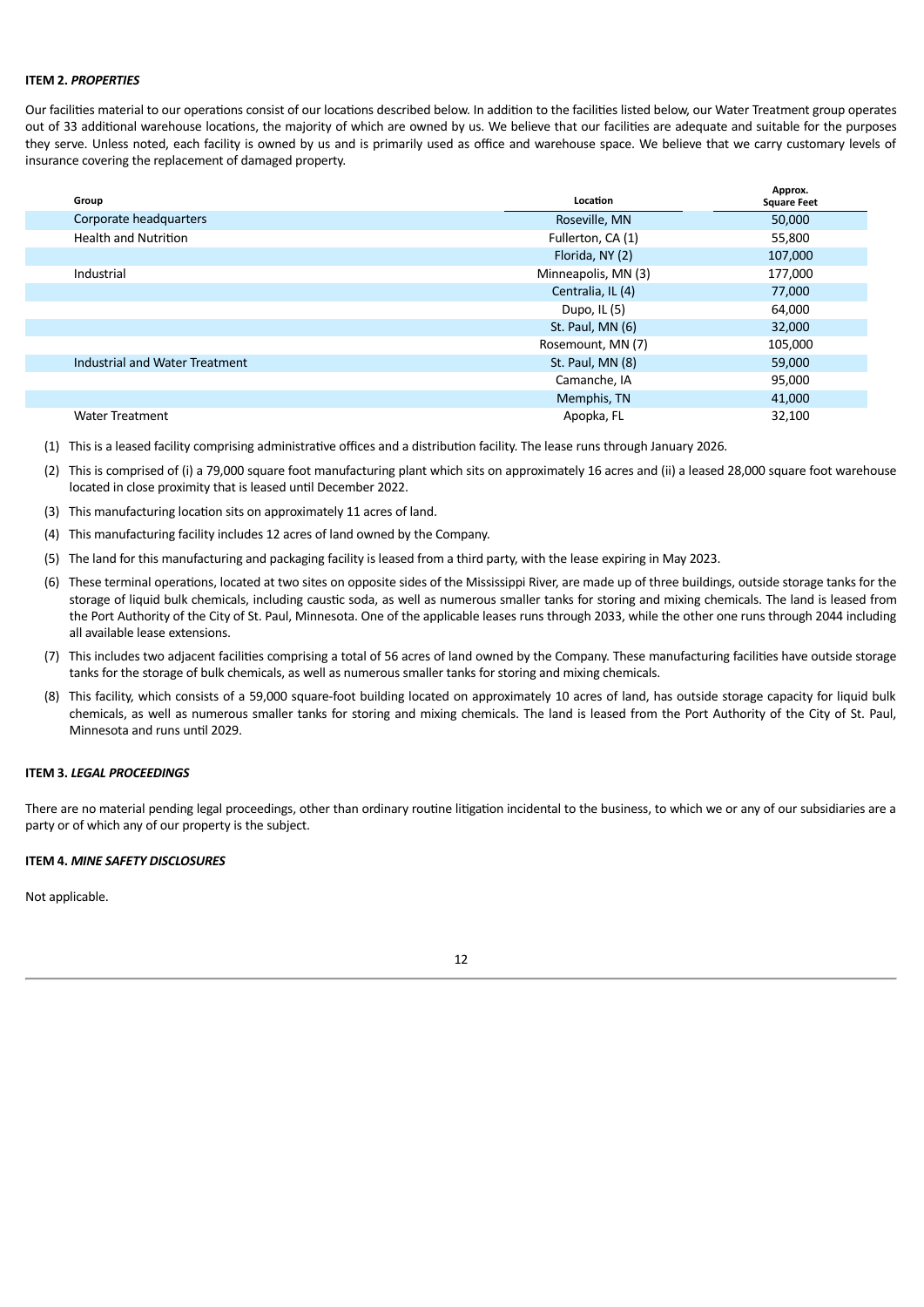**ITEM 2.** ***PROPERTIES***

Our facilities material to our operations consist of our locations described below. In addition to the facilities listed below, our Water Treatment group operates out of 33 additional warehouse locations, the majority of which are owned by us. We believe that our facilities are adequate and suitable for the purposes they serve. Unless noted, each facility is owned by us and is primarily used as office and warehouse space. We believe that we carry customary levels of insurance covering the replacement of damaged property.

| Group | Location | Approx. Square Feet |
|---|---|---|
| Corporate headquarters | Roseville, MN | 50,000 |
| Health and Nutrition | Fullerton, CA (1) | 55,800 |
| | Florida, NY (2) | 107,000 |
| Industrial | Minneapolis, MN (3) | 177,000 |
| | Centralia, IL (4) | 77,000 |
| | Dupo, IL (5) | 64,000 |
| | St. Paul, MN (6) | 32,000 |
| | Rosemount, MN (7) | 105,000 |
| Industrial and Water Treatment | St. Paul, MN (8) | 59,000 |
| | Camanche, IA | 95,000 |
| | Memphis, TN | 41,000 |
| Water Treatment | Apopka, FL | 32,100 |

(1) This is a leased facility comprising administrative offices and a distribution facility. The lease runs through January 2026.

(2) This is comprised of (i) a 79,000 square foot manufacturing plant which sits on approximately 16 acres and (ii) a leased 28,000 square foot warehouse located in close proximity that is leased until December 2022.

(3) This manufacturing location sits on approximately 11 acres of land.

(4) This manufacturing facility includes 12 acres of land owned by the Company.

(5) The land for this manufacturing and packaging facility is leased from a third party, with the lease expiring in May 2023.

(6) These terminal operations, located at two sites on opposite sides of the Mississippi River, are made up of three buildings, outside storage tanks for the storage of liquid bulk chemicals, including caustic soda, as well as numerous smaller tanks for storing and mixing chemicals. The land is leased from the Port Authority of the City of St. Paul, Minnesota. One of the applicable leases runs through 2033, while the other one runs through 2044 including all available lease extensions.

(7) This includes two adjacent facilities comprising a total of 56 acres of land owned by the Company. These manufacturing facilities have outside storage tanks for the storage of bulk chemicals, as well as numerous smaller tanks for storing and mixing chemicals.

(8) This facility, which consists of a 59,000 square-foot building located on approximately 10 acres of land, has outside storage capacity for liquid bulk chemicals, as well as numerous smaller tanks for storing and mixing chemicals. The land is leased from the Port Authority of the City of St. Paul, Minnesota and runs until 2029.

**ITEM 3.** ***LEGAL PROCEEDINGS***

There are no material pending legal proceedings, other than ordinary routine litigation incidental to the business, to which we or any of our subsidiaries are a party or of which any of our property is the subject.

**ITEM 4.** ***MINE SAFETY DISCLOSURES***

Not applicable.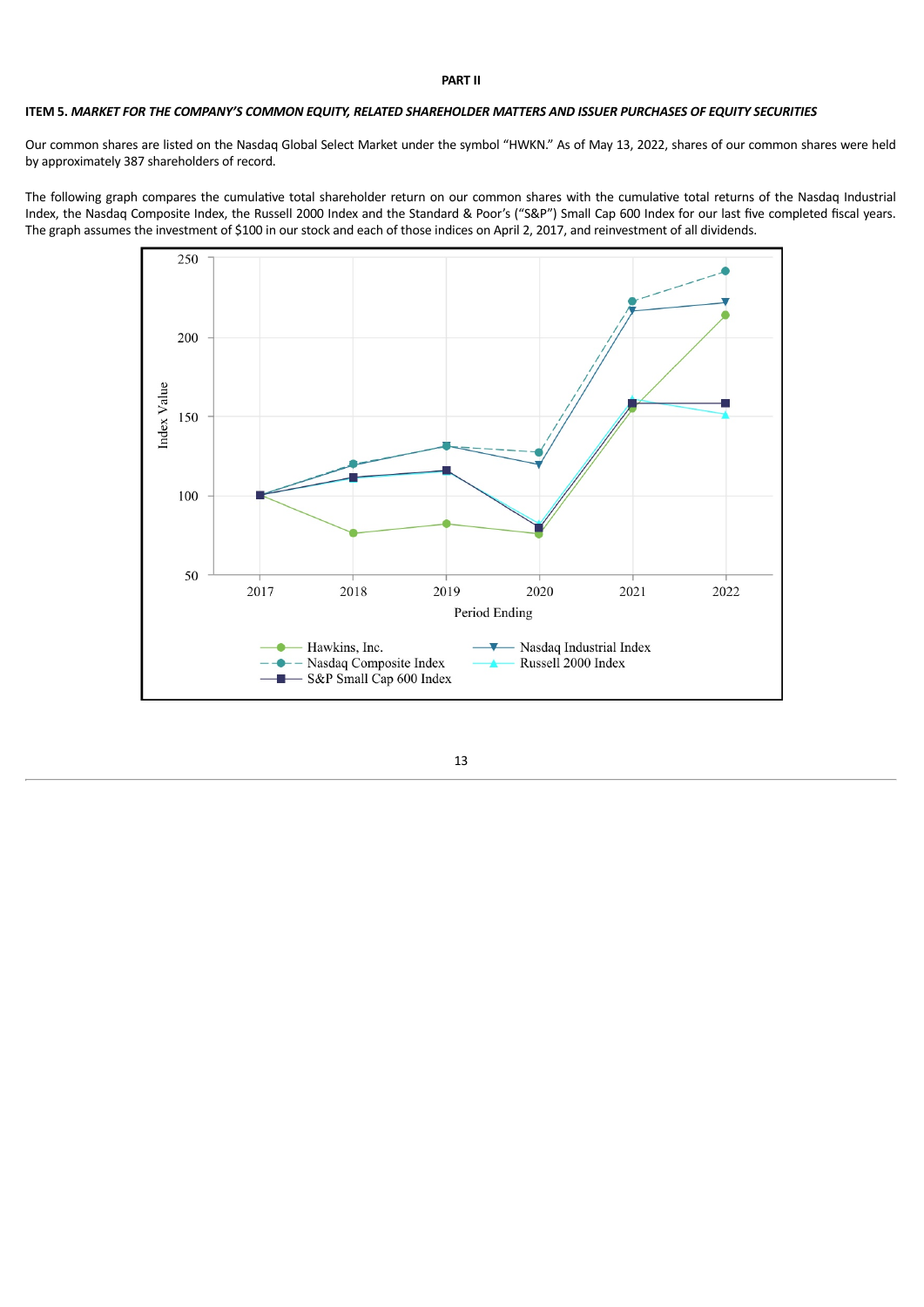**PART II**

**ITEM 5. *MARKET FOR THE COMPANY'S COMMON EQUITY, RELATED SHAREHOLDER MATTERS AND ISSUER PURCHASES OF EQUITY SECURITIES***

Our common shares are listed on the Nasdaq Global Select Market under the symbol "HWKN." As of May 13, 2022, shares of our common shares were held by approximately 387 shareholders of record.

The following graph compares the cumulative total shareholder return on our common shares with the cumulative total returns of the Nasdaq Industrial Index, the Nasdaq Composite Index, the Russell 2000 Index and the Standard & Poor's ("S&P") Small Cap 600 Index for our last five completed fiscal years. The graph assumes the investment of $100 in our stock and each of those indices on April 2, 2017, and reinvestment of all dividends.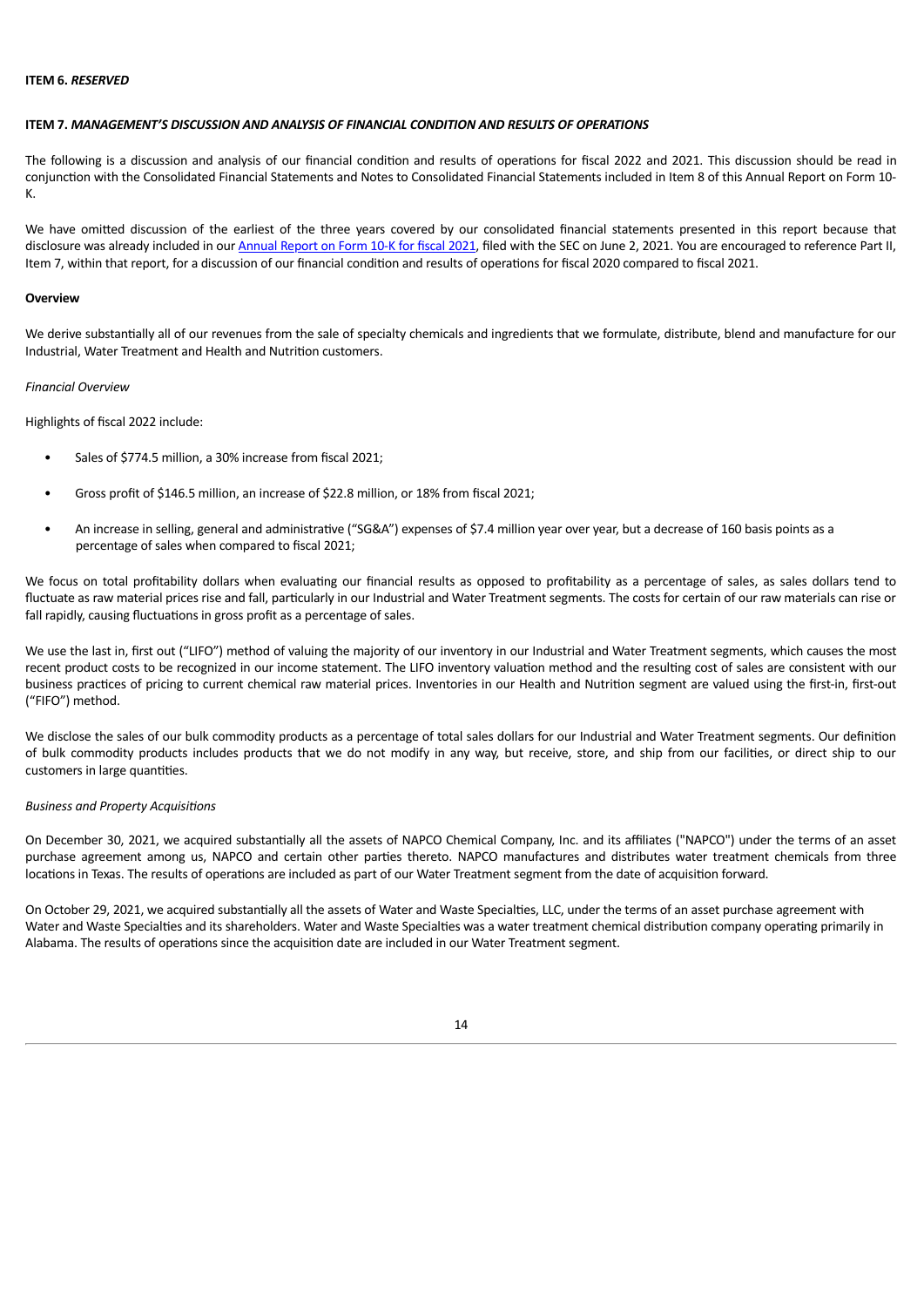**ITEM 6.** ***RESERVED***

**ITEM 7.** ***MANAGEMENT'S DISCUSSION AND ANALYSIS OF FINANCIAL CONDITION AND RESULTS OF OPERATIONS***

The following is a discussion and analysis of our financial condition and results of operations for fiscal 2022 and 2021. This discussion should be read in conjunction with the Consolidated Financial Statements and Notes to Consolidated Financial Statements included in Item 8 of this Annual Report on Form 10-K.

We have omitted discussion of the earliest of the three years covered by our consolidated financial statements presented in this report because that disclosure was already included in our Annual Report on Form 10-K for fiscal 2021, filed with the SEC on June 2, 2021. You are encouraged to reference Part II, Item 7, within that report, for a discussion of our financial condition and results of operations for fiscal 2020 compared to fiscal 2021.

**Overview**

We derive substantially all of our revenues from the sale of specialty chemicals and ingredients that we formulate, distribute, blend and manufacture for our Industrial, Water Treatment and Health and Nutrition customers.

*Financial Overview*

Highlights of fiscal 2022 include:

- Sales of $774.5 million, a 30% increase from fiscal 2021;
- Gross profit of $146.5 million, an increase of $22.8 million, or 18% from fiscal 2021;
- An increase in selling, general and administrative ("SG&A") expenses of $7.4 million year over year, but a decrease of 160 basis points as a percentage of sales when compared to fiscal 2021;

We focus on total profitability dollars when evaluating our financial results as opposed to profitability as a percentage of sales, as sales dollars tend to fluctuate as raw material prices rise and fall, particularly in our Industrial and Water Treatment segments. The costs for certain of our raw materials can rise or fall rapidly, causing fluctuations in gross profit as a percentage of sales.

We use the last in, first out ("LIFO") method of valuing the majority of our inventory in our Industrial and Water Treatment segments, which causes the most recent product costs to be recognized in our income statement. The LIFO inventory valuation method and the resulting cost of sales are consistent with our business practices of pricing to current chemical raw material prices. Inventories in our Health and Nutrition segment are valued using the first-in, first-out ("FIFO") method.

We disclose the sales of our bulk commodity products as a percentage of total sales dollars for our Industrial and Water Treatment segments. Our definition of bulk commodity products includes products that we do not modify in any way, but receive, store, and ship from our facilities, or direct ship to our customers in large quantities.

*Business and Property Acquisitions*

On December 30, 2021, we acquired substantially all the assets of NAPCO Chemical Company, Inc. and its affiliates ("NAPCO") under the terms of an asset purchase agreement among us, NAPCO and certain other parties thereto. NAPCO manufactures and distributes water treatment chemicals from three locations in Texas. The results of operations are included as part of our Water Treatment segment from the date of acquisition forward.

On October 29, 2021, we acquired substantially all the assets of Water and Waste Specialties, LLC, under the terms of an asset purchase agreement with Water and Waste Specialties and its shareholders. Water and Waste Specialties was a water treatment chemical distribution company operating primarily in Alabama. The results of operations since the acquisition date are included in our Water Treatment segment.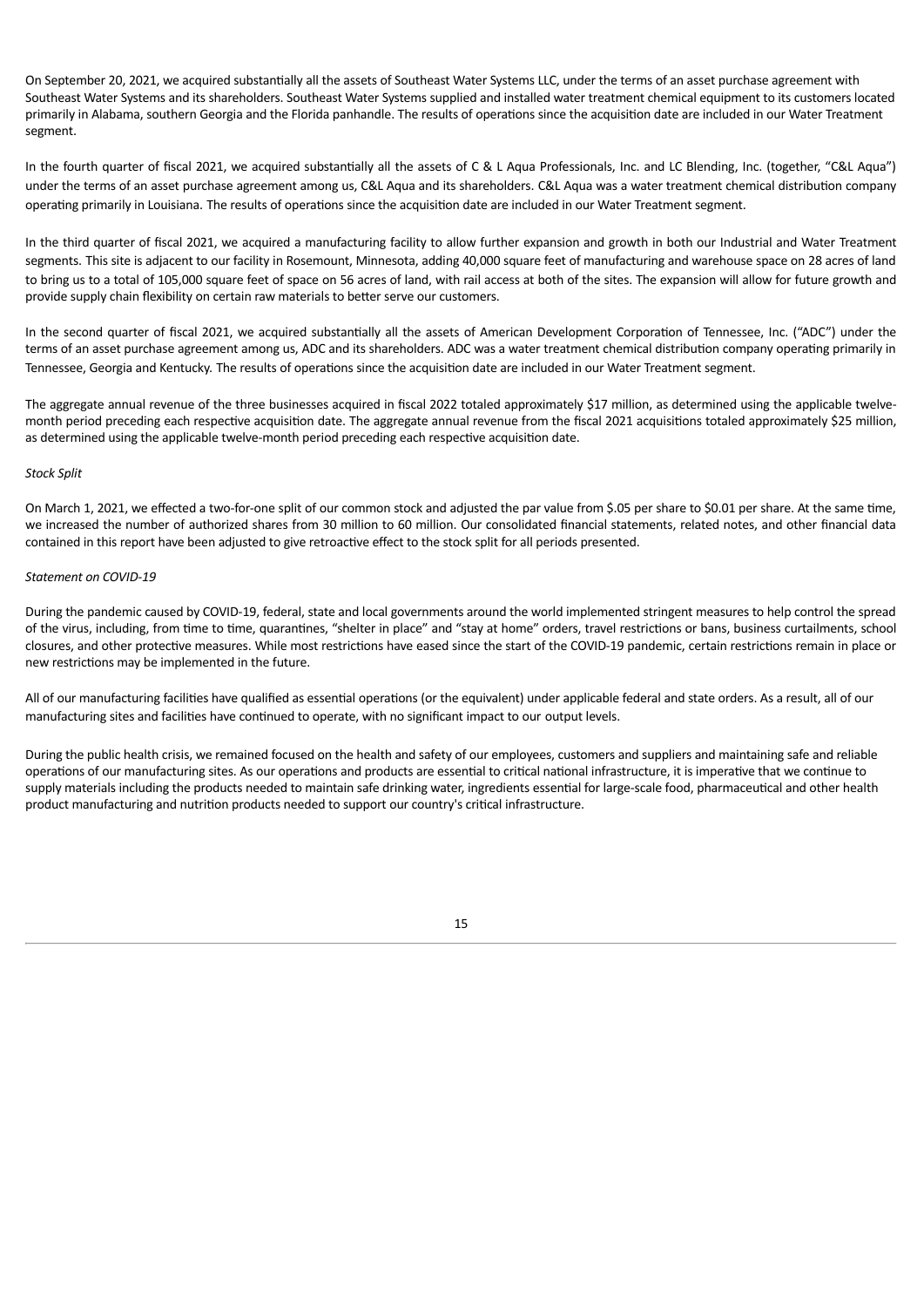On September 20, 2021, we acquired substantially all the assets of Southeast Water Systems LLC, under the terms of an asset purchase agreement with Southeast Water Systems and its shareholders. Southeast Water Systems supplied and installed water treatment chemical equipment to its customers located primarily in Alabama, southern Georgia and the Florida panhandle. The results of operations since the acquisition date are included in our Water Treatment segment.

In the fourth quarter of fiscal 2021, we acquired substantially all the assets of C & L Aqua Professionals, Inc. and LC Blending, Inc. (together, "C&L Aqua") under the terms of an asset purchase agreement among us, C&L Aqua and its shareholders. C&L Aqua was a water treatment chemical distribution company operating primarily in Louisiana. The results of operations since the acquisition date are included in our Water Treatment segment.

In the third quarter of fiscal 2021, we acquired a manufacturing facility to allow further expansion and growth in both our Industrial and Water Treatment segments. This site is adjacent to our facility in Rosemount, Minnesota, adding 40,000 square feet of manufacturing and warehouse space on 28 acres of land to bring us to a total of 105,000 square feet of space on 56 acres of land, with rail access at both of the sites. The expansion will allow for future growth and provide supply chain flexibility on certain raw materials to better serve our customers.

In the second quarter of fiscal 2021, we acquired substantially all the assets of American Development Corporation of Tennessee, Inc. ("ADC") under the terms of an asset purchase agreement among us, ADC and its shareholders. ADC was a water treatment chemical distribution company operating primarily in Tennessee, Georgia and Kentucky. The results of operations since the acquisition date are included in our Water Treatment segment.

The aggregate annual revenue of the three businesses acquired in fiscal 2022 totaled approximately $17 million, as determined using the applicable twelve-month period preceding each respective acquisition date. The aggregate annual revenue from the fiscal 2021 acquisitions totaled approximately $25 million, as determined using the applicable twelve-month period preceding each respective acquisition date.

*Stock Split*

On March 1, 2021, we effected a two-for-one split of our common stock and adjusted the par value from $.05 per share to $0.01 per share. At the same time, we increased the number of authorized shares from 30 million to 60 million. Our consolidated financial statements, related notes, and other financial data contained in this report have been adjusted to give retroactive effect to the stock split for all periods presented.

*Statement on COVID-19*

During the pandemic caused by COVID-19, federal, state and local governments around the world implemented stringent measures to help control the spread of the virus, including, from time to time, quarantines, "shelter in place" and "stay at home" orders, travel restrictions or bans, business curtailments, school closures, and other protective measures. While most restrictions have eased since the start of the COVID-19 pandemic, certain restrictions remain in place or new restrictions may be implemented in the future.

All of our manufacturing facilities have qualified as essential operations (or the equivalent) under applicable federal and state orders. As a result, all of our manufacturing sites and facilities have continued to operate, with no significant impact to our output levels.

During the public health crisis, we remained focused on the health and safety of our employees, customers and suppliers and maintaining safe and reliable operations of our manufacturing sites. As our operations and products are essential to critical national infrastructure, it is imperative that we continue to supply materials including the products needed to maintain safe drinking water, ingredients essential for large-scale food, pharmaceutical and other health product manufacturing and nutrition products needed to support our country's critical infrastructure.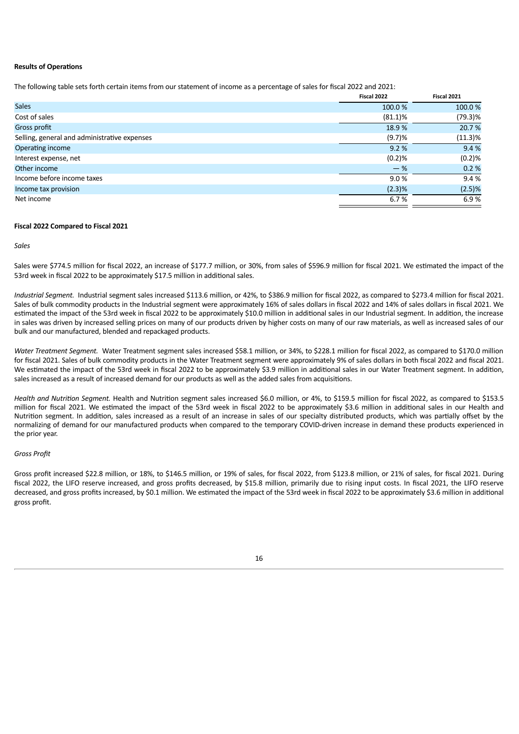**Results of Operations**

The following table sets forth certain items from our statement of income as a percentage of sales for fiscal 2022 and 2021:

| | Fiscal 2022 | Fiscal 2021 |
|---|---|---|
| Sales | 100.0 % | 100.0 % |
| Cost of sales | (81.1)% | (79.3)% |
| Gross profit | 18.9 % | 20.7 % |
| Selling, general and administrative expenses | (9.7)% | (11.3)% |
| Operating income | 9.2 % | 9.4 % |
| Interest expense, net | (0.2)% | (0.2)% |
| Other income | — % | 0.2 % |
| Income before income taxes | 9.0 % | 9.4 % |
| Income tax provision | (2.3)% | (2.5)% |
| Net income | 6.7 % | 6.9 % |

**Fiscal 2022 Compared to Fiscal 2021**

*Sales*

Sales were $774.5 million for fiscal 2022, an increase of $177.7 million, or 30%, from sales of $596.9 million for fiscal 2021. We estimated the impact of the 53rd week in fiscal 2022 to be approximately $17.5 million in additional sales.

*Industrial Segment.* Industrial segment sales increased $113.6 million, or 42%, to $386.9 million for fiscal 2022, as compared to $273.4 million for fiscal 2021. Sales of bulk commodity products in the Industrial segment were approximately 16% of sales dollars in fiscal 2022 and 14% of sales dollars in fiscal 2021. We estimated the impact of the 53rd week in fiscal 2022 to be approximately $10.0 million in additional sales in our Industrial segment. In addition, the increase in sales was driven by increased selling prices on many of our products driven by higher costs on many of our raw materials, as well as increased sales of our bulk and our manufactured, blended and repackaged products.

*Water Treatment Segment.* Water Treatment segment sales increased $58.1 million, or 34%, to $228.1 million for fiscal 2022, as compared to $170.0 million for fiscal 2021. Sales of bulk commodity products in the Water Treatment segment were approximately 9% of sales dollars in both fiscal 2022 and fiscal 2021. We estimated the impact of the 53rd week in fiscal 2022 to be approximately $3.9 million in additional sales in our Water Treatment segment. In addition, sales increased as a result of increased demand for our products as well as the added sales from acquisitions.

*Health and Nutrition Segment.* Health and Nutrition segment sales increased $6.0 million, or 4%, to $159.5 million for fiscal 2022, as compared to $153.5 million for fiscal 2021. We estimated the impact of the 53rd week in fiscal 2022 to be approximately $3.6 million in additional sales in our Health and Nutrition segment. In addition, sales increased as a result of an increase in sales of our specialty distributed products, which was partially offset by the normalizing of demand for our manufactured products when compared to the temporary COVID-driven increase in demand these products experienced in the prior year.

*Gross Profit*

Gross profit increased $22.8 million, or 18%, to $146.5 million, or 19% of sales, for fiscal 2022, from $123.8 million, or 21% of sales, for fiscal 2021. During fiscal 2022, the LIFO reserve increased, and gross profits decreased, by $15.8 million, primarily due to rising input costs. In fiscal 2021, the LIFO reserve decreased, and gross profits increased, by $0.1 million. We estimated the impact of the 53rd week in fiscal 2022 to be approximately $3.6 million in additional gross profit.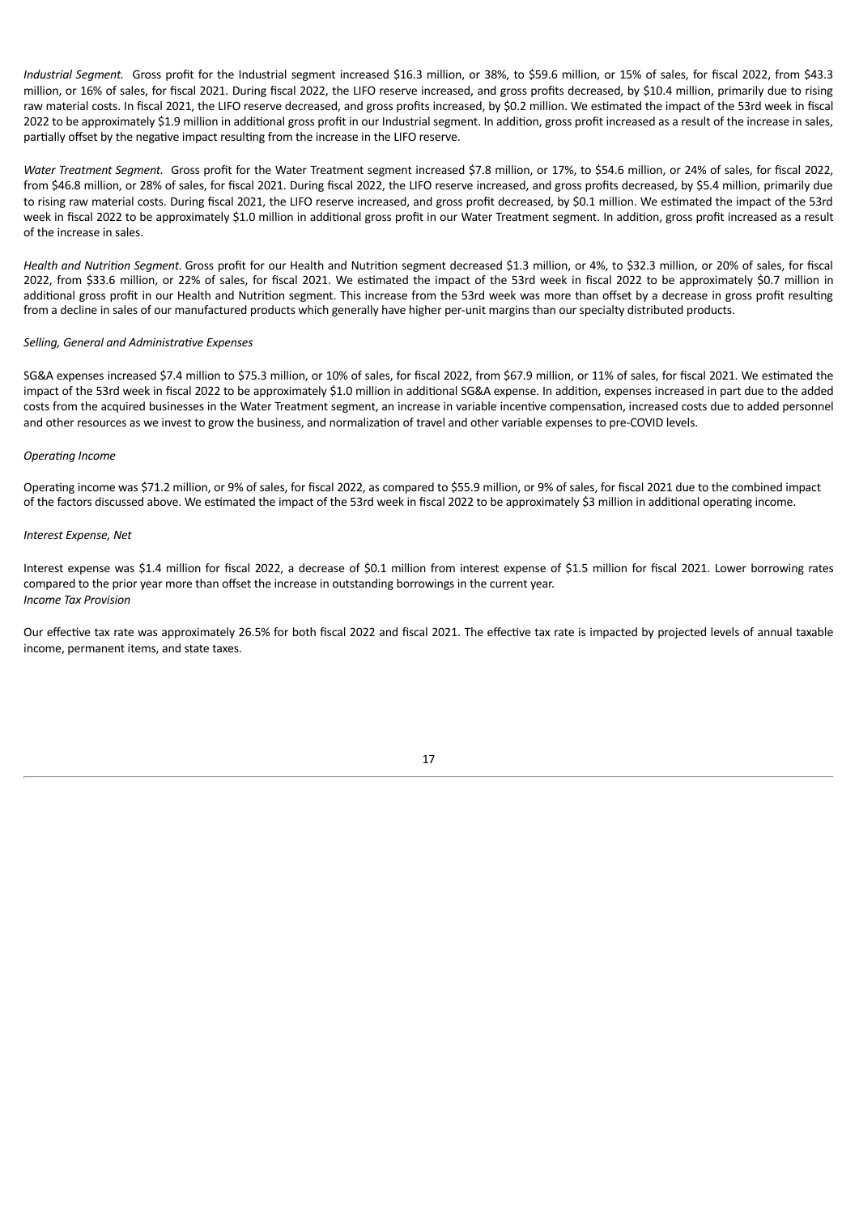*Industrial Segment.* Gross profit for the Industrial segment increased $16.3 million, or 38%, to $59.6 million, or 15% of sales, for fiscal 2022, from $43.3 million, or 16% of sales, for fiscal 2021. During fiscal 2022, the LIFO reserve increased, and gross profits decreased, by $10.4 million, primarily due to rising raw material costs. In fiscal 2021, the LIFO reserve decreased, and gross profits increased, by $0.2 million. We estimated the impact of the 53rd week in fiscal 2022 to be approximately $1.9 million in additional gross profit in our Industrial segment. In addition, gross profit increased as a result of the increase in sales, partially offset by the negative impact resulting from the increase in the LIFO reserve.

*Water Treatment Segment.* Gross profit for the Water Treatment segment increased $7.8 million, or 17%, to $54.6 million, or 24% of sales, for fiscal 2022, from $46.8 million, or 28% of sales, for fiscal 2021. During fiscal 2022, the LIFO reserve increased, and gross profits decreased, by $5.4 million, primarily due to rising raw material costs. During fiscal 2021, the LIFO reserve increased, and gross profit decreased, by $0.1 million. We estimated the impact of the 53rd week in fiscal 2022 to be approximately $1.0 million in additional gross profit in our Water Treatment segment. In addition, gross profit increased as a result of the increase in sales.

*Health and Nutrition Segment.* Gross profit for our Health and Nutrition segment decreased $1.3 million, or 4%, to $32.3 million, or 20% of sales, for fiscal 2022, from $33.6 million, or 22% of sales, for fiscal 2021. We estimated the impact of the 53rd week in fiscal 2022 to be approximately $0.7 million in additional gross profit in our Health and Nutrition segment. This increase from the 53rd week was more than offset by a decrease in gross profit resulting from a decline in sales of our manufactured products which generally have higher per-unit margins than our specialty distributed products.

*Selling, General and Administrative Expenses*

SG&A expenses increased $7.4 million to $75.3 million, or 10% of sales, for fiscal 2022, from $67.9 million, or 11% of sales, for fiscal 2021. We estimated the impact of the 53rd week in fiscal 2022 to be approximately $1.0 million in additional SG&A expense. In addition, expenses increased in part due to the added costs from the acquired businesses in the Water Treatment segment, an increase in variable incentive compensation, increased costs due to added personnel and other resources as we invest to grow the business, and normalization of travel and other variable expenses to pre-COVID levels.

*Operating Income*

Operating income was $71.2 million, or 9% of sales, for fiscal 2022, as compared to $55.9 million, or 9% of sales, for fiscal 2021 due to the combined impact of the factors discussed above. We estimated the impact of the 53rd week in fiscal 2022 to be approximately $3 million in additional operating income.

*Interest Expense, Net*

Interest expense was $1.4 million for fiscal 2022, a decrease of $0.1 million from interest expense of $1.5 million for fiscal 2021. Lower borrowing rates compared to the prior year more than offset the increase in outstanding borrowings in the current year.

*Income Tax Provision*

Our effective tax rate was approximately 26.5% for both fiscal 2022 and fiscal 2021. The effective tax rate is impacted by projected levels of annual taxable income, permanent items, and state taxes.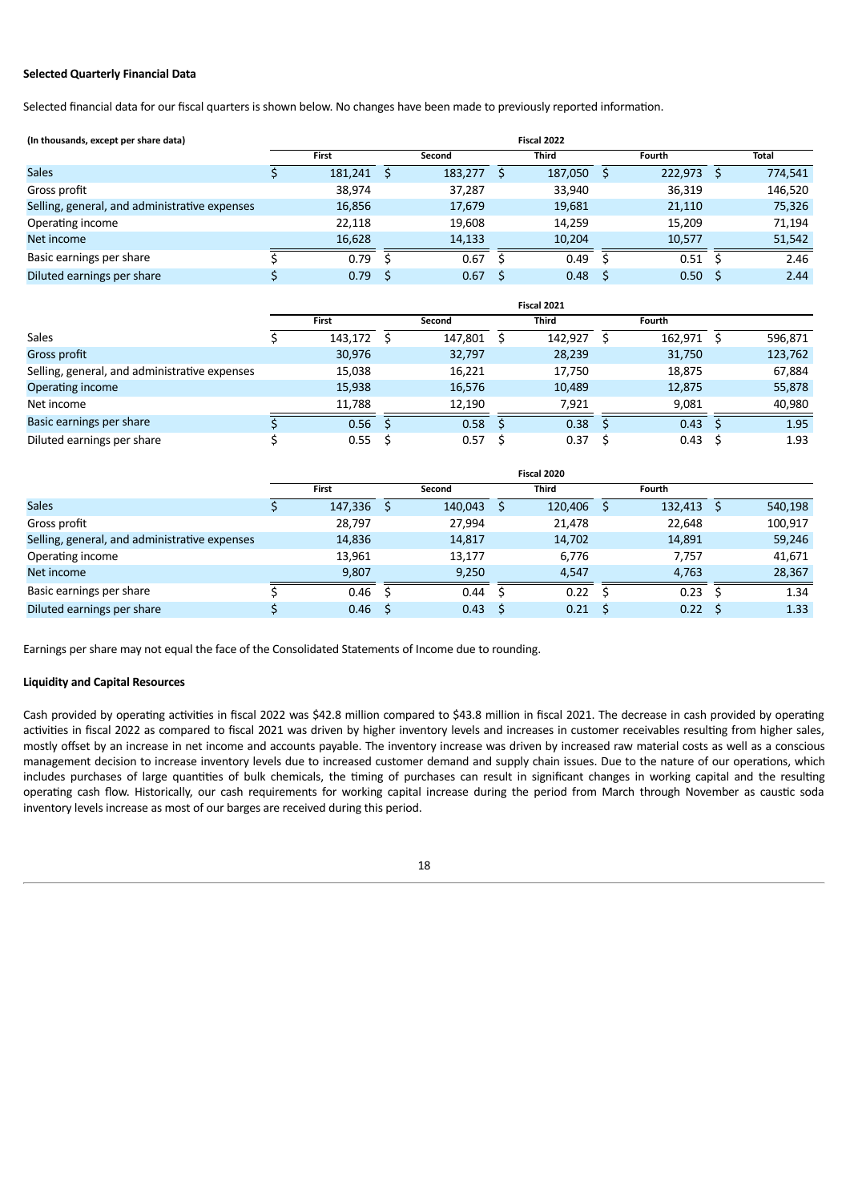**Selected Quarterly Financial Data**

Selected financial data for our fiscal quarters is shown below. No changes have been made to previously reported information.

| (In thousands, except per share data) | Fiscal 2022 | | | | |
|---|---|---|---|---|---|
| | First | Second | Third | Fourth | Total |
| Sales | $ 181,241 | $ 183,277 | $ 187,050 | $ 222,973 | $ 774,541 |
| Gross profit | 38,974 | 37,287 | 33,940 | 36,319 | 146,520 |
| Selling, general, and administrative expenses | 16,856 | 17,679 | 19,681 | 21,110 | 75,326 |
| Operating income | 22,118 | 19,608 | 14,259 | 15,209 | 71,194 |
| Net income | 16,628 | 14,133 | 10,204 | 10,577 | 51,542 |
| Basic earnings per share | $ 0.79 | $ 0.67 | $ 0.49 | $ 0.51 | $ 2.46 |
| Diluted earnings per share | $ 0.79 | $ 0.67 | $ 0.48 | $ 0.50 | $ 2.44 |

| | Fiscal 2021 | | | | |
|---|---|---|---|---|---|
| | First | Second | Third | Fourth | |
| Sales | $ 143,172 | $ 147,801 | $ 142,927 | $ 162,971 | $ 596,871 |
| Gross profit | 30,976 | 32,797 | 28,239 | 31,750 | 123,762 |
| Selling, general, and administrative expenses | 15,038 | 16,221 | 17,750 | 18,875 | 67,884 |
| Operating income | 15,938 | 16,576 | 10,489 | 12,875 | 55,878 |
| Net income | 11,788 | 12,190 | 7,921 | 9,081 | 40,980 |
| Basic earnings per share | $ 0.56 | $ 0.58 | $ 0.38 | $ 0.43 | $ 1.95 |
| Diluted earnings per share | $ 0.55 | $ 0.57 | $ 0.37 | $ 0.43 | $ 1.93 |

| | Fiscal 2020 | | | | |
|---|---|---|---|---|---|
| | First | Second | Third | Fourth | |
| Sales | $ 147,336 | $ 140,043 | $ 120,406 | $ 132,413 | $ 540,198 |
| Gross profit | 28,797 | 27,994 | 21,478 | 22,648 | 100,917 |
| Selling, general, and administrative expenses | 14,836 | 14,817 | 14,702 | 14,891 | 59,246 |
| Operating income | 13,961 | 13,177 | 6,776 | 7,757 | 41,671 |
| Net income | 9,807 | 9,250 | 4,547 | 4,763 | 28,367 |
| Basic earnings per share | $ 0.46 | $ 0.44 | $ 0.22 | $ 0.23 | $ 1.34 |
| Diluted earnings per share | $ 0.46 | $ 0.43 | $ 0.21 | $ 0.22 | $ 1.33 |

Earnings per share may not equal the face of the Consolidated Statements of Income due to rounding.

**Liquidity and Capital Resources**

Cash provided by operating activities in fiscal 2022 was $42.8 million compared to $43.8 million in fiscal 2021. The decrease in cash provided by operating activities in fiscal 2022 as compared to fiscal 2021 was driven by higher inventory levels and increases in customer receivables resulting from higher sales, mostly offset by an increase in net income and accounts payable. The inventory increase was driven by increased raw material costs as well as a conscious management decision to increase inventory levels due to increased customer demand and supply chain issues. Due to the nature of our operations, which includes purchases of large quantities of bulk chemicals, the timing of purchases can result in significant changes in working capital and the resulting operating cash flow. Historically, our cash requirements for working capital increase during the period from March through November as caustic soda inventory levels increase as most of our barges are received during this period.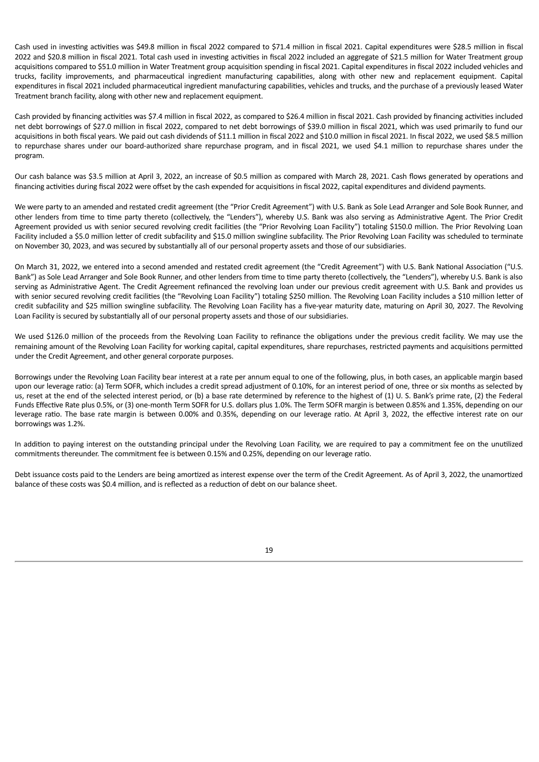Cash used in investing activities was $49.8 million in fiscal 2022 compared to $71.4 million in fiscal 2021. Capital expenditures were $28.5 million in fiscal 2022 and $20.8 million in fiscal 2021. Total cash used in investing activities in fiscal 2022 included an aggregate of $21.5 million for Water Treatment group acquisitions compared to $51.0 million in Water Treatment group acquisition spending in fiscal 2021. Capital expenditures in fiscal 2022 included vehicles and trucks, facility improvements, and pharmaceutical ingredient manufacturing capabilities, along with other new and replacement equipment. Capital expenditures in fiscal 2021 included pharmaceutical ingredient manufacturing capabilities, vehicles and trucks, and the purchase of a previously leased Water Treatment branch facility, along with other new and replacement equipment.

Cash provided by financing activities was $7.4 million in fiscal 2022, as compared to $26.4 million in fiscal 2021. Cash provided by financing activities included net debt borrowings of $27.0 million in fiscal 2022, compared to net debt borrowings of $39.0 million in fiscal 2021, which was used primarily to fund our acquisitions in both fiscal years. We paid out cash dividends of $11.1 million in fiscal 2022 and $10.0 million in fiscal 2021. In fiscal 2022, we used $8.5 million to repurchase shares under our board-authorized share repurchase program, and in fiscal 2021, we used $4.1 million to repurchase shares under the program.

Our cash balance was $3.5 million at April 3, 2022, an increase of $0.5 million as compared with March 28, 2021. Cash flows generated by operations and financing activities during fiscal 2022 were offset by the cash expended for acquisitions in fiscal 2022, capital expenditures and dividend payments.

We were party to an amended and restated credit agreement (the "Prior Credit Agreement") with U.S. Bank as Sole Lead Arranger and Sole Book Runner, and other lenders from time to time party thereto (collectively, the "Lenders"), whereby U.S. Bank was also serving as Administrative Agent. The Prior Credit Agreement provided us with senior secured revolving credit facilities (the "Prior Revolving Loan Facility") totaling $150.0 million. The Prior Revolving Loan Facility included a $5.0 million letter of credit subfacility and $15.0 million swingline subfacility. The Prior Revolving Loan Facility was scheduled to terminate on November 30, 2023, and was secured by substantially all of our personal property assets and those of our subsidiaries.

On March 31, 2022, we entered into a second amended and restated credit agreement (the "Credit Agreement") with U.S. Bank National Association ("U.S. Bank") as Sole Lead Arranger and Sole Book Runner, and other lenders from time to time party thereto (collectively, the "Lenders"), whereby U.S. Bank is also serving as Administrative Agent. The Credit Agreement refinanced the revolving loan under our previous credit agreement with U.S. Bank and provides us with senior secured revolving credit facilities (the "Revolving Loan Facility") totaling $250 million. The Revolving Loan Facility includes a $10 million letter of credit subfacility and $25 million swingline subfacility. The Revolving Loan Facility has a five-year maturity date, maturing on April 30, 2027. The Revolving Loan Facility is secured by substantially all of our personal property assets and those of our subsidiaries.

We used $126.0 million of the proceeds from the Revolving Loan Facility to refinance the obligations under the previous credit facility. We may use the remaining amount of the Revolving Loan Facility for working capital, capital expenditures, share repurchases, restricted payments and acquisitions permitted under the Credit Agreement, and other general corporate purposes.

Borrowings under the Revolving Loan Facility bear interest at a rate per annum equal to one of the following, plus, in both cases, an applicable margin based upon our leverage ratio: (a) Term SOFR, which includes a credit spread adjustment of 0.10%, for an interest period of one, three or six months as selected by us, reset at the end of the selected interest period, or (b) a base rate determined by reference to the highest of (1) U. S. Bank's prime rate, (2) the Federal Funds Effective Rate plus 0.5%, or (3) one-month Term SOFR for U.S. dollars plus 1.0%. The Term SOFR margin is between 0.85% and 1.35%, depending on our leverage ratio. The base rate margin is between 0.00% and 0.35%, depending on our leverage ratio. At April 3, 2022, the effective interest rate on our borrowings was 1.2%.

In addition to paying interest on the outstanding principal under the Revolving Loan Facility, we are required to pay a commitment fee on the unutilized commitments thereunder. The commitment fee is between 0.15% and 0.25%, depending on our leverage ratio.

Debt issuance costs paid to the Lenders are being amortized as interest expense over the term of the Credit Agreement. As of April 3, 2022, the unamortized balance of these costs was $0.4 million, and is reflected as a reduction of debt on our balance sheet.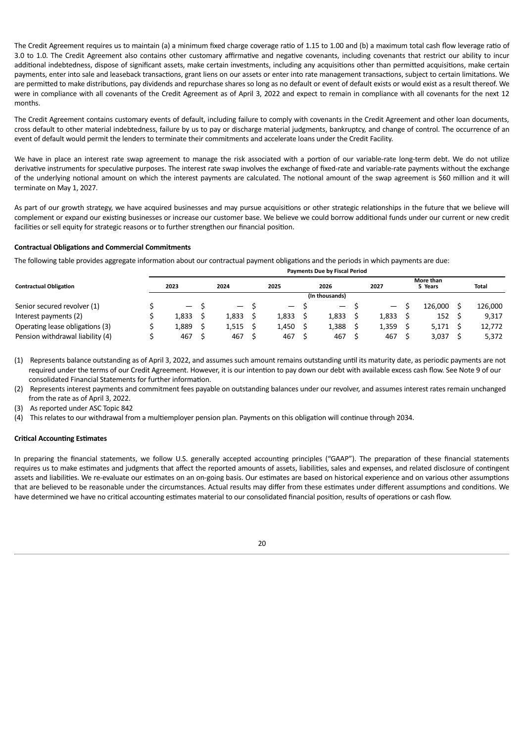The Credit Agreement requires us to maintain (a) a minimum fixed charge coverage ratio of 1.15 to 1.00 and (b) a maximum total cash flow leverage ratio of 3.0 to 1.0. The Credit Agreement also contains other customary affirmative and negative covenants, including covenants that restrict our ability to incur additional indebtedness, dispose of significant assets, make certain investments, including any acquisitions other than permitted acquisitions, make certain payments, enter into sale and leaseback transactions, grant liens on our assets or enter into rate management transactions, subject to certain limitations. We are permitted to make distributions, pay dividends and repurchase shares so long as no default or event of default exists or would exist as a result thereof. We were in compliance with all covenants of the Credit Agreement as of April 3, 2022 and expect to remain in compliance with all covenants for the next 12 months.

The Credit Agreement contains customary events of default, including failure to comply with covenants in the Credit Agreement and other loan documents, cross default to other material indebtedness, failure by us to pay or discharge material judgments, bankruptcy, and change of control. The occurrence of an event of default would permit the lenders to terminate their commitments and accelerate loans under the Credit Facility.

We have in place an interest rate swap agreement to manage the risk associated with a portion of our variable-rate long-term debt. We do not utilize derivative instruments for speculative purposes. The interest rate swap involves the exchange of fixed-rate and variable-rate payments without the exchange of the underlying notional amount on which the interest payments are calculated. The notional amount of the swap agreement is $60 million and it will terminate on May 1, 2027.

As part of our growth strategy, we have acquired businesses and may pursue acquisitions or other strategic relationships in the future that we believe will complement or expand our existing businesses or increase our customer base. We believe we could borrow additional funds under our current or new credit facilities or sell equity for strategic reasons or to further strengthen our financial position.

**Contractual Obligations and Commercial Commitments**

The following table provides aggregate information about our contractual payment obligations and the periods in which payments are due:

| | Payments Due by Fiscal Period | | | | | | |
|---|---|---|---|---|---|---|---|
| **Contractual Obligation** | **2023** | **2024** | **2025** | **2026** | **2027** | **More than 5 Years** | **Total** |
| | | | | (In thousands) | | | |
| Senior secured revolver (1) | $ — | $ — | $ — | $ — | $ — | $ 126,000 | $ 126,000 |
| Interest payments (2) | $ 1,833 | $ 1,833 | $ 1,833 | $ 1,833 | $ 1,833 | $ 152 | $ 9,317 |
| Operating lease obligations (3) | $ 1,889 | $ 1,515 | $ 1,450 | $ 1,388 | $ 1,359 | $ 5,171 | $ 12,772 |
| Pension withdrawal liability (4) | $ 467 | $ 467 | $ 467 | $ 467 | $ 467 | $ 3,037 | $ 5,372 |

(1) Represents balance outstanding as of April 3, 2022, and assumes such amount remains outstanding until its maturity date, as periodic payments are not required under the terms of our Credit Agreement. However, it is our intention to pay down our debt with available excess cash flow. See Note 9 of our consolidated Financial Statements for further information.

(2) Represents interest payments and commitment fees payable on outstanding balances under our revolver, and assumes interest rates remain unchanged from the rate as of April 3, 2022.

(3) As reported under ASC Topic 842

(4) This relates to our withdrawal from a multiemployer pension plan. Payments on this obligation will continue through 2034.

**Critical Accounting Estimates**

In preparing the financial statements, we follow U.S. generally accepted accounting principles ("GAAP"). The preparation of these financial statements requires us to make estimates and judgments that affect the reported amounts of assets, liabilities, sales and expenses, and related disclosure of contingent assets and liabilities. We re-evaluate our estimates on an on-going basis. Our estimates are based on historical experience and on various other assumptions that are believed to be reasonable under the circumstances. Actual results may differ from these estimates under different assumptions and conditions. We have determined we have no critical accounting estimates material to our consolidated financial position, results of operations or cash flow.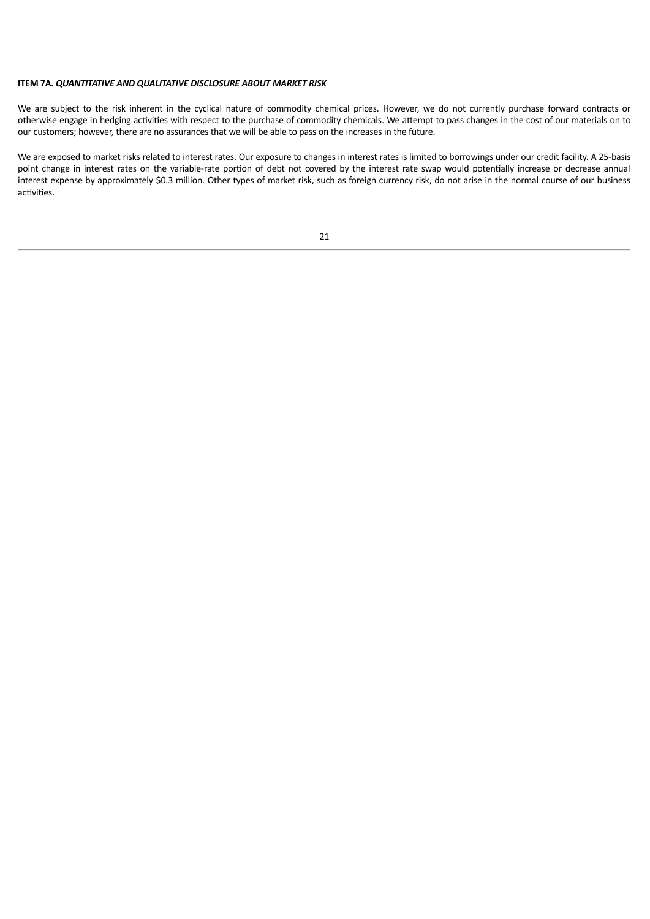## ITEM 7A. *QUANTITATIVE AND QUALITATIVE DISCLOSURE ABOUT MARKET RISK*

We are subject to the risk inherent in the cyclical nature of commodity chemical prices. However, we do not currently purchase forward contracts or otherwise engage in hedging activities with respect to the purchase of commodity chemicals. We attempt to pass changes in the cost of our materials on to our customers; however, there are no assurances that we will be able to pass on the increases in the future.

We are exposed to market risks related to interest rates. Our exposure to changes in interest rates is limited to borrowings under our credit facility. A 25-basis point change in interest rates on the variable-rate portion of debt not covered by the interest rate swap would potentially increase or decrease annual interest expense by approximately $0.3 million. Other types of market risk, such as foreign currency risk, do not arise in the normal course of our business activities.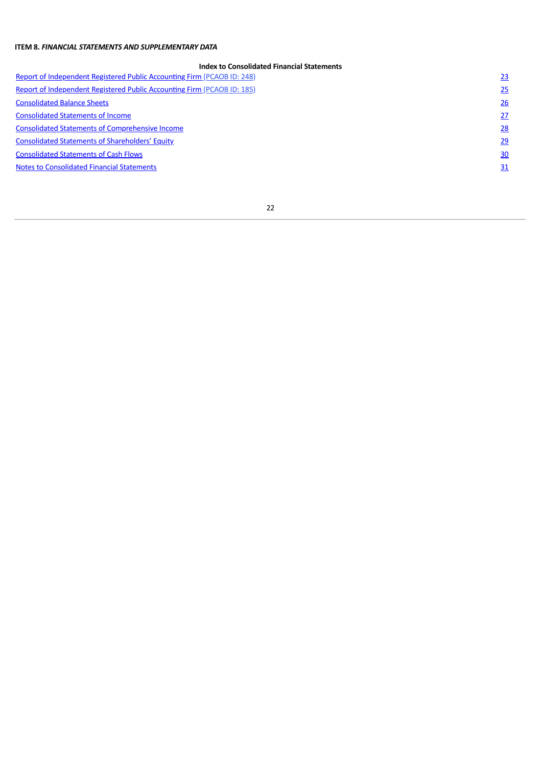**ITEM 8.** ***FINANCIAL STATEMENTS AND SUPPLEMENTARY DATA***

**Index to Consolidated Financial Statements**

| | |
|---|---|
| Report of Independent Registered Public Accounting Firm (PCAOB ID: 248) | 23 |
| Report of Independent Registered Public Accounting Firm (PCAOB ID: 185) | 25 |
| Consolidated Balance Sheets | 26 |
| Consolidated Statements of Income | 27 |
| Consolidated Statements of Comprehensive Income | 28 |
| Consolidated Statements of Shareholders' Equity | 29 |
| Consolidated Statements of Cash Flows | 30 |
| Notes to Consolidated Financial Statements | 31 |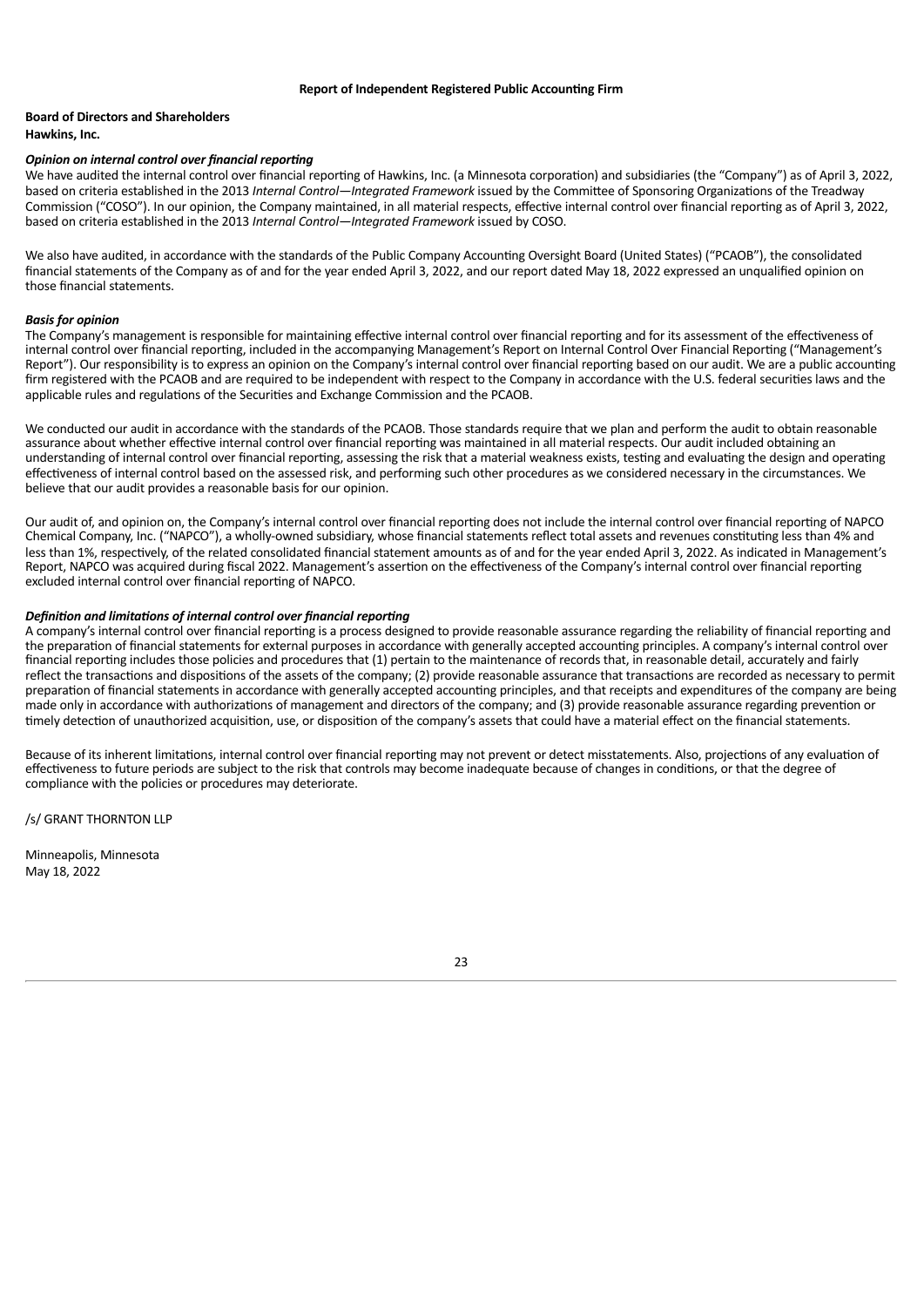**Report of Independent Registered Public Accounting Firm**

**Board of Directors and Shareholders**
**Hawkins, Inc.**

***Opinion on internal control over financial reporting***

We have audited the internal control over financial reporting of Hawkins, Inc. (a Minnesota corporation) and subsidiaries (the "Company") as of April 3, 2022, based on criteria established in the 2013 *Internal Control—Integrated Framework* issued by the Committee of Sponsoring Organizations of the Treadway Commission ("COSO"). In our opinion, the Company maintained, in all material respects, effective internal control over financial reporting as of April 3, 2022, based on criteria established in the 2013 *Internal Control—Integrated Framework* issued by COSO.

We also have audited, in accordance with the standards of the Public Company Accounting Oversight Board (United States) ("PCAOB"), the consolidated financial statements of the Company as of and for the year ended April 3, 2022, and our report dated May 18, 2022 expressed an unqualified opinion on those financial statements.

***Basis for opinion***

The Company's management is responsible for maintaining effective internal control over financial reporting and for its assessment of the effectiveness of internal control over financial reporting, included in the accompanying Management's Report on Internal Control Over Financial Reporting ("Management's Report"). Our responsibility is to express an opinion on the Company's internal control over financial reporting based on our audit. We are a public accounting firm registered with the PCAOB and are required to be independent with respect to the Company in accordance with the U.S. federal securities laws and the applicable rules and regulations of the Securities and Exchange Commission and the PCAOB.

We conducted our audit in accordance with the standards of the PCAOB. Those standards require that we plan and perform the audit to obtain reasonable assurance about whether effective internal control over financial reporting was maintained in all material respects. Our audit included obtaining an understanding of internal control over financial reporting, assessing the risk that a material weakness exists, testing and evaluating the design and operating effectiveness of internal control based on the assessed risk, and performing such other procedures as we considered necessary in the circumstances. We believe that our audit provides a reasonable basis for our opinion.

Our audit of, and opinion on, the Company's internal control over financial reporting does not include the internal control over financial reporting of NAPCO Chemical Company, Inc. ("NAPCO"), a wholly-owned subsidiary, whose financial statements reflect total assets and revenues constituting less than 4% and less than 1%, respectively, of the related consolidated financial statement amounts as of and for the year ended April 3, 2022. As indicated in Management's Report, NAPCO was acquired during fiscal 2022. Management's assertion on the effectiveness of the Company's internal control over financial reporting excluded internal control over financial reporting of NAPCO.

***Definition and limitations of internal control over financial reporting***

A company's internal control over financial reporting is a process designed to provide reasonable assurance regarding the reliability of financial reporting and the preparation of financial statements for external purposes in accordance with generally accepted accounting principles. A company's internal control over financial reporting includes those policies and procedures that (1) pertain to the maintenance of records that, in reasonable detail, accurately and fairly reflect the transactions and dispositions of the assets of the company; (2) provide reasonable assurance that transactions are recorded as necessary to permit preparation of financial statements in accordance with generally accepted accounting principles, and that receipts and expenditures of the company are being made only in accordance with authorizations of management and directors of the company; and (3) provide reasonable assurance regarding prevention or timely detection of unauthorized acquisition, use, or disposition of the company's assets that could have a material effect on the financial statements.

Because of its inherent limitations, internal control over financial reporting may not prevent or detect misstatements. Also, projections of any evaluation of effectiveness to future periods are subject to the risk that controls may become inadequate because of changes in conditions, or that the degree of compliance with the policies or procedures may deteriorate.

/s/ GRANT THORNTON LLP

Minneapolis, Minnesota
May 18, 2022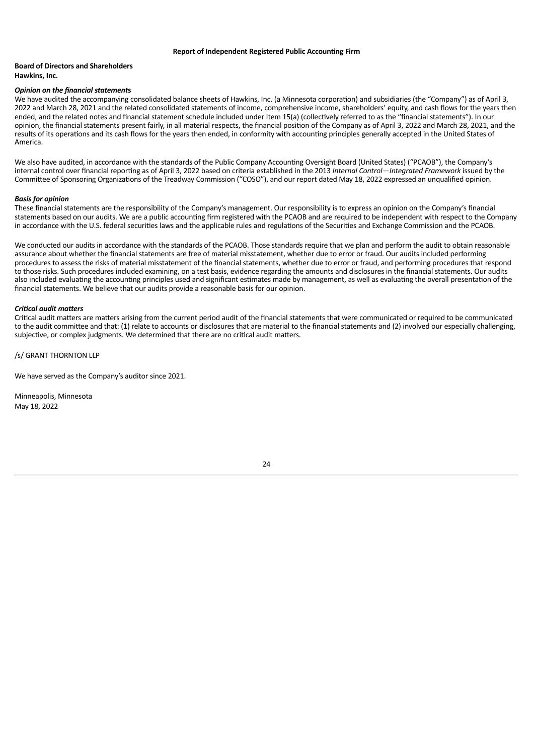## Report of Independent Registered Public Accounting Firm

**Board of Directors and Shareholders**
**Hawkins, Inc.**

***Opinion on the financial statements***

We have audited the accompanying consolidated balance sheets of Hawkins, Inc. (a Minnesota corporation) and subsidiaries (the "Company") as of April 3, 2022 and March 28, 2021 and the related consolidated statements of income, comprehensive income, shareholders' equity, and cash flows for the years then ended, and the related notes and financial statement schedule included under Item 15(a) (collectively referred to as the "financial statements"). In our opinion, the financial statements present fairly, in all material respects, the financial position of the Company as of April 3, 2022 and March 28, 2021, and the results of its operations and its cash flows for the years then ended, in conformity with accounting principles generally accepted in the United States of America.

We also have audited, in accordance with the standards of the Public Company Accounting Oversight Board (United States) ("PCAOB"), the Company's internal control over financial reporting as of April 3, 2022 based on criteria established in the 2013 *Internal Control—Integrated Framework* issued by the Committee of Sponsoring Organizations of the Treadway Commission ("COSO"), and our report dated May 18, 2022 expressed an unqualified opinion.

***Basis for opinion***

These financial statements are the responsibility of the Company's management. Our responsibility is to express an opinion on the Company's financial statements based on our audits. We are a public accounting firm registered with the PCAOB and are required to be independent with respect to the Company in accordance with the U.S. federal securities laws and the applicable rules and regulations of the Securities and Exchange Commission and the PCAOB.

We conducted our audits in accordance with the standards of the PCAOB. Those standards require that we plan and perform the audit to obtain reasonable assurance about whether the financial statements are free of material misstatement, whether due to error or fraud. Our audits included performing procedures to assess the risks of material misstatement of the financial statements, whether due to error or fraud, and performing procedures that respond to those risks. Such procedures included examining, on a test basis, evidence regarding the amounts and disclosures in the financial statements. Our audits also included evaluating the accounting principles used and significant estimates made by management, as well as evaluating the overall presentation of the financial statements. We believe that our audits provide a reasonable basis for our opinion.

***Critical audit matters***

Critical audit matters are matters arising from the current period audit of the financial statements that were communicated or required to be communicated to the audit committee and that: (1) relate to accounts or disclosures that are material to the financial statements and (2) involved our especially challenging, subjective, or complex judgments. We determined that there are no critical audit matters.

/s/ GRANT THORNTON LLP

We have served as the Company's auditor since 2021.

Minneapolis, Minnesota
May 18, 2022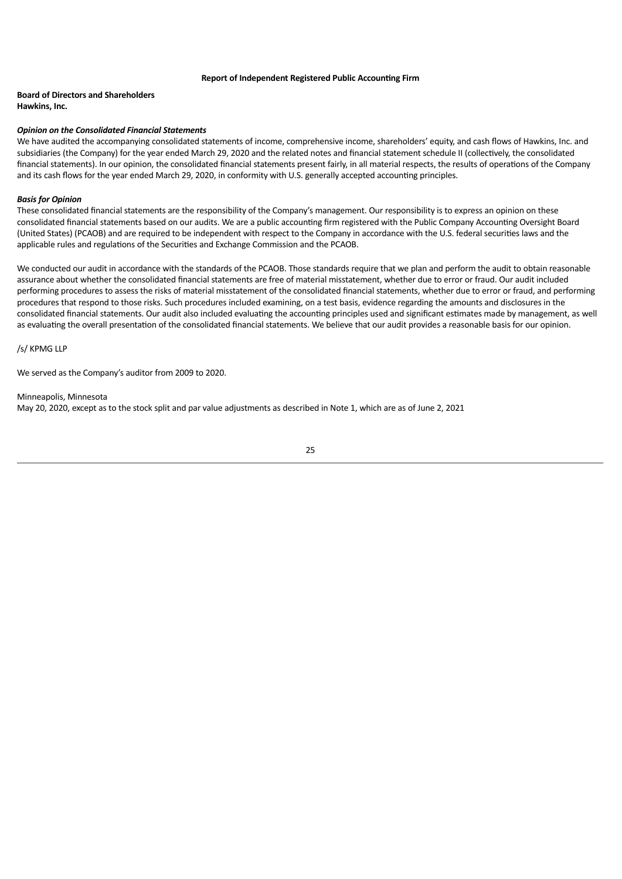## Report of Independent Registered Public Accounting Firm

**Board of Directors and Shareholders**
**Hawkins, Inc.**

***Opinion on the Consolidated Financial Statements***

We have audited the accompanying consolidated statements of income, comprehensive income, shareholders' equity, and cash flows of Hawkins, Inc. and subsidiaries (the Company) for the year ended March 29, 2020 and the related notes and financial statement schedule II (collectively, the consolidated financial statements). In our opinion, the consolidated financial statements present fairly, in all material respects, the results of operations of the Company and its cash flows for the year ended March 29, 2020, in conformity with U.S. generally accepted accounting principles.

***Basis for Opinion***

These consolidated financial statements are the responsibility of the Company's management. Our responsibility is to express an opinion on these consolidated financial statements based on our audits. We are a public accounting firm registered with the Public Company Accounting Oversight Board (United States) (PCAOB) and are required to be independent with respect to the Company in accordance with the U.S. federal securities laws and the applicable rules and regulations of the Securities and Exchange Commission and the PCAOB.

We conducted our audit in accordance with the standards of the PCAOB. Those standards require that we plan and perform the audit to obtain reasonable assurance about whether the consolidated financial statements are free of material misstatement, whether due to error or fraud. Our audit included performing procedures to assess the risks of material misstatement of the consolidated financial statements, whether due to error or fraud, and performing procedures that respond to those risks. Such procedures included examining, on a test basis, evidence regarding the amounts and disclosures in the consolidated financial statements. Our audit also included evaluating the accounting principles used and significant estimates made by management, as well as evaluating the overall presentation of the consolidated financial statements. We believe that our audit provides a reasonable basis for our opinion.

/s/ KPMG LLP

We served as the Company's auditor from 2009 to 2020.

Minneapolis, Minnesota
May 20, 2020, except as to the stock split and par value adjustments as described in Note 1, which are as of June 2, 2021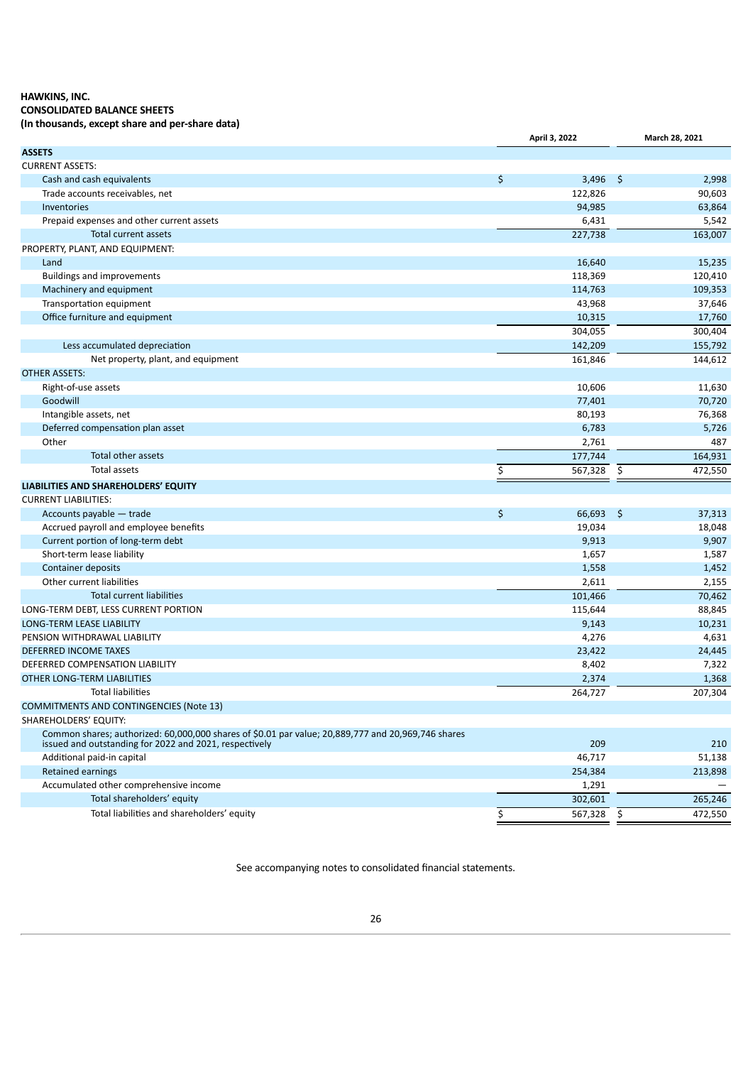**HAWKINS, INC.**
**CONSOLIDATED BALANCE SHEETS**
**(In thousands, except share and per-share data)**

| | April 3, 2022 | March 28, 2021 |
|---|---|---|
| **ASSETS** | | |
| CURRENT ASSETS: | | |
| Cash and cash equivalents | $ 3,496 | $ 2,998 |
| Trade accounts receivables, net | 122,826 | 90,603 |
| Inventories | 94,985 | 63,864 |
| Prepaid expenses and other current assets | 6,431 | 5,542 |
| Total current assets | 227,738 | 163,007 |
| PROPERTY, PLANT, AND EQUIPMENT: | | |
| Land | 16,640 | 15,235 |
| Buildings and improvements | 118,369 | 120,410 |
| Machinery and equipment | 114,763 | 109,353 |
| Transportation equipment | 43,968 | 37,646 |
| Office furniture and equipment | 10,315 | 17,760 |
| | 304,055 | 300,404 |
| Less accumulated depreciation | 142,209 | 155,792 |
| Net property, plant, and equipment | 161,846 | 144,612 |
| OTHER ASSETS: | | |
| Right-of-use assets | 10,606 | 11,630 |
| Goodwill | 77,401 | 70,720 |
| Intangible assets, net | 80,193 | 76,368 |
| Deferred compensation plan asset | 6,783 | 5,726 |
| Other | 2,761 | 487 |
| Total other assets | 177,744 | 164,931 |
| Total assets | $ 567,328 | $ 472,550 |
| **LIABILITIES AND SHAREHOLDERS' EQUITY** | | |
| CURRENT LIABILITIES: | | |
| Accounts payable — trade | $ 66,693 | $ 37,313 |
| Accrued payroll and employee benefits | 19,034 | 18,048 |
| Current portion of long-term debt | 9,913 | 9,907 |
| Short-term lease liability | 1,657 | 1,587 |
| Container deposits | 1,558 | 1,452 |
| Other current liabilities | 2,611 | 2,155 |
| Total current liabilities | 101,466 | 70,462 |
| LONG-TERM DEBT, LESS CURRENT PORTION | 115,644 | 88,845 |
| LONG-TERM LEASE LIABILITY | 9,143 | 10,231 |
| PENSION WITHDRAWAL LIABILITY | 4,276 | 4,631 |
| DEFERRED INCOME TAXES | 23,422 | 24,445 |
| DEFERRED COMPENSATION LIABILITY | 8,402 | 7,322 |
| OTHER LONG-TERM LIABILITIES | 2,374 | 1,368 |
| Total liabilities | 264,727 | 207,304 |
| COMMITMENTS AND CONTINGENCIES (Note 13) | | |
| SHAREHOLDERS' EQUITY: | | |
| Common shares; authorized: 60,000,000 shares of $0.01 par value; 20,889,777 and 20,969,746 shares issued and outstanding for 2022 and 2021, respectively | 209 | 210 |
| Additional paid-in capital | 46,717 | 51,138 |
| Retained earnings | 254,384 | 213,898 |
| Accumulated other comprehensive income | 1,291 | — |
| Total shareholders' equity | 302,601 | 265,246 |
| Total liabilities and shareholders' equity | $ 567,328 | $ 472,550 |

See accompanying notes to consolidated financial statements.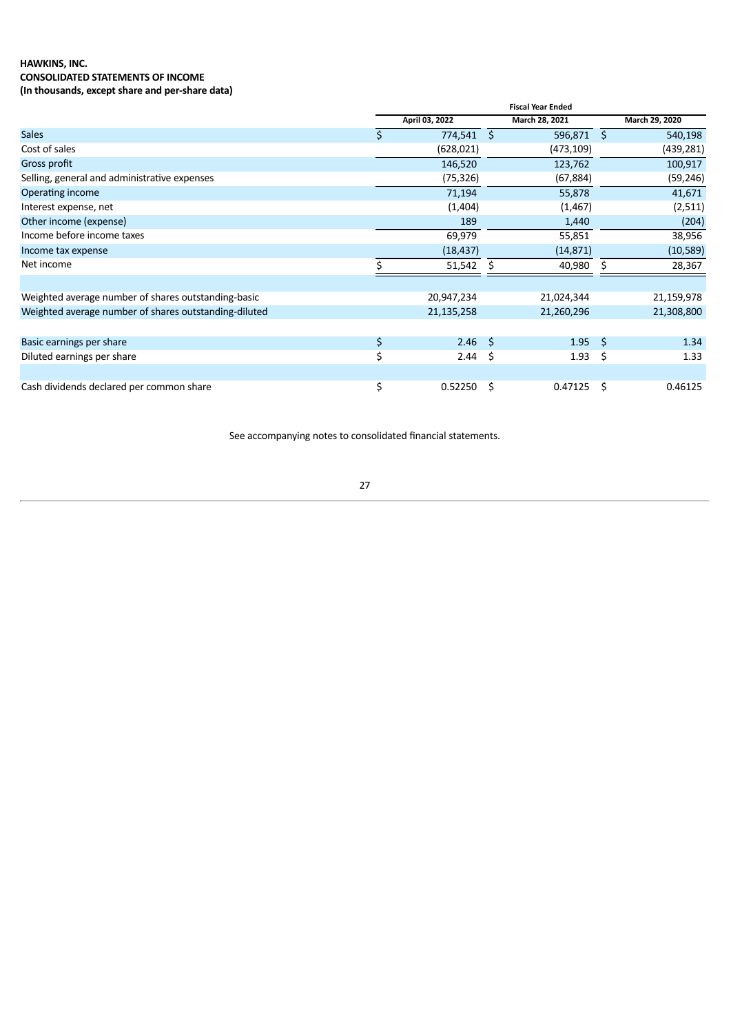**HAWKINS, INC.**
**CONSOLIDATED STATEMENTS OF INCOME**
**(In thousands, except share and per-share data)**

| | Fiscal Year Ended | | |
|---|---|---|---|
| | April 03, 2022 | March 28, 2021 | March 29, 2020 |
| Sales | $ 774,541 | $ 596,871 | $ 540,198 |
| Cost of sales | (628,021) | (473,109) | (439,281) |
| Gross profit | 146,520 | 123,762 | 100,917 |
| Selling, general and administrative expenses | (75,326) | (67,884) | (59,246) |
| Operating income | 71,194 | 55,878 | 41,671 |
| Interest expense, net | (1,404) | (1,467) | (2,511) |
| Other income (expense) | 189 | 1,440 | (204) |
| Income before income taxes | 69,979 | 55,851 | 38,956 |
| Income tax expense | (18,437) | (14,871) | (10,589) |
| Net income | $ 51,542 | $ 40,980 | $ 28,367 |
| | | | |
| Weighted average number of shares outstanding-basic | 20,947,234 | 21,024,344 | 21,159,978 |
| Weighted average number of shares outstanding-diluted | 21,135,258 | 21,260,296 | 21,308,800 |
| | | | |
| Basic earnings per share | $ 2.46 | $ 1.95 | $ 1.34 |
| Diluted earnings per share | $ 2.44 | $ 1.93 | $ 1.33 |
| | | | |
| Cash dividends declared per common share | $ 0.52250 | $ 0.47125 | $ 0.46125 |

See accompanying notes to consolidated financial statements.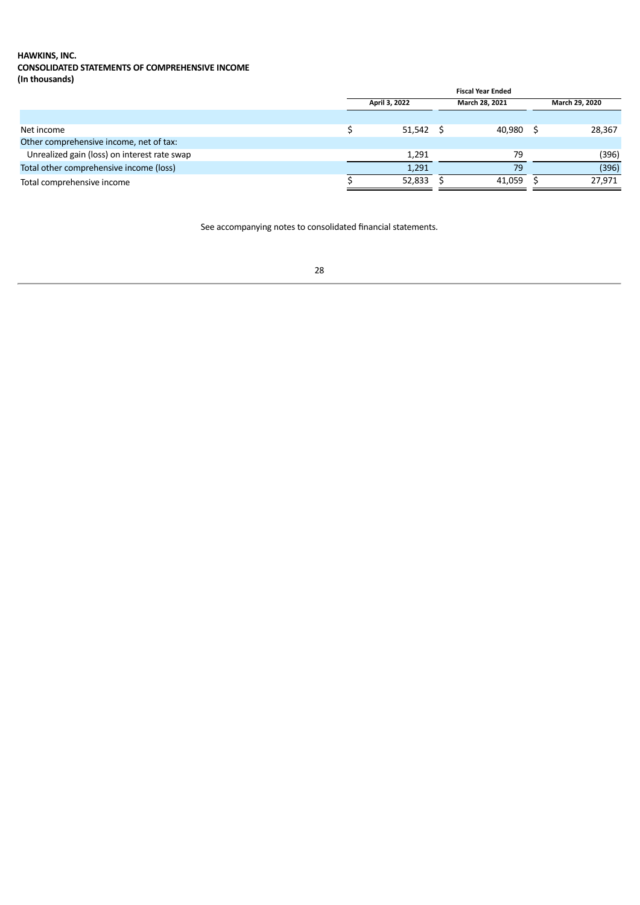**HAWKINS, INC.**
**CONSOLIDATED STATEMENTS OF COMPREHENSIVE INCOME**
**(In thousands)**

| | Fiscal Year Ended | | |
|---|---|---|---|
| | April 3, 2022 | March 28, 2021 | March 29, 2020 |
| Net income | $ 51,542 | $ 40,980 | $ 28,367 |
| Other comprehensive income, net of tax: | | | |
| Unrealized gain (loss) on interest rate swap | 1,291 | 79 | (396) |
| Total other comprehensive income (loss) | 1,291 | 79 | (396) |
| Total comprehensive income | $ 52,833 | $ 41,059 | $ 27,971 |

See accompanying notes to consolidated financial statements.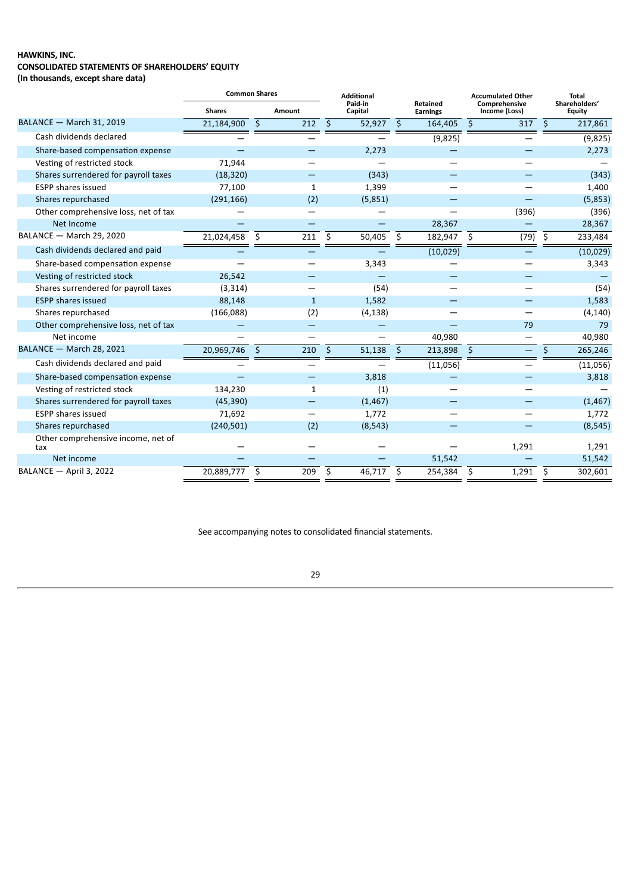**HAWKINS, INC.**
**CONSOLIDATED STATEMENTS OF SHAREHOLDERS' EQUITY**
**(In thousands, except share data)**

| | Common Shares | | Additional Paid-in Capital | Retained Earnings | Accumulated Other Comprehensive Income (Loss) | Total Shareholders' Equity |
|---|---|---|---|---|---|---|
| | Shares | Amount | | | | |
| BALANCE — March 31, 2019 | 21,184,900 | $ 212 | $ 52,927 | $ 164,405 | $ 317 | $ 217,861 |
| Cash dividends declared | — | — | — | (9,825) | — | (9,825) |
| Share-based compensation expense | — | — | 2,273 | — | — | 2,273 |
| Vesting of restricted stock | 71,944 | — | — | — | — | — |
| Shares surrendered for payroll taxes | (18,320) | — | (343) | — | — | (343) |
| ESPP shares issued | 77,100 | 1 | 1,399 | — | — | 1,400 |
| Shares repurchased | (291,166) | (2) | (5,851) | — | — | (5,853) |
| Other comprehensive loss, net of tax | — | — | — | — | (396) | (396) |
| Net Income | — | — | — | 28,367 | — | 28,367 |
| BALANCE — March 29, 2020 | 21,024,458 | $ 211 | $ 50,405 | $ 182,947 | $ (79) | $ 233,484 |
| Cash dividends declared and paid | — | — | — | (10,029) | — | (10,029) |
| Share-based compensation expense | — | — | 3,343 | — | — | 3,343 |
| Vesting of restricted stock | 26,542 | — | — | — | — | — |
| Shares surrendered for payroll taxes | (3,314) | — | (54) | — | — | (54) |
| ESPP shares issued | 88,148 | 1 | 1,582 | — | — | 1,583 |
| Shares repurchased | (166,088) | (2) | (4,138) | — | — | (4,140) |
| Other comprehensive loss, net of tax | — | — | — | — | 79 | 79 |
| Net income | — | — | — | 40,980 | — | 40,980 |
| BALANCE — March 28, 2021 | 20,969,746 | $ 210 | $ 51,138 | $ 213,898 | $ — | $ 265,246 |
| Cash dividends declared and paid | — | — | — | (11,056) | — | (11,056) |
| Share-based compensation expense | — | — | 3,818 | — | — | 3,818 |
| Vesting of restricted stock | 134,230 | 1 | (1) | — | — | — |
| Shares surrendered for payroll taxes | (45,390) | — | (1,467) | — | — | (1,467) |
| ESPP shares issued | 71,692 | — | 1,772 | — | — | 1,772 |
| Shares repurchased | (240,501) | (2) | (8,543) | — | — | (8,545) |
| Other comprehensive income, net of tax | — | — | — | — | 1,291 | 1,291 |
| Net income | — | — | — | 51,542 | — | 51,542 |
| BALANCE — April 3, 2022 | 20,889,777 | $ 209 | $ 46,717 | $ 254,384 | $ 1,291 | $ 302,601 |

See accompanying notes to consolidated financial statements.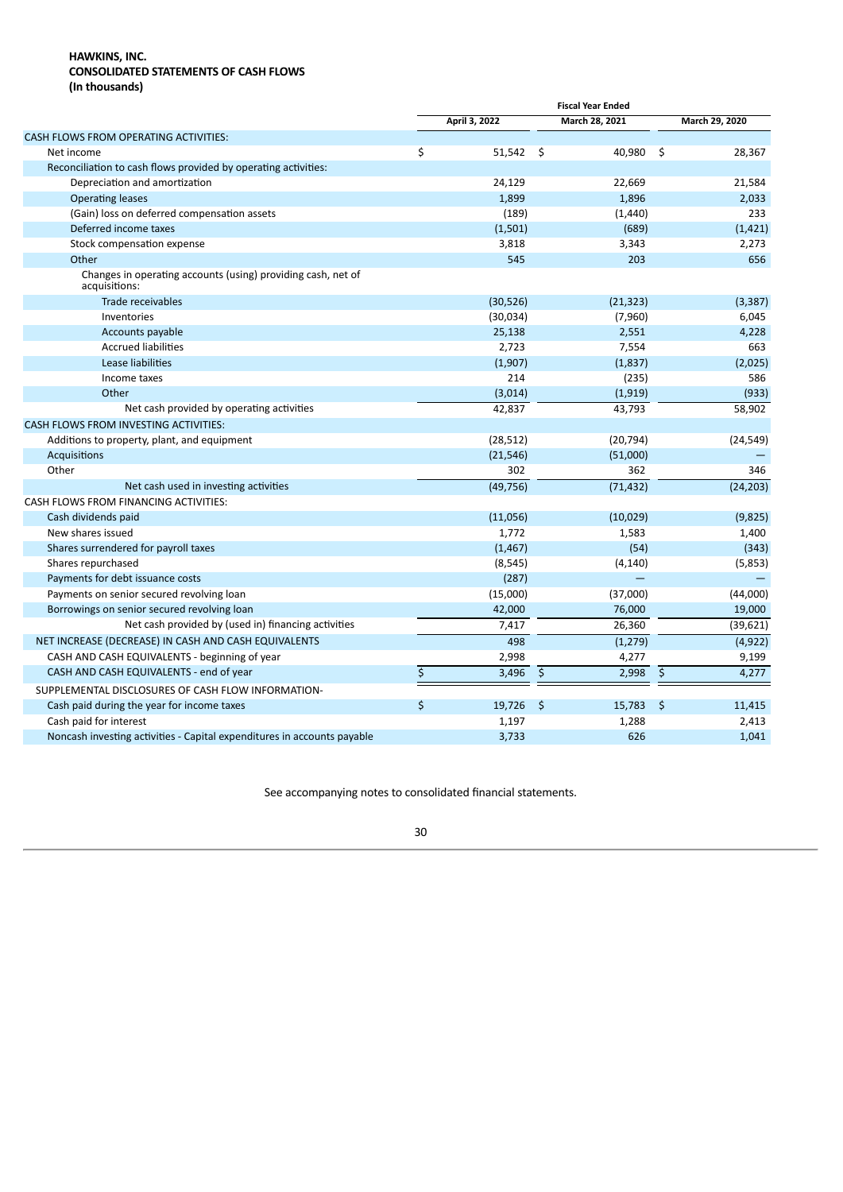**HAWKINS, INC.**
**CONSOLIDATED STATEMENTS OF CASH FLOWS**
**(In thousands)**

| | Fiscal Year Ended | | |
|---|---|---|---|
| | April 3, 2022 | March 28, 2021 | March 29, 2020 |
| CASH FLOWS FROM OPERATING ACTIVITIES: | | | |
| Net income | $ 51,542 | $ 40,980 | $ 28,367 |
| Reconciliation to cash flows provided by operating activities: | | | |
| Depreciation and amortization | 24,129 | 22,669 | 21,584 |
| Operating leases | 1,899 | 1,896 | 2,033 |
| (Gain) loss on deferred compensation assets | (189) | (1,440) | 233 |
| Deferred income taxes | (1,501) | (689) | (1,421) |
| Stock compensation expense | 3,818 | 3,343 | 2,273 |
| Other | 545 | 203 | 656 |
| Changes in operating accounts (using) providing cash, net of acquisitions: | | | |
| Trade receivables | (30,526) | (21,323) | (3,387) |
| Inventories | (30,034) | (7,960) | 6,045 |
| Accounts payable | 25,138 | 2,551 | 4,228 |
| Accrued liabilities | 2,723 | 7,554 | 663 |
| Lease liabilities | (1,907) | (1,837) | (2,025) |
| Income taxes | 214 | (235) | 586 |
| Other | (3,014) | (1,919) | (933) |
| Net cash provided by operating activities | 42,837 | 43,793 | 58,902 |
| CASH FLOWS FROM INVESTING ACTIVITIES: | | | |
| Additions to property, plant, and equipment | (28,512) | (20,794) | (24,549) |
| Acquisitions | (21,546) | (51,000) | — |
| Other | 302 | 362 | 346 |
| Net cash used in investing activities | (49,756) | (71,432) | (24,203) |
| CASH FLOWS FROM FINANCING ACTIVITIES: | | | |
| Cash dividends paid | (11,056) | (10,029) | (9,825) |
| New shares issued | 1,772 | 1,583 | 1,400 |
| Shares surrendered for payroll taxes | (1,467) | (54) | (343) |
| Shares repurchased | (8,545) | (4,140) | (5,853) |
| Payments for debt issuance costs | (287) | — | — |
| Payments on senior secured revolving loan | (15,000) | (37,000) | (44,000) |
| Borrowings on senior secured revolving loan | 42,000 | 76,000 | 19,000 |
| Net cash provided by (used in) financing activities | 7,417 | 26,360 | (39,621) |
| NET INCREASE (DECREASE) IN CASH AND CASH EQUIVALENTS | 498 | (1,279) | (4,922) |
| CASH AND CASH EQUIVALENTS - beginning of year | 2,998 | 4,277 | 9,199 |
| CASH AND CASH EQUIVALENTS - end of year | $ 3,496 | $ 2,998 | $ 4,277 |
| SUPPLEMENTAL DISCLOSURES OF CASH FLOW INFORMATION- | | | |
| Cash paid during the year for income taxes | $ 19,726 | $ 15,783 | $ 11,415 |
| Cash paid for interest | 1,197 | 1,288 | 2,413 |
| Noncash investing activities - Capital expenditures in accounts payable | 3,733 | 626 | 1,041 |

See accompanying notes to consolidated financial statements.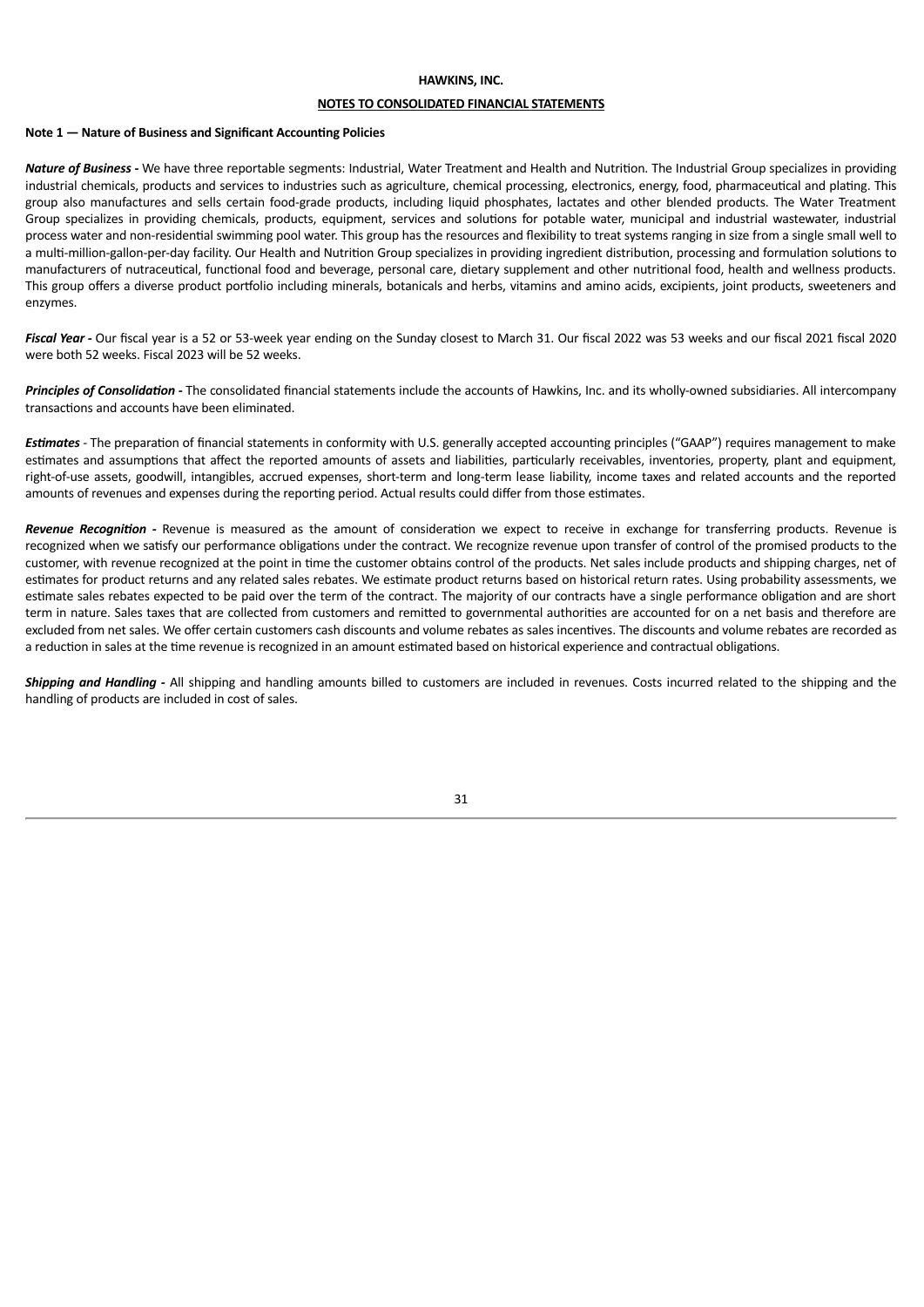**HAWKINS, INC.**

**NOTES TO CONSOLIDATED FINANCIAL STATEMENTS**

**Note 1 — Nature of Business and Significant Accounting Policies**

***Nature of Business -*** We have three reportable segments: Industrial, Water Treatment and Health and Nutrition. The Industrial Group specializes in providing industrial chemicals, products and services to industries such as agriculture, chemical processing, electronics, energy, food, pharmaceutical and plating. This group also manufactures and sells certain food-grade products, including liquid phosphates, lactates and other blended products. The Water Treatment Group specializes in providing chemicals, products, equipment, services and solutions for potable water, municipal and industrial wastewater, industrial process water and non-residential swimming pool water. This group has the resources and flexibility to treat systems ranging in size from a single small well to a multi-million-gallon-per-day facility. Our Health and Nutrition Group specializes in providing ingredient distribution, processing and formulation solutions to manufacturers of nutraceutical, functional food and beverage, personal care, dietary supplement and other nutritional food, health and wellness products. This group offers a diverse product portfolio including minerals, botanicals and herbs, vitamins and amino acids, excipients, joint products, sweeteners and enzymes.

***Fiscal Year -*** Our fiscal year is a 52 or 53-week year ending on the Sunday closest to March 31. Our fiscal 2022 was 53 weeks and our fiscal 2021 fiscal 2020 were both 52 weeks. Fiscal 2023 will be 52 weeks.

***Principles of Consolidation -*** The consolidated financial statements include the accounts of Hawkins, Inc. and its wholly-owned subsidiaries. All intercompany transactions and accounts have been eliminated.

***Estimates*** - The preparation of financial statements in conformity with U.S. generally accepted accounting principles ("GAAP") requires management to make estimates and assumptions that affect the reported amounts of assets and liabilities, particularly receivables, inventories, property, plant and equipment, right-of-use assets, goodwill, intangibles, accrued expenses, short-term and long-term lease liability, income taxes and related accounts and the reported amounts of revenues and expenses during the reporting period. Actual results could differ from those estimates.

***Revenue Recognition -*** Revenue is measured as the amount of consideration we expect to receive in exchange for transferring products. Revenue is recognized when we satisfy our performance obligations under the contract. We recognize revenue upon transfer of control of the promised products to the customer, with revenue recognized at the point in time the customer obtains control of the products. Net sales include products and shipping charges, net of estimates for product returns and any related sales rebates. We estimate product returns based on historical return rates. Using probability assessments, we estimate sales rebates expected to be paid over the term of the contract. The majority of our contracts have a single performance obligation and are short term in nature. Sales taxes that are collected from customers and remitted to governmental authorities are accounted for on a net basis and therefore are excluded from net sales. We offer certain customers cash discounts and volume rebates as sales incentives. The discounts and volume rebates are recorded as a reduction in sales at the time revenue is recognized in an amount estimated based on historical experience and contractual obligations.

***Shipping and Handling -*** All shipping and handling amounts billed to customers are included in revenues. Costs incurred related to the shipping and the handling of products are included in cost of sales.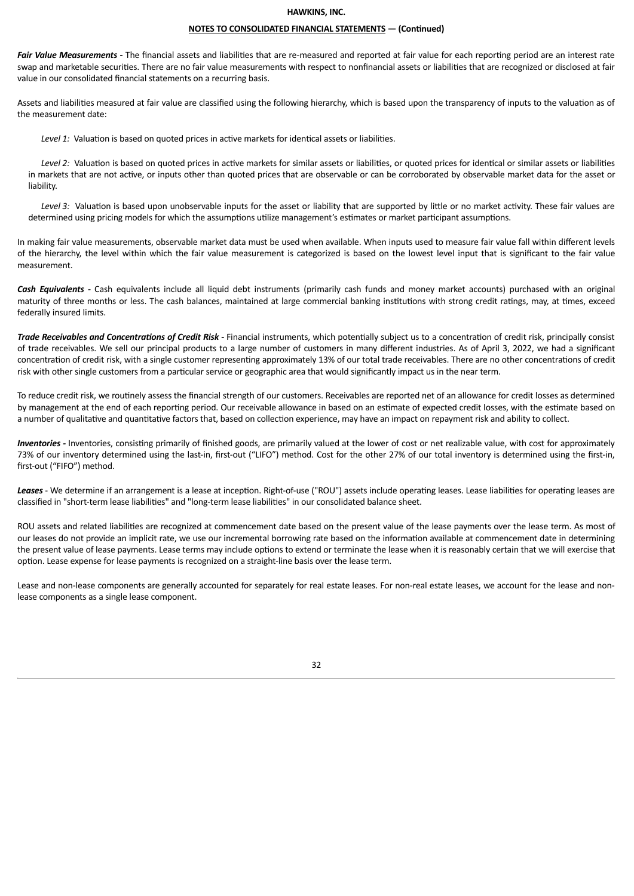***Fair Value Measurements -*** The financial assets and liabilities that are re-measured and reported at fair value for each reporting period are an interest rate swap and marketable securities. There are no fair value measurements with respect to nonfinancial assets or liabilities that are recognized or disclosed at fair value in our consolidated financial statements on a recurring basis.

Assets and liabilities measured at fair value are classified using the following hierarchy, which is based upon the transparency of inputs to the valuation as of the measurement date:

*Level 1:* Valuation is based on quoted prices in active markets for identical assets or liabilities.

*Level 2:* Valuation is based on quoted prices in active markets for similar assets or liabilities, or quoted prices for identical or similar assets or liabilities in markets that are not active, or inputs other than quoted prices that are observable or can be corroborated by observable market data for the asset or liability.

*Level 3:* Valuation is based upon unobservable inputs for the asset or liability that are supported by little or no market activity. These fair values are determined using pricing models for which the assumptions utilize management's estimates or market participant assumptions.

In making fair value measurements, observable market data must be used when available. When inputs used to measure fair value fall within different levels of the hierarchy, the level within which the fair value measurement is categorized is based on the lowest level input that is significant to the fair value measurement.

***Cash Equivalents -*** Cash equivalents include all liquid debt instruments (primarily cash funds and money market accounts) purchased with an original maturity of three months or less. The cash balances, maintained at large commercial banking institutions with strong credit ratings, may, at times, exceed federally insured limits.

***Trade Receivables and Concentrations of Credit Risk -*** Financial instruments, which potentially subject us to a concentration of credit risk, principally consist of trade receivables. We sell our principal products to a large number of customers in many different industries. As of April 3, 2022, we had a significant concentration of credit risk, with a single customer representing approximately 13% of our total trade receivables. There are no other concentrations of credit risk with other single customers from a particular service or geographic area that would significantly impact us in the near term.

To reduce credit risk, we routinely assess the financial strength of our customers. Receivables are reported net of an allowance for credit losses as determined by management at the end of each reporting period. Our receivable allowance in based on an estimate of expected credit losses, with the estimate based on a number of qualitative and quantitative factors that, based on collection experience, may have an impact on repayment risk and ability to collect.

***Inventories -*** Inventories, consisting primarily of finished goods, are primarily valued at the lower of cost or net realizable value, with cost for approximately 73% of our inventory determined using the last-in, first-out ("LIFO") method. Cost for the other 27% of our total inventory is determined using the first-in, first-out ("FIFO") method.

***Leases*** - We determine if an arrangement is a lease at inception. Right-of-use ("ROU") assets include operating leases. Lease liabilities for operating leases are classified in "short-term lease liabilities" and "long-term lease liabilities" in our consolidated balance sheet.

ROU assets and related liabilities are recognized at commencement date based on the present value of the lease payments over the lease term. As most of our leases do not provide an implicit rate, we use our incremental borrowing rate based on the information available at commencement date in determining the present value of lease payments. Lease terms may include options to extend or terminate the lease when it is reasonably certain that we will exercise that option. Lease expense for lease payments is recognized on a straight-line basis over the lease term.

Lease and non-lease components are generally accounted for separately for real estate leases. For non-real estate leases, we account for the lease and non-lease components as a single lease component.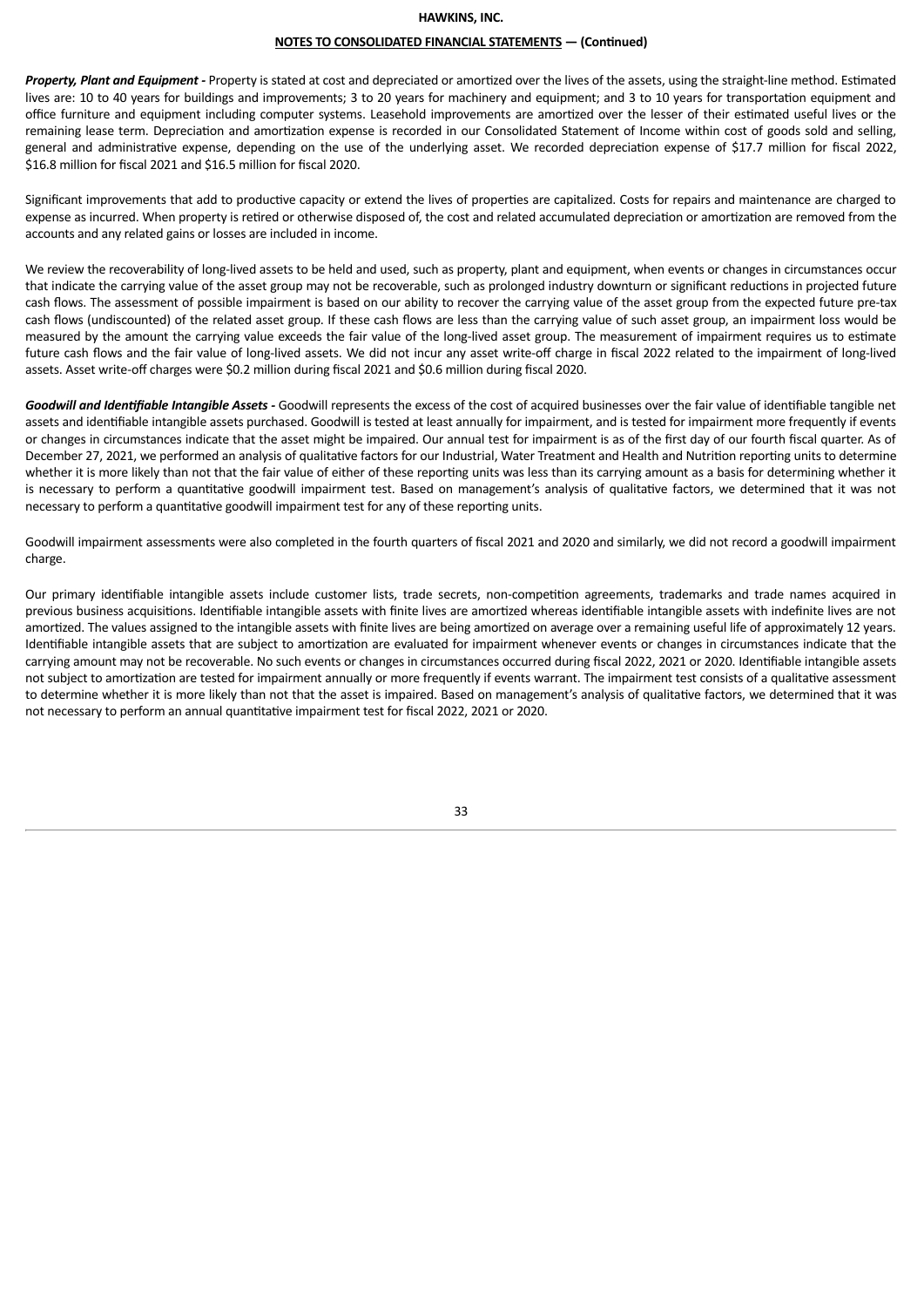***Property, Plant and Equipment -*** Property is stated at cost and depreciated or amortized over the lives of the assets, using the straight-line method. Estimated lives are: 10 to 40 years for buildings and improvements; 3 to 20 years for machinery and equipment; and 3 to 10 years for transportation equipment and office furniture and equipment including computer systems. Leasehold improvements are amortized over the lesser of their estimated useful lives or the remaining lease term. Depreciation and amortization expense is recorded in our Consolidated Statement of Income within cost of goods sold and selling, general and administrative expense, depending on the use of the underlying asset. We recorded depreciation expense of $17.7 million for fiscal 2022, $16.8 million for fiscal 2021 and $16.5 million for fiscal 2020.

Significant improvements that add to productive capacity or extend the lives of properties are capitalized. Costs for repairs and maintenance are charged to expense as incurred. When property is retired or otherwise disposed of, the cost and related accumulated depreciation or amortization are removed from the accounts and any related gains or losses are included in income.

We review the recoverability of long-lived assets to be held and used, such as property, plant and equipment, when events or changes in circumstances occur that indicate the carrying value of the asset group may not be recoverable, such as prolonged industry downturn or significant reductions in projected future cash flows. The assessment of possible impairment is based on our ability to recover the carrying value of the asset group from the expected future pre-tax cash flows (undiscounted) of the related asset group. If these cash flows are less than the carrying value of such asset group, an impairment loss would be measured by the amount the carrying value exceeds the fair value of the long-lived asset group. The measurement of impairment requires us to estimate future cash flows and the fair value of long-lived assets. We did not incur any asset write-off charge in fiscal 2022 related to the impairment of long-lived assets. Asset write-off charges were $0.2 million during fiscal 2021 and $0.6 million during fiscal 2020.

***Goodwill and Identifiable Intangible Assets -*** Goodwill represents the excess of the cost of acquired businesses over the fair value of identifiable tangible net assets and identifiable intangible assets purchased. Goodwill is tested at least annually for impairment, and is tested for impairment more frequently if events or changes in circumstances indicate that the asset might be impaired. Our annual test for impairment is as of the first day of our fourth fiscal quarter. As of December 27, 2021, we performed an analysis of qualitative factors for our Industrial, Water Treatment and Health and Nutrition reporting units to determine whether it is more likely than not that the fair value of either of these reporting units was less than its carrying amount as a basis for determining whether it is necessary to perform a quantitative goodwill impairment test. Based on management's analysis of qualitative factors, we determined that it was not necessary to perform a quantitative goodwill impairment test for any of these reporting units.

Goodwill impairment assessments were also completed in the fourth quarters of fiscal 2021 and 2020 and similarly, we did not record a goodwill impairment charge.

Our primary identifiable intangible assets include customer lists, trade secrets, non-competition agreements, trademarks and trade names acquired in previous business acquisitions. Identifiable intangible assets with finite lives are amortized whereas identifiable intangible assets with indefinite lives are not amortized. The values assigned to the intangible assets with finite lives are being amortized on average over a remaining useful life of approximately 12 years. Identifiable intangible assets that are subject to amortization are evaluated for impairment whenever events or changes in circumstances indicate that the carrying amount may not be recoverable. No such events or changes in circumstances occurred during fiscal 2022, 2021 or 2020. Identifiable intangible assets not subject to amortization are tested for impairment annually or more frequently if events warrant. The impairment test consists of a qualitative assessment to determine whether it is more likely than not that the asset is impaired. Based on management's analysis of qualitative factors, we determined that it was not necessary to perform an annual quantitative impairment test for fiscal 2022, 2021 or 2020.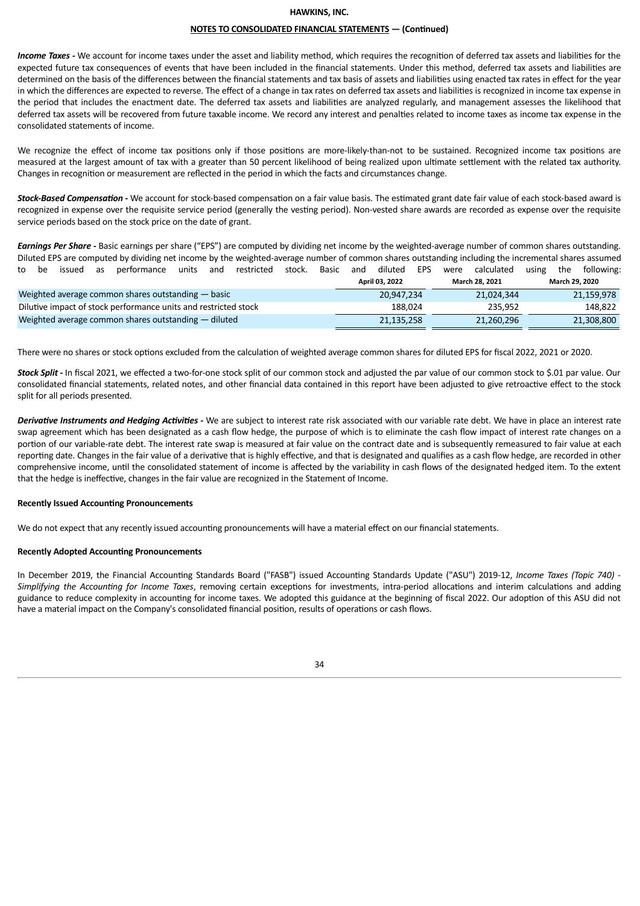**HAWKINS, INC.**

**NOTES TO CONSOLIDATED FINANCIAL STATEMENTS — (Continued)**

***Income Taxes -*** We account for income taxes under the asset and liability method, which requires the recognition of deferred tax assets and liabilities for the expected future tax consequences of events that have been included in the financial statements. Under this method, deferred tax assets and liabilities are determined on the basis of the differences between the financial statements and tax basis of assets and liabilities using enacted tax rates in effect for the year in which the differences are expected to reverse. The effect of a change in tax rates on deferred tax assets and liabilities is recognized in income tax expense in the period that includes the enactment date. The deferred tax assets and liabilities are analyzed regularly, and management assesses the likelihood that deferred tax assets will be recovered from future taxable income. We record any interest and penalties related to income taxes as income tax expense in the consolidated statements of income.

We recognize the effect of income tax positions only if those positions are more-likely-than-not to be sustained. Recognized income tax positions are measured at the largest amount of tax with a greater than 50 percent likelihood of being realized upon ultimate settlement with the related tax authority. Changes in recognition or measurement are reflected in the period in which the facts and circumstances change.

***Stock-Based Compensation -*** We account for stock-based compensation on a fair value basis. The estimated grant date fair value of each stock-based award is recognized in expense over the requisite service period (generally the vesting period). Non-vested share awards are recorded as expense over the requisite service periods based on the stock price on the date of grant.

***Earnings Per Share -*** Basic earnings per share ("EPS") are computed by dividing net income by the weighted-average number of common shares outstanding. Diluted EPS are computed by dividing net income by the weighted-average number of common shares outstanding including the incremental shares assumed to be issued as performance units and restricted stock. Basic and diluted EPS were calculated using the following:

| | April 03, 2022 | March 28, 2021 | March 29, 2020 |
|---|---|---|---|
| Weighted average common shares outstanding — basic | 20,947,234 | 21,024,344 | 21,159,978 |
| Dilutive impact of stock performance units and restricted stock | 188,024 | 235,952 | 148,822 |
| Weighted average common shares outstanding — diluted | 21,135,258 | 21,260,296 | 21,308,800 |

There were no shares or stock options excluded from the calculation of weighted average common shares for diluted EPS for fiscal 2022, 2021 or 2020.

***Stock Split -*** In fiscal 2021, we effected a two-for-one stock split of our common stock and adjusted the par value of our common stock to $.01 par value. Our consolidated financial statements, related notes, and other financial data contained in this report have been adjusted to give retroactive effect to the stock split for all periods presented.

***Derivative Instruments and Hedging Activities -*** We are subject to interest rate risk associated with our variable rate debt. We have in place an interest rate swap agreement which has been designated as a cash flow hedge, the purpose of which is to eliminate the cash flow impact of interest rate changes on a portion of our variable-rate debt. The interest rate swap is measured at fair value on the contract date and is subsequently remeasured to fair value at each reporting date. Changes in the fair value of a derivative that is highly effective, and that is designated and qualifies as a cash flow hedge, are recorded in other comprehensive income, until the consolidated statement of income is affected by the variability in cash flows of the designated hedged item. To the extent that the hedge is ineffective, changes in the fair value are recognized in the Statement of Income.

**Recently Issued Accounting Pronouncements**

We do not expect that any recently issued accounting pronouncements will have a material effect on our financial statements.

**Recently Adopted Accounting Pronouncements**

In December 2019, the Financial Accounting Standards Board ("FASB") issued Accounting Standards Update ("ASU") 2019-12, *Income Taxes (Topic 740) - Simplifying the Accounting for Income Taxes*, removing certain exceptions for investments, intra-period allocations and interim calculations and adding guidance to reduce complexity in accounting for income taxes. We adopted this guidance at the beginning of fiscal 2022. Our adoption of this ASU did not have a material impact on the Company's consolidated financial position, results of operations or cash flows.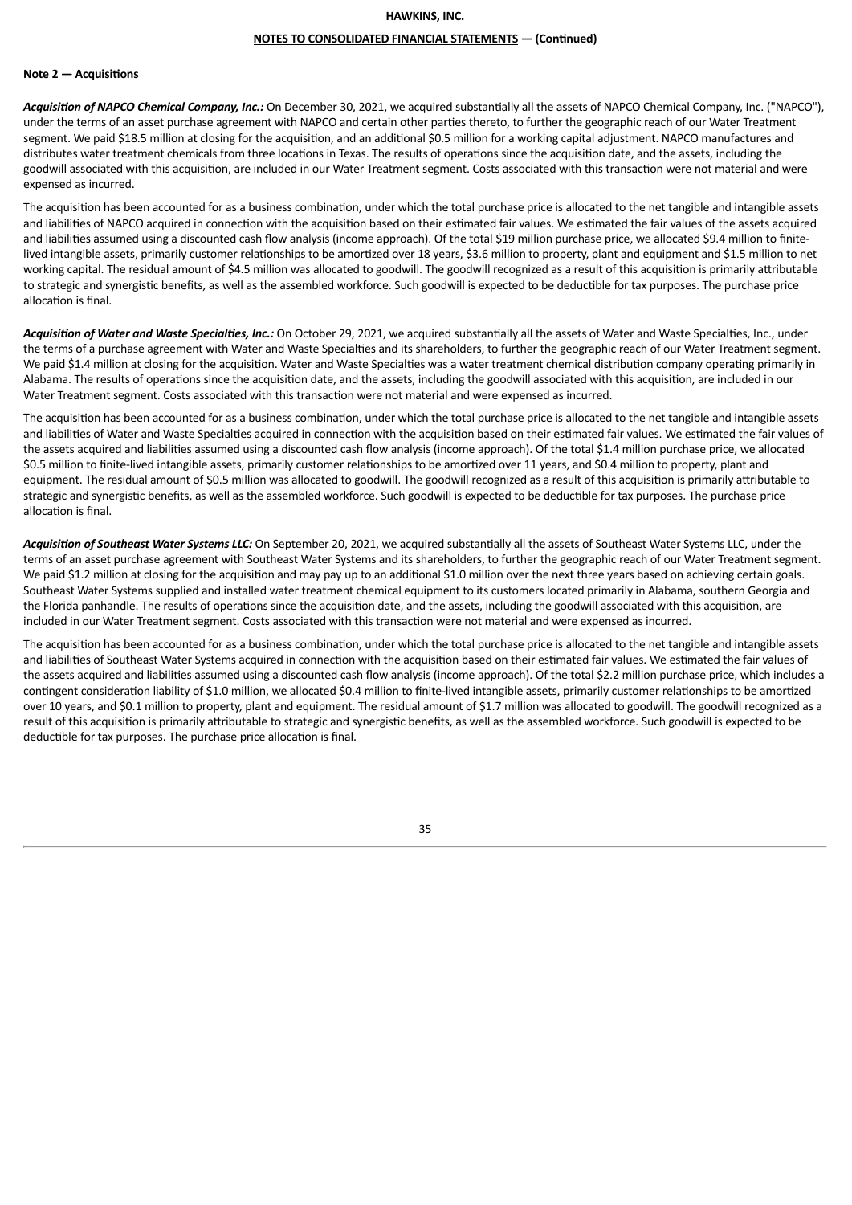### Note 2 — Acquisitions

***Acquisition of NAPCO Chemical Company, Inc.:*** On December 30, 2021, we acquired substantially all the assets of NAPCO Chemical Company, Inc. ("NAPCO"), under the terms of an asset purchase agreement with NAPCO and certain other parties thereto, to further the geographic reach of our Water Treatment segment. We paid $18.5 million at closing for the acquisition, and an additional $0.5 million for a working capital adjustment. NAPCO manufactures and distributes water treatment chemicals from three locations in Texas. The results of operations since the acquisition date, and the assets, including the goodwill associated with this acquisition, are included in our Water Treatment segment. Costs associated with this transaction were not material and were expensed as incurred.

The acquisition has been accounted for as a business combination, under which the total purchase price is allocated to the net tangible and intangible assets and liabilities of NAPCO acquired in connection with the acquisition based on their estimated fair values. We estimated the fair values of the assets acquired and liabilities assumed using a discounted cash flow analysis (income approach). Of the total $19 million purchase price, we allocated $9.4 million to finite-lived intangible assets, primarily customer relationships to be amortized over 18 years, $3.6 million to property, plant and equipment and $1.5 million to net working capital. The residual amount of $4.5 million was allocated to goodwill. The goodwill recognized as a result of this acquisition is primarily attributable to strategic and synergistic benefits, as well as the assembled workforce. Such goodwill is expected to be deductible for tax purposes. The purchase price allocation is final.

***Acquisition of Water and Waste Specialties, Inc.:*** On October 29, 2021, we acquired substantially all the assets of Water and Waste Specialties, Inc., under the terms of a purchase agreement with Water and Waste Specialties and its shareholders, to further the geographic reach of our Water Treatment segment. We paid $1.4 million at closing for the acquisition. Water and Waste Specialties was a water treatment chemical distribution company operating primarily in Alabama. The results of operations since the acquisition date, and the assets, including the goodwill associated with this acquisition, are included in our Water Treatment segment. Costs associated with this transaction were not material and were expensed as incurred.

The acquisition has been accounted for as a business combination, under which the total purchase price is allocated to the net tangible and intangible assets and liabilities of Water and Waste Specialties acquired in connection with the acquisition based on their estimated fair values. We estimated the fair values of the assets acquired and liabilities assumed using a discounted cash flow analysis (income approach). Of the total $1.4 million purchase price, we allocated $0.5 million to finite-lived intangible assets, primarily customer relationships to be amortized over 11 years, and $0.4 million to property, plant and equipment. The residual amount of $0.5 million was allocated to goodwill. The goodwill recognized as a result of this acquisition is primarily attributable to strategic and synergistic benefits, as well as the assembled workforce. Such goodwill is expected to be deductible for tax purposes. The purchase price allocation is final.

***Acquisition of Southeast Water Systems LLC:*** On September 20, 2021, we acquired substantially all the assets of Southeast Water Systems LLC, under the terms of an asset purchase agreement with Southeast Water Systems and its shareholders, to further the geographic reach of our Water Treatment segment. We paid $1.2 million at closing for the acquisition and may pay up to an additional $1.0 million over the next three years based on achieving certain goals. Southeast Water Systems supplied and installed water treatment chemical equipment to its customers located primarily in Alabama, southern Georgia and the Florida panhandle. The results of operations since the acquisition date, and the assets, including the goodwill associated with this acquisition, are included in our Water Treatment segment. Costs associated with this transaction were not material and were expensed as incurred.

The acquisition has been accounted for as a business combination, under which the total purchase price is allocated to the net tangible and intangible assets and liabilities of Southeast Water Systems acquired in connection with the acquisition based on their estimated fair values. We estimated the fair values of the assets acquired and liabilities assumed using a discounted cash flow analysis (income approach). Of the total $2.2 million purchase price, which includes a contingent consideration liability of $1.0 million, we allocated $0.4 million to finite-lived intangible assets, primarily customer relationships to be amortized over 10 years, and $0.1 million to property, plant and equipment. The residual amount of $1.7 million was allocated to goodwill. The goodwill recognized as a result of this acquisition is primarily attributable to strategic and synergistic benefits, as well as the assembled workforce. Such goodwill is expected to be deductible for tax purposes. The purchase price allocation is final.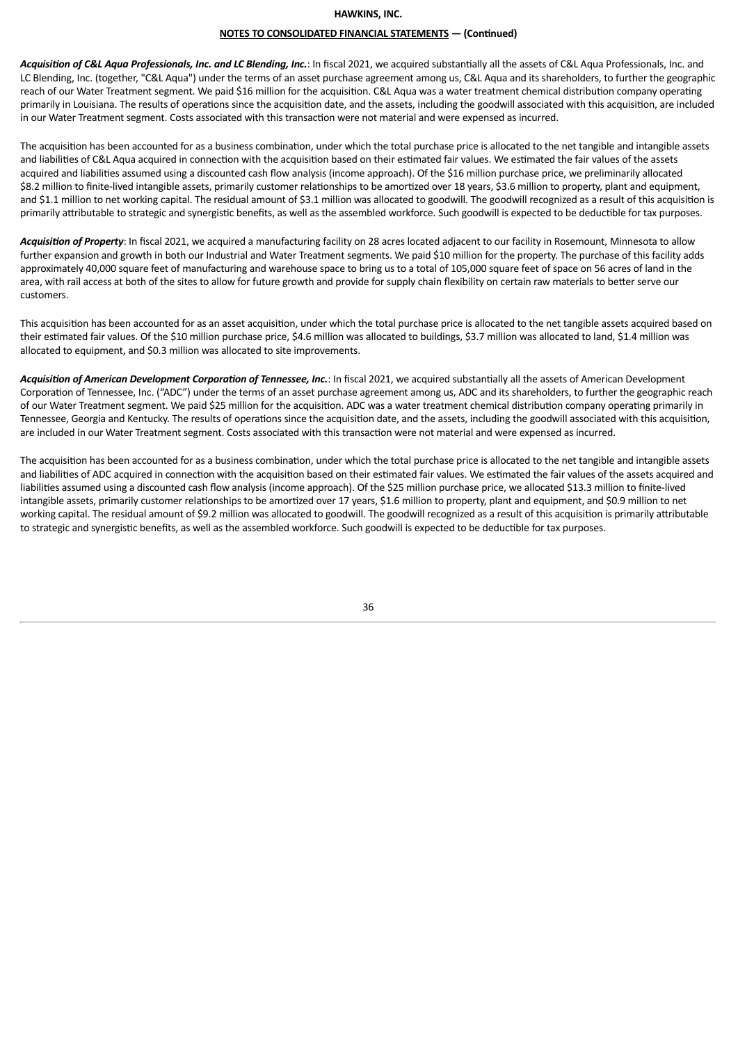***Acquisition of C&L Aqua Professionals, Inc. and LC Blending, Inc.***: In fiscal 2021, we acquired substantially all the assets of C&L Aqua Professionals, Inc. and LC Blending, Inc. (together, "C&L Aqua") under the terms of an asset purchase agreement among us, C&L Aqua and its shareholders, to further the geographic reach of our Water Treatment segment. We paid $16 million for the acquisition. C&L Aqua was a water treatment chemical distribution company operating primarily in Louisiana. The results of operations since the acquisition date, and the assets, including the goodwill associated with this acquisition, are included in our Water Treatment segment. Costs associated with this transaction were not material and were expensed as incurred.

The acquisition has been accounted for as a business combination, under which the total purchase price is allocated to the net tangible and intangible assets and liabilities of C&L Aqua acquired in connection with the acquisition based on their estimated fair values. We estimated the fair values of the assets acquired and liabilities assumed using a discounted cash flow analysis (income approach). Of the $16 million purchase price, we preliminarily allocated $8.2 million to finite-lived intangible assets, primarily customer relationships to be amortized over 18 years, $3.6 million to property, plant and equipment, and $1.1 million to net working capital. The residual amount of $3.1 million was allocated to goodwill. The goodwill recognized as a result of this acquisition is primarily attributable to strategic and synergistic benefits, as well as the assembled workforce. Such goodwill is expected to be deductible for tax purposes.

***Acquisition of Property***: In fiscal 2021, we acquired a manufacturing facility on 28 acres located adjacent to our facility in Rosemount, Minnesota to allow further expansion and growth in both our Industrial and Water Treatment segments. We paid $10 million for the property. The purchase of this facility adds approximately 40,000 square feet of manufacturing and warehouse space to bring us to a total of 105,000 square feet of space on 56 acres of land in the area, with rail access at both of the sites to allow for future growth and provide for supply chain flexibility on certain raw materials to better serve our customers.

This acquisition has been accounted for as an asset acquisition, under which the total purchase price is allocated to the net tangible assets acquired based on their estimated fair values. Of the $10 million purchase price, $4.6 million was allocated to buildings, $3.7 million was allocated to land, $1.4 million was allocated to equipment, and $0.3 million was allocated to site improvements.

***Acquisition of American Development Corporation of Tennessee, Inc.***: In fiscal 2021, we acquired substantially all the assets of American Development Corporation of Tennessee, Inc. ("ADC") under the terms of an asset purchase agreement among us, ADC and its shareholders, to further the geographic reach of our Water Treatment segment. We paid $25 million for the acquisition. ADC was a water treatment chemical distribution company operating primarily in Tennessee, Georgia and Kentucky. The results of operations since the acquisition date, and the assets, including the goodwill associated with this acquisition, are included in our Water Treatment segment. Costs associated with this transaction were not material and were expensed as incurred.

The acquisition has been accounted for as a business combination, under which the total purchase price is allocated to the net tangible and intangible assets and liabilities of ADC acquired in connection with the acquisition based on their estimated fair values. We estimated the fair values of the assets acquired and liabilities assumed using a discounted cash flow analysis (income approach). Of the $25 million purchase price, we allocated $13.3 million to finite-lived intangible assets, primarily customer relationships to be amortized over 17 years, $1.6 million to property, plant and equipment, and $0.9 million to net working capital. The residual amount of $9.2 million was allocated to goodwill. The goodwill recognized as a result of this acquisition is primarily attributable to strategic and synergistic benefits, as well as the assembled workforce. Such goodwill is expected to be deductible for tax purposes.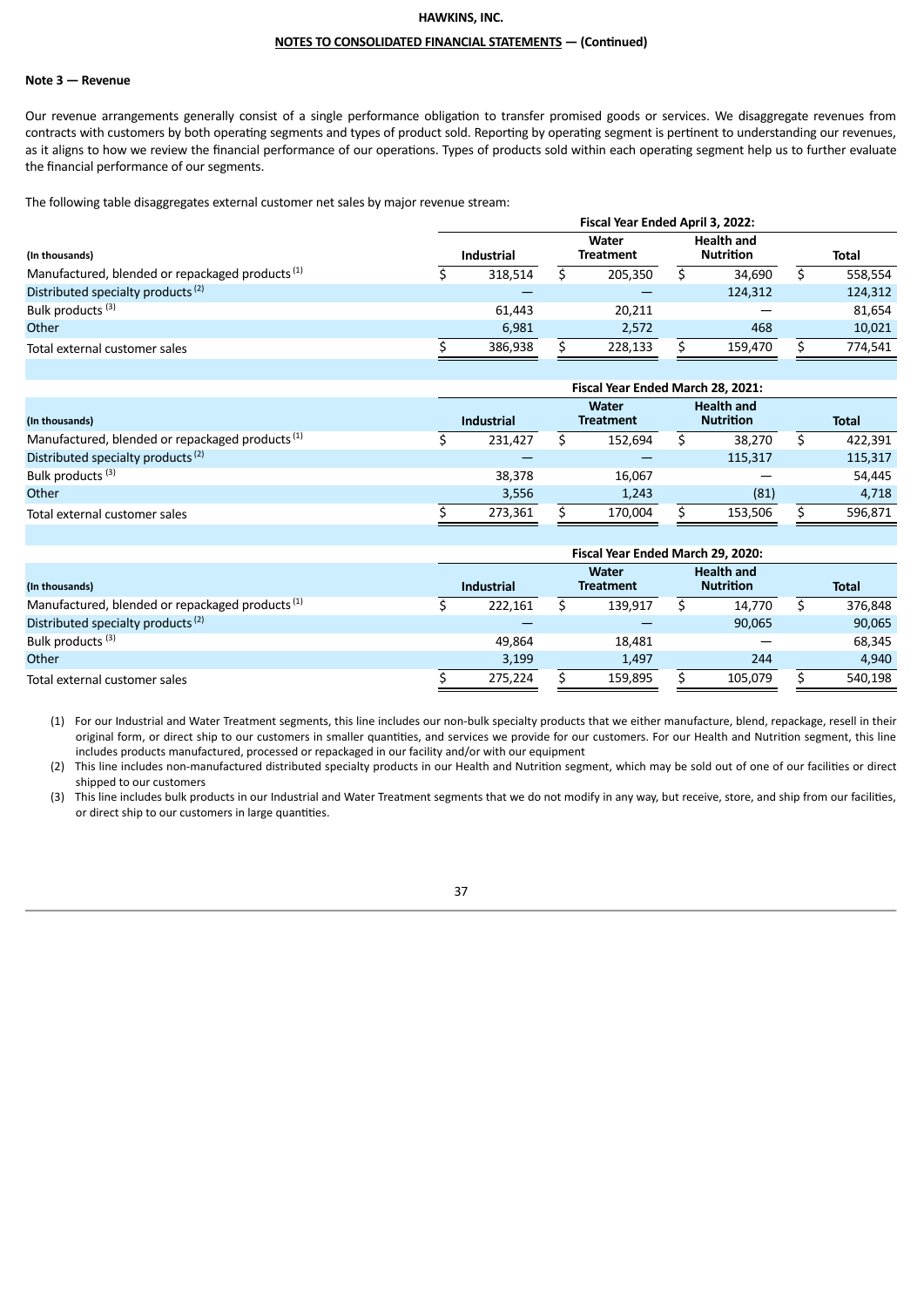#### Note 3 — Revenue

Our revenue arrangements generally consist of a single performance obligation to transfer promised goods or services. We disaggregate revenues from contracts with customers by both operating segments and types of product sold. Reporting by operating segment is pertinent to understanding our revenues, as it aligns to how we review the financial performance of our operations. Types of products sold within each operating segment help us to further evaluate the financial performance of our segments.

The following table disaggregates external customer net sales by major revenue stream:

| (In thousands) | Fiscal Year Ended April 3, 2022: | | | |
|---|---|---|---|---|
| | Industrial | Water Treatment | Health and Nutrition | Total |
| Manufactured, blended or repackaged products [1] | $ 318,514 | $ 205,350 | $ 34,690 | $ 558,554 |
| Distributed specialty products [2] | — | — | 124,312 | 124,312 |
| Bulk products [3] | 61,443 | 20,211 | — | 81,654 |
| Other | 6,981 | 2,572 | 468 | 10,021 |
| Total external customer sales | $ 386,938 | $ 228,133 | $ 159,470 | $ 774,541 |

| (In thousands) | Fiscal Year Ended March 28, 2021: | | | |
|---|---|---|---|---|
| | Industrial | Water Treatment | Health and Nutrition | Total |
| Manufactured, blended or repackaged products [1] | $ 231,427 | $ 152,694 | $ 38,270 | $ 422,391 |
| Distributed specialty products [2] | — | — | 115,317 | 115,317 |
| Bulk products [3] | 38,378 | 16,067 | — | 54,445 |
| Other | 3,556 | 1,243 | (81) | 4,718 |
| Total external customer sales | $ 273,361 | $ 170,004 | $ 153,506 | $ 596,871 |

| (In thousands) | Fiscal Year Ended March 29, 2020: | | | |
|---|---|---|---|---|
| | Industrial | Water Treatment | Health and Nutrition | Total |
| Manufactured, blended or repackaged products [1] | $ 222,161 | $ 139,917 | $ 14,770 | $ 376,848 |
| Distributed specialty products [2] | — | — | 90,065 | 90,065 |
| Bulk products [3] | 49,864 | 18,481 | — | 68,345 |
| Other | 3,199 | 1,497 | 244 | 4,940 |
| Total external customer sales | $ 275,224 | $ 159,895 | $ 105,079 | $ 540,198 |

(1) For our Industrial and Water Treatment segments, this line includes our non-bulk specialty products that we either manufacture, blend, repackage, resell in their original form, or direct ship to our customers in smaller quantities, and services we provide for our customers. For our Health and Nutrition segment, this line includes products manufactured, processed or repackaged in our facility and/or with our equipment

(2) This line includes non-manufactured distributed specialty products in our Health and Nutrition segment, which may be sold out of one of our facilities or direct shipped to our customers

(3) This line includes bulk products in our Industrial and Water Treatment segments that we do not modify in any way, but receive, store, and ship from our facilities, or direct ship to our customers in large quantities.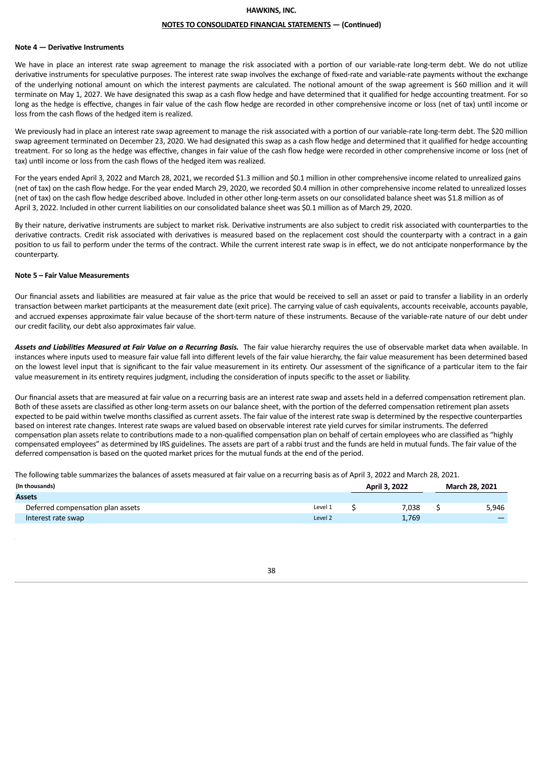### Note 4 — Derivative Instruments

We have in place an interest rate swap agreement to manage the risk associated with a portion of our variable-rate long-term debt. We do not utilize derivative instruments for speculative purposes. The interest rate swap involves the exchange of fixed-rate and variable-rate payments without the exchange of the underlying notional amount on which the interest payments are calculated. The notional amount of the swap agreement is $60 million and it will terminate on May 1, 2027. We have designated this swap as a cash flow hedge and have determined that it qualified for hedge accounting treatment. For so long as the hedge is effective, changes in fair value of the cash flow hedge are recorded in other comprehensive income or loss (net of tax) until income or loss from the cash flows of the hedged item is realized.

We previously had in place an interest rate swap agreement to manage the risk associated with a portion of our variable-rate long-term debt. The $20 million swap agreement terminated on December 23, 2020. We had designated this swap as a cash flow hedge and determined that it qualified for hedge accounting treatment. For so long as the hedge was effective, changes in fair value of the cash flow hedge were recorded in other comprehensive income or loss (net of tax) until income or loss from the cash flows of the hedged item was realized.

For the years ended April 3, 2022 and March 28, 2021, we recorded $1.3 million and $0.1 million in other comprehensive income related to unrealized gains (net of tax) on the cash flow hedge. For the year ended March 29, 2020, we recorded $0.4 million in other comprehensive income related to unrealized losses (net of tax) on the cash flow hedge described above. Included in other other long-term assets on our consolidated balance sheet was $1.8 million as of April 3, 2022. Included in other current liabilities on our consolidated balance sheet was $0.1 million as of March 29, 2020.

By their nature, derivative instruments are subject to market risk. Derivative instruments are also subject to credit risk associated with counterparties to the derivative contracts. Credit risk associated with derivatives is measured based on the replacement cost should the counterparty with a contract in a gain position to us fail to perform under the terms of the contract. While the current interest rate swap is in effect, we do not anticipate nonperformance by the counterparty.

### Note 5 – Fair Value Measurements

Our financial assets and liabilities are measured at fair value as the price that would be received to sell an asset or paid to transfer a liability in an orderly transaction between market participants at the measurement date (exit price). The carrying value of cash equivalents, accounts receivable, accounts payable, and accrued expenses approximate fair value because of the short-term nature of these instruments. Because of the variable-rate nature of our debt under our credit facility, our debt also approximates fair value.

***Assets and Liabilities Measured at Fair Value on a Recurring Basis.*** The fair value hierarchy requires the use of observable market data when available. In instances where inputs used to measure fair value fall into different levels of the fair value hierarchy, the fair value measurement has been determined based on the lowest level input that is significant to the fair value measurement in its entirety. Our assessment of the significance of a particular item to the fair value measurement in its entirety requires judgment, including the consideration of inputs specific to the asset or liability.

Our financial assets that are measured at fair value on a recurring basis are an interest rate swap and assets held in a deferred compensation retirement plan. Both of these assets are classified as other long-term assets on our balance sheet, with the portion of the deferred compensation retirement plan assets expected to be paid within twelve months classified as current assets. The fair value of the interest rate swap is determined by the respective counterparties based on interest rate changes. Interest rate swaps are valued based on observable interest rate yield curves for similar instruments. The deferred compensation plan assets relate to contributions made to a non-qualified compensation plan on behalf of certain employees who are classified as "highly compensated employees" as determined by IRS guidelines. The assets are part of a rabbi trust and the funds are held in mutual funds. The fair value of the deferred compensation is based on the quoted market prices for the mutual funds at the end of the period.

The following table summarizes the balances of assets measured at fair value on a recurring basis as of April 3, 2022 and March 28, 2021.

| (In thousands) | | April 3, 2022 | March 28, 2021 |
|---|---|---|---|
| **Assets** | | | |
| Deferred compensation plan assets | Level 1 | $ 7,038 | $ 5,946 |
| Interest rate swap | Level 2 | 1,769 | — |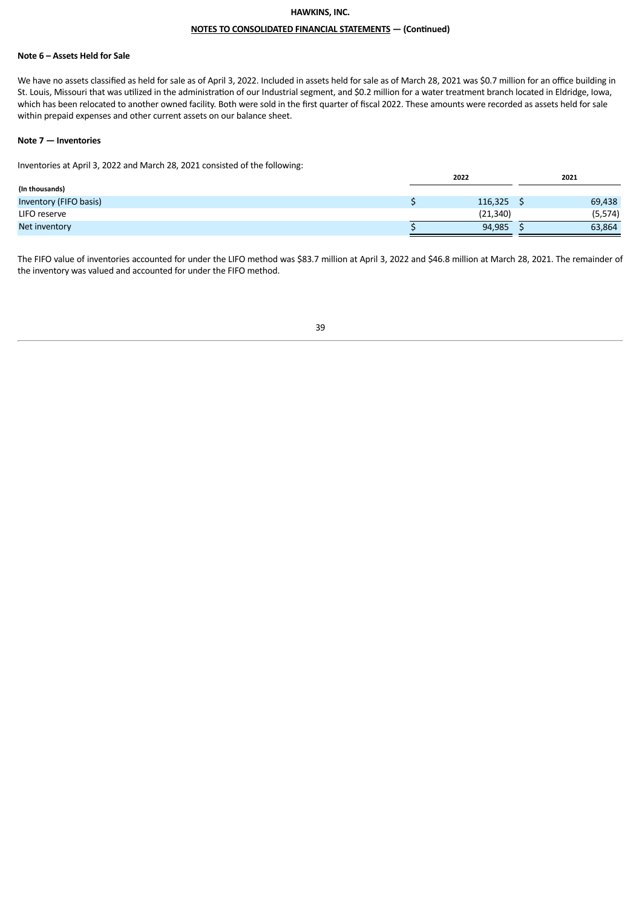**HAWKINS, INC.**

**NOTES TO CONSOLIDATED FINANCIAL STATEMENTS — (Continued)**

**Note 6 – Assets Held for Sale**

We have no assets classified as held for sale as of April 3, 2022. Included in assets held for sale as of March 28, 2021 was $0.7 million for an office building in St. Louis, Missouri that was utilized in the administration of our Industrial segment, and $0.2 million for a water treatment branch located in Eldridge, Iowa, which has been relocated to another owned facility. Both were sold in the first quarter of fiscal 2022. These amounts were recorded as assets held for sale within prepaid expenses and other current assets on our balance sheet.

**Note 7 — Inventories**

Inventories at April 3, 2022 and March 28, 2021 consisted of the following:

| (In thousands) | 2022 | 2021 |
|---|---|---|
| Inventory (FIFO basis) | $ 116,325 | $ 69,438 |
| LIFO reserve | (21,340) | (5,574) |
| Net inventory | $ 94,985 | $ 63,864 |

The FIFO value of inventories accounted for under the LIFO method was $83.7 million at April 3, 2022 and $46.8 million at March 28, 2021. The remainder of the inventory was valued and accounted for under the FIFO method.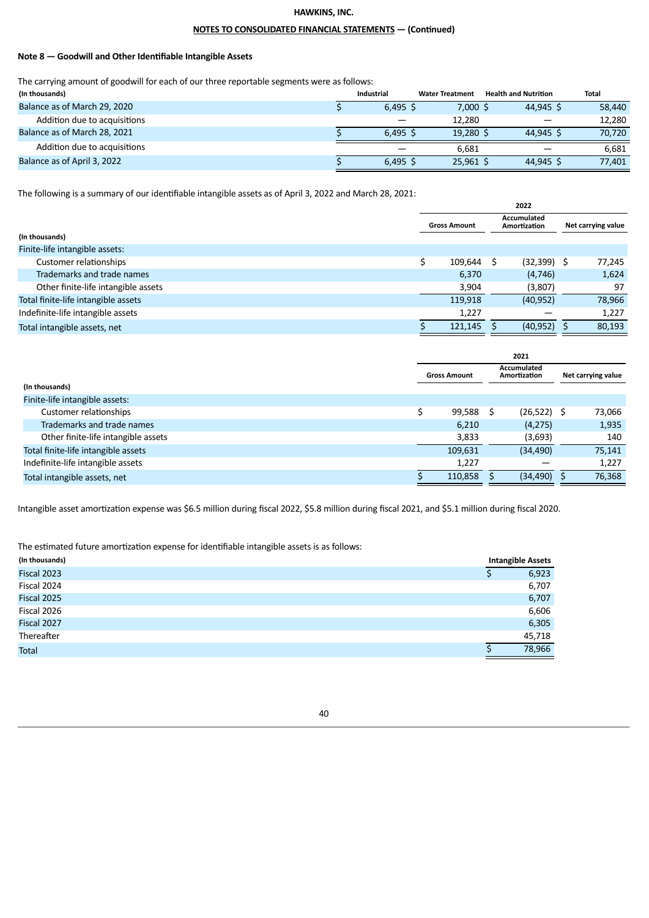**HAWKINS, INC.**

**NOTES TO CONSOLIDATED FINANCIAL STATEMENTS — (Continued)**

### Note 8 — Goodwill and Other Identifiable Intangible Assets

The carrying amount of goodwill for each of our three reportable segments were as follows:

| (In thousands) | Industrial | Water Treatment | Health and Nutrition | Total |
|---|---|---|---|---|
| Balance as of March 29, 2020 | $ 6,495 | $ 7,000 | $ 44,945 | $ 58,440 |
| Addition due to acquisitions | — | 12,280 | — | 12,280 |
| Balance as of March 28, 2021 | $ 6,495 | $ 19,280 | $ 44,945 | $ 70,720 |
| Addition due to acquisitions | — | 6,681 | — | 6,681 |
| Balance as of April 3, 2022 | $ 6,495 | $ 25,961 | $ 44,945 | $ 77,401 |

The following is a summary of our identifiable intangible assets as of April 3, 2022 and March 28, 2021:

| | 2022 | | |
|---|---|---|---|
| (In thousands) | Gross Amount | Accumulated Amortization | Net carrying value |
| Finite-life intangible assets: | | | |
| Customer relationships | $ 109,644 | $ (32,399) | $ 77,245 |
| Trademarks and trade names | 6,370 | (4,746) | 1,624 |
| Other finite-life intangible assets | 3,904 | (3,807) | 97 |
| Total finite-life intangible assets | 119,918 | (40,952) | 78,966 |
| Indefinite-life intangible assets | 1,227 | — | 1,227 |
| Total intangible assets, net | $ 121,145 | $ (40,952) | $ 80,193 |

| | 2021 | | |
|---|---|---|---|
| (In thousands) | Gross Amount | Accumulated Amortization | Net carrying value |
| Finite-life intangible assets: | | | |
| Customer relationships | $ 99,588 | $ (26,522) | $ 73,066 |
| Trademarks and trade names | 6,210 | (4,275) | 1,935 |
| Other finite-life intangible assets | 3,833 | (3,693) | 140 |
| Total finite-life intangible assets | 109,631 | (34,490) | 75,141 |
| Indefinite-life intangible assets | 1,227 | — | 1,227 |
| Total intangible assets, net | $ 110,858 | $ (34,490) | $ 76,368 |

Intangible asset amortization expense was $6.5 million during fiscal 2022, $5.8 million during fiscal 2021, and $5.1 million during fiscal 2020.

The estimated future amortization expense for identifiable intangible assets is as follows:

| (In thousands) | Intangible Assets |
|---|---|
| Fiscal 2023 | $ 6,923 |
| Fiscal 2024 | 6,707 |
| Fiscal 2025 | 6,707 |
| Fiscal 2026 | 6,606 |
| Fiscal 2027 | 6,305 |
| Thereafter | 45,718 |
| Total | $ 78,966 |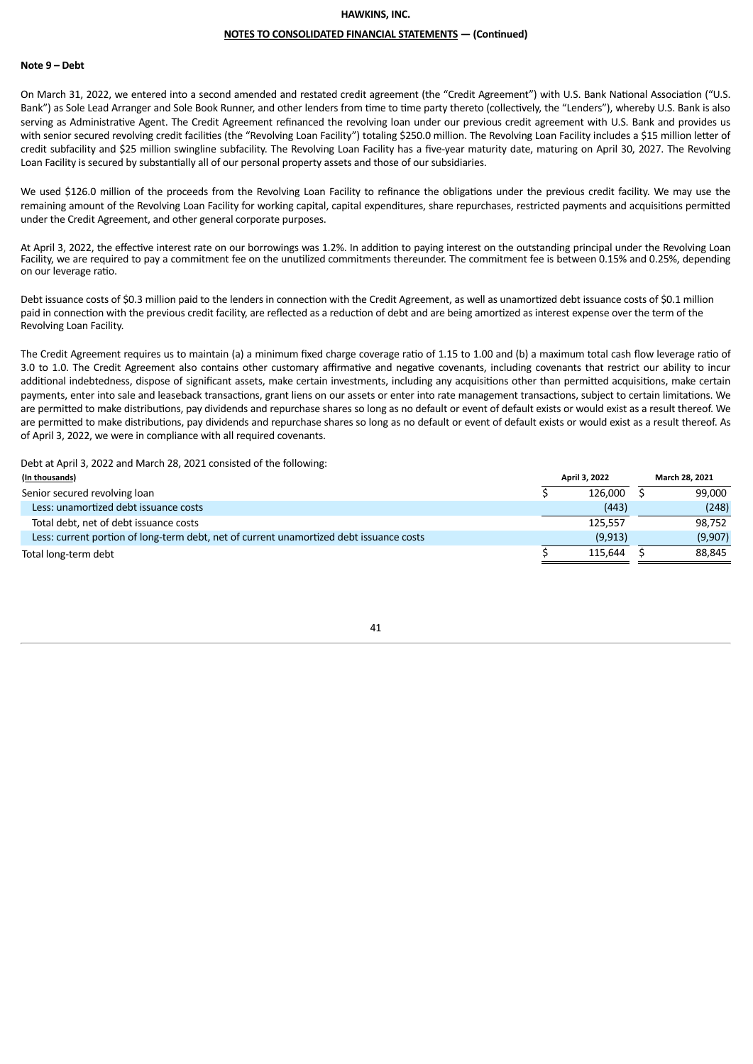### Note 9 – Debt

On March 31, 2022, we entered into a second amended and restated credit agreement (the "Credit Agreement") with U.S. Bank National Association ("U.S. Bank") as Sole Lead Arranger and Sole Book Runner, and other lenders from time to time party thereto (collectively, the "Lenders"), whereby U.S. Bank is also serving as Administrative Agent. The Credit Agreement refinanced the revolving loan under our previous credit agreement with U.S. Bank and provides us with senior secured revolving credit facilities (the "Revolving Loan Facility") totaling $250.0 million. The Revolving Loan Facility includes a $15 million letter of credit subfacility and $25 million swingline subfacility. The Revolving Loan Facility has a five-year maturity date, maturing on April 30, 2027. The Revolving Loan Facility is secured by substantially all of our personal property assets and those of our subsidiaries.

We used $126.0 million of the proceeds from the Revolving Loan Facility to refinance the obligations under the previous credit facility. We may use the remaining amount of the Revolving Loan Facility for working capital, capital expenditures, share repurchases, restricted payments and acquisitions permitted under the Credit Agreement, and other general corporate purposes.

At April 3, 2022, the effective interest rate on our borrowings was 1.2%. In addition to paying interest on the outstanding principal under the Revolving Loan Facility, we are required to pay a commitment fee on the unutilized commitments thereunder. The commitment fee is between 0.15% and 0.25%, depending on our leverage ratio.

Debt issuance costs of $0.3 million paid to the lenders in connection with the Credit Agreement, as well as unamortized debt issuance costs of $0.1 million paid in connection with the previous credit facility, are reflected as a reduction of debt and are being amortized as interest expense over the term of the Revolving Loan Facility.

The Credit Agreement requires us to maintain (a) a minimum fixed charge coverage ratio of 1.15 to 1.00 and (b) a maximum total cash flow leverage ratio of 3.0 to 1.0. The Credit Agreement also contains other customary affirmative and negative covenants, including covenants that restrict our ability to incur additional indebtedness, dispose of significant assets, make certain investments, including any acquisitions other than permitted acquisitions, make certain payments, enter into sale and leaseback transactions, grant liens on our assets or enter into rate management transactions, subject to certain limitations. We are permitted to make distributions, pay dividends and repurchase shares so long as no default or event of default exists or would exist as a result thereof. We are permitted to make distributions, pay dividends and repurchase shares so long as no default or event of default exists or would exist as a result thereof. As of April 3, 2022, we were in compliance with all required covenants.

Debt at April 3, 2022 and March 28, 2021 consisted of the following:

| (In thousands) | April 3, 2022 | March 28, 2021 |
|---|---|---|
| Senior secured revolving loan | $ 126,000 | $ 99,000 |
| Less: unamortized debt issuance costs | (443) | (248) |
| Total debt, net of debt issuance costs | 125,557 | 98,752 |
| Less: current portion of long-term debt, net of current unamortized debt issuance costs | (9,913) | (9,907) |
| Total long-term debt | $ 115,644 | $ 88,845 |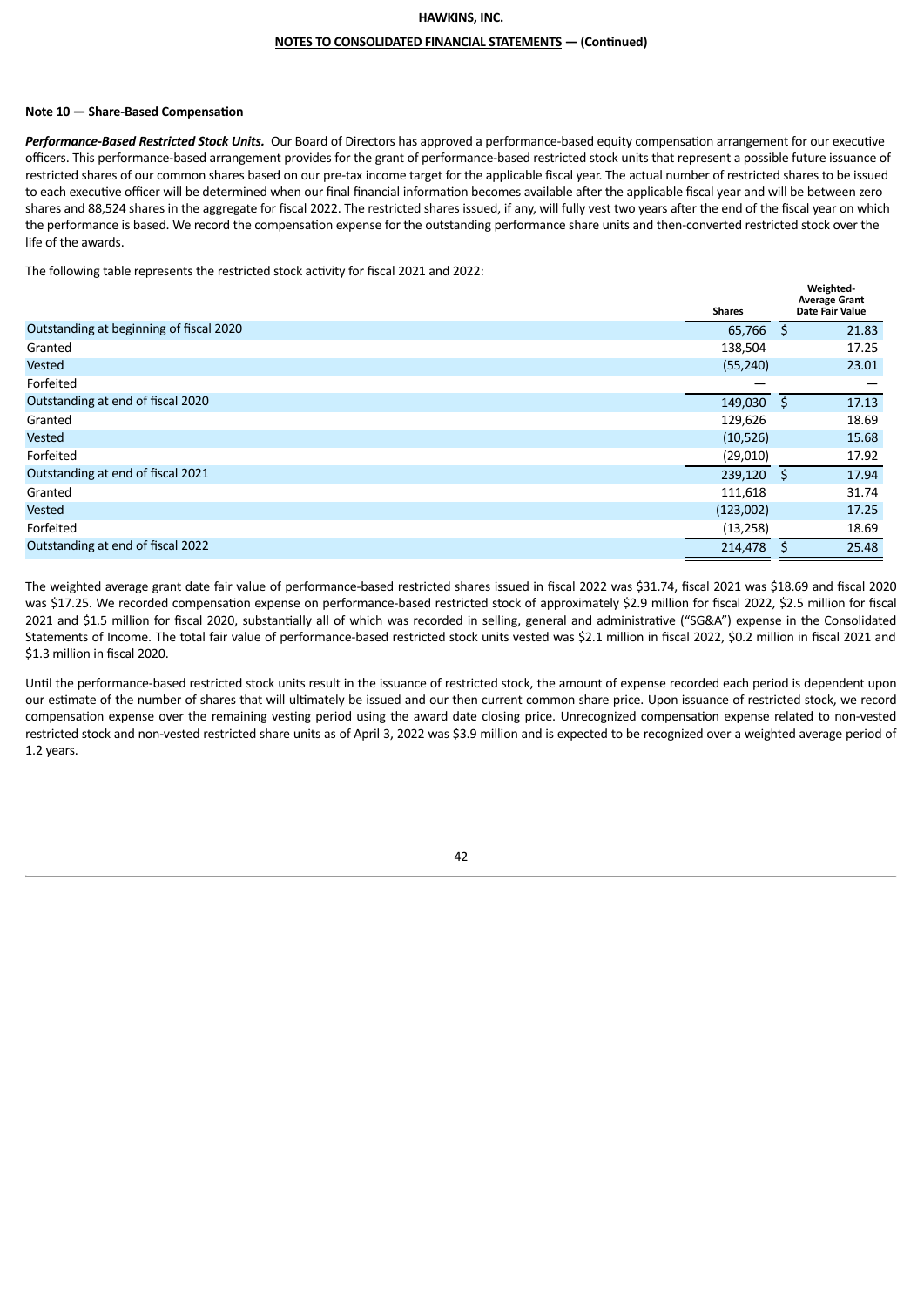## Note 10 — Share-Based Compensation

***Performance-Based Restricted Stock Units.*** Our Board of Directors has approved a performance-based equity compensation arrangement for our executive officers. This performance-based arrangement provides for the grant of performance-based restricted stock units that represent a possible future issuance of restricted shares of our common shares based on our pre-tax income target for the applicable fiscal year. The actual number of restricted shares to be issued to each executive officer will be determined when our final financial information becomes available after the applicable fiscal year and will be between zero shares and 88,524 shares in the aggregate for fiscal 2022. The restricted shares issued, if any, will fully vest two years after the end of the fiscal year on which the performance is based. We record the compensation expense for the outstanding performance share units and then-converted restricted stock over the life of the awards.

The following table represents the restricted stock activity for fiscal 2021 and 2022:

| | Shares | Weighted-Average Grant Date Fair Value |
|---|---|---|
| Outstanding at beginning of fiscal 2020 | 65,766 | $ 21.83 |
| Granted | 138,504 | 17.25 |
| Vested | (55,240) | 23.01 |
| Forfeited | — | — |
| Outstanding at end of fiscal 2020 | 149,030 | $ 17.13 |
| Granted | 129,626 | 18.69 |
| Vested | (10,526) | 15.68 |
| Forfeited | (29,010) | 17.92 |
| Outstanding at end of fiscal 2021 | 239,120 | $ 17.94 |
| Granted | 111,618 | 31.74 |
| Vested | (123,002) | 17.25 |
| Forfeited | (13,258) | 18.69 |
| Outstanding at end of fiscal 2022 | 214,478 | $ 25.48 |

The weighted average grant date fair value of performance-based restricted shares issued in fiscal 2022 was $31.74, fiscal 2021 was $18.69 and fiscal 2020 was $17.25. We recorded compensation expense on performance-based restricted stock of approximately $2.9 million for fiscal 2022, $2.5 million for fiscal 2021 and $1.5 million for fiscal 2020, substantially all of which was recorded in selling, general and administrative ("SG&A") expense in the Consolidated Statements of Income. The total fair value of performance-based restricted stock units vested was $2.1 million in fiscal 2022, $0.2 million in fiscal 2021 and $1.3 million in fiscal 2020.

Until the performance-based restricted stock units result in the issuance of restricted stock, the amount of expense recorded each period is dependent upon our estimate of the number of shares that will ultimately be issued and our then current common share price. Upon issuance of restricted stock, we record compensation expense over the remaining vesting period using the award date closing price. Unrecognized compensation expense related to non-vested restricted stock and non-vested restricted share units as of April 3, 2022 was $3.9 million and is expected to be recognized over a weighted average period of 1.2 years.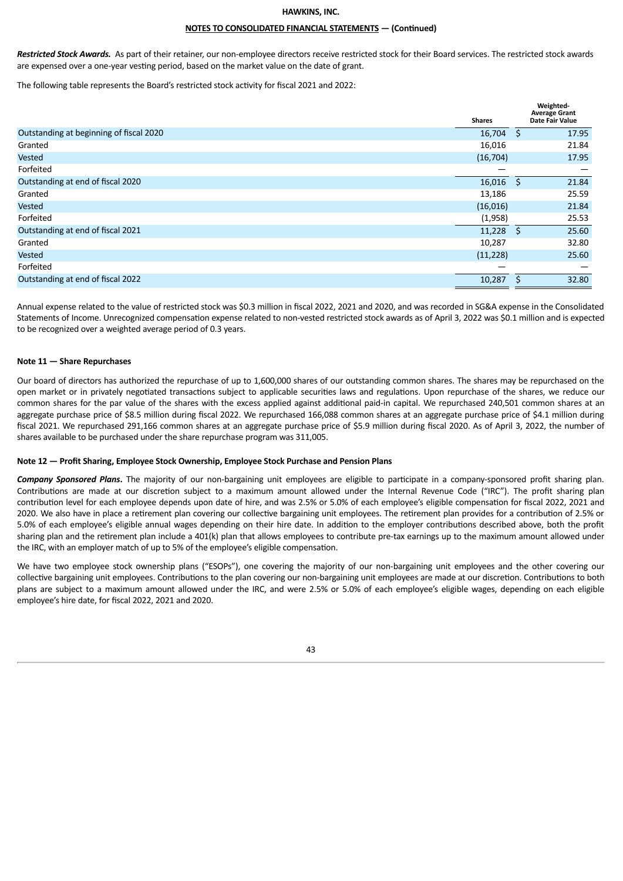***Restricted Stock Awards.*** As part of their retainer, our non-employee directors receive restricted stock for their Board services. The restricted stock awards are expensed over a one-year vesting period, based on the market value on the date of grant.

The following table represents the Board's restricted stock activity for fiscal 2021 and 2022:

| | Shares | Weighted-Average Grant Date Fair Value |
|---|---|---|
| Outstanding at beginning of fiscal 2020 | 16,704 | $ 17.95 |
| Granted | 16,016 | 21.84 |
| Vested | (16,704) | 17.95 |
| Forfeited | — | — |
| Outstanding at end of fiscal 2020 | 16,016 | $ 21.84 |
| Granted | 13,186 | 25.59 |
| Vested | (16,016) | 21.84 |
| Forfeited | (1,958) | 25.53 |
| Outstanding at end of fiscal 2021 | 11,228 | $ 25.60 |
| Granted | 10,287 | 32.80 |
| Vested | (11,228) | 25.60 |
| Forfeited | — | — |
| Outstanding at end of fiscal 2022 | 10,287 | $ 32.80 |

Annual expense related to the value of restricted stock was $0.3 million in fiscal 2022, 2021 and 2020, and was recorded in SG&A expense in the Consolidated Statements of Income. Unrecognized compensation expense related to non-vested restricted stock awards as of April 3, 2022 was $0.1 million and is expected to be recognized over a weighted average period of 0.3 years.

### Note 11 — Share Repurchases

Our board of directors has authorized the repurchase of up to 1,600,000 shares of our outstanding common shares. The shares may be repurchased on the open market or in privately negotiated transactions subject to applicable securities laws and regulations. Upon repurchase of the shares, we reduce our common shares for the par value of the shares with the excess applied against additional paid-in capital. We repurchased 240,501 common shares at an aggregate purchase price of $8.5 million during fiscal 2022. We repurchased 166,088 common shares at an aggregate purchase price of $4.1 million during fiscal 2021. We repurchased 291,166 common shares at an aggregate purchase price of $5.9 million during fiscal 2020. As of April 3, 2022, the number of shares available to be purchased under the share repurchase program was 311,005.

### Note 12 — Profit Sharing, Employee Stock Ownership, Employee Stock Purchase and Pension Plans

***Company Sponsored Plans*****.** The majority of our non-bargaining unit employees are eligible to participate in a company-sponsored profit sharing plan. Contributions are made at our discretion subject to a maximum amount allowed under the Internal Revenue Code ("IRC"). The profit sharing plan contribution level for each employee depends upon date of hire, and was 2.5% or 5.0% of each employee's eligible compensation for fiscal 2022, 2021 and 2020. We also have in place a retirement plan covering our collective bargaining unit employees. The retirement plan provides for a contribution of 2.5% or 5.0% of each employee's eligible annual wages depending on their hire date. In addition to the employer contributions described above, both the profit sharing plan and the retirement plan include a 401(k) plan that allows employees to contribute pre-tax earnings up to the maximum amount allowed under the IRC, with an employer match of up to 5% of the employee's eligible compensation.

We have two employee stock ownership plans ("ESOPs"), one covering the majority of our non-bargaining unit employees and the other covering our collective bargaining unit employees. Contributions to the plan covering our non-bargaining unit employees are made at our discretion. Contributions to both plans are subject to a maximum amount allowed under the IRC, and were 2.5% or 5.0% of each employee's eligible wages, depending on each eligible employee's hire date, for fiscal 2022, 2021 and 2020.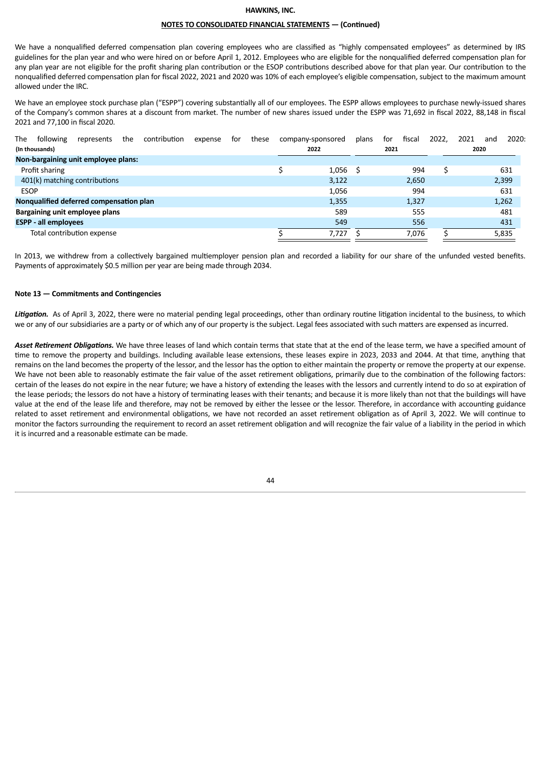We have a nonqualified deferred compensation plan covering employees who are classified as "highly compensated employees" as determined by IRS guidelines for the plan year and who were hired on or before April 1, 2012. Employees who are eligible for the nonqualified deferred compensation plan for any plan year are not eligible for the profit sharing plan contribution or the ESOP contributions described above for that plan year. Our contribution to the nonqualified deferred compensation plan for fiscal 2022, 2021 and 2020 was 10% of each employee's eligible compensation, subject to the maximum amount allowed under the IRC.

We have an employee stock purchase plan ("ESPP") covering substantially all of our employees. The ESPP allows employees to purchase newly-issued shares of the Company's common shares at a discount from market. The number of new shares issued under the ESPP was 71,692 in fiscal 2022, 88,148 in fiscal 2021 and 77,100 in fiscal 2020.

The following represents the contribution expense for these company-sponsored plans for fiscal 2022, 2021 and 2020:

| (In thousands) | 2022 | 2021 | 2020 |
|---|---|---|---|
| **Non-bargaining unit employee plans:** | | | |
| Profit sharing | $ 1,056 | $ 994 | $ 631 |
| 401(k) matching contributions | 3,122 | 2,650 | 2,399 |
| ESOP | 1,056 | 994 | 631 |
| **Nonqualified deferred compensation plan** | 1,355 | 1,327 | 1,262 |
| **Bargaining unit employee plans** | 589 | 555 | 481 |
| **ESPP - all employees** | 549 | 556 | 431 |
| Total contribution expense | $ 7,727 | $ 7,076 | $ 5,835 |

In 2013, we withdrew from a collectively bargained multiemployer pension plan and recorded a liability for our share of the unfunded vested benefits. Payments of approximately $0.5 million per year are being made through 2034.

### Note 13 — Commitments and Contingencies

***Litigation.*** As of April 3, 2022, there were no material pending legal proceedings, other than ordinary routine litigation incidental to the business, to which we or any of our subsidiaries are a party or of which any of our property is the subject. Legal fees associated with such matters are expensed as incurred.

***Asset Retirement Obligations.*** We have three leases of land which contain terms that state that at the end of the lease term, we have a specified amount of time to remove the property and buildings. Including available lease extensions, these leases expire in 2023, 2033 and 2044. At that time, anything that remains on the land becomes the property of the lessor, and the lessor has the option to either maintain the property or remove the property at our expense. We have not been able to reasonably estimate the fair value of the asset retirement obligations, primarily due to the combination of the following factors: certain of the leases do not expire in the near future; we have a history of extending the leases with the lessors and currently intend to do so at expiration of the lease periods; the lessors do not have a history of terminating leases with their tenants; and because it is more likely than not that the buildings will have value at the end of the lease life and therefore, may not be removed by either the lessee or the lessor. Therefore, in accordance with accounting guidance related to asset retirement and environmental obligations, we have not recorded an asset retirement obligation as of April 3, 2022. We will continue to monitor the factors surrounding the requirement to record an asset retirement obligation and will recognize the fair value of a liability in the period in which it is incurred and a reasonable estimate can be made.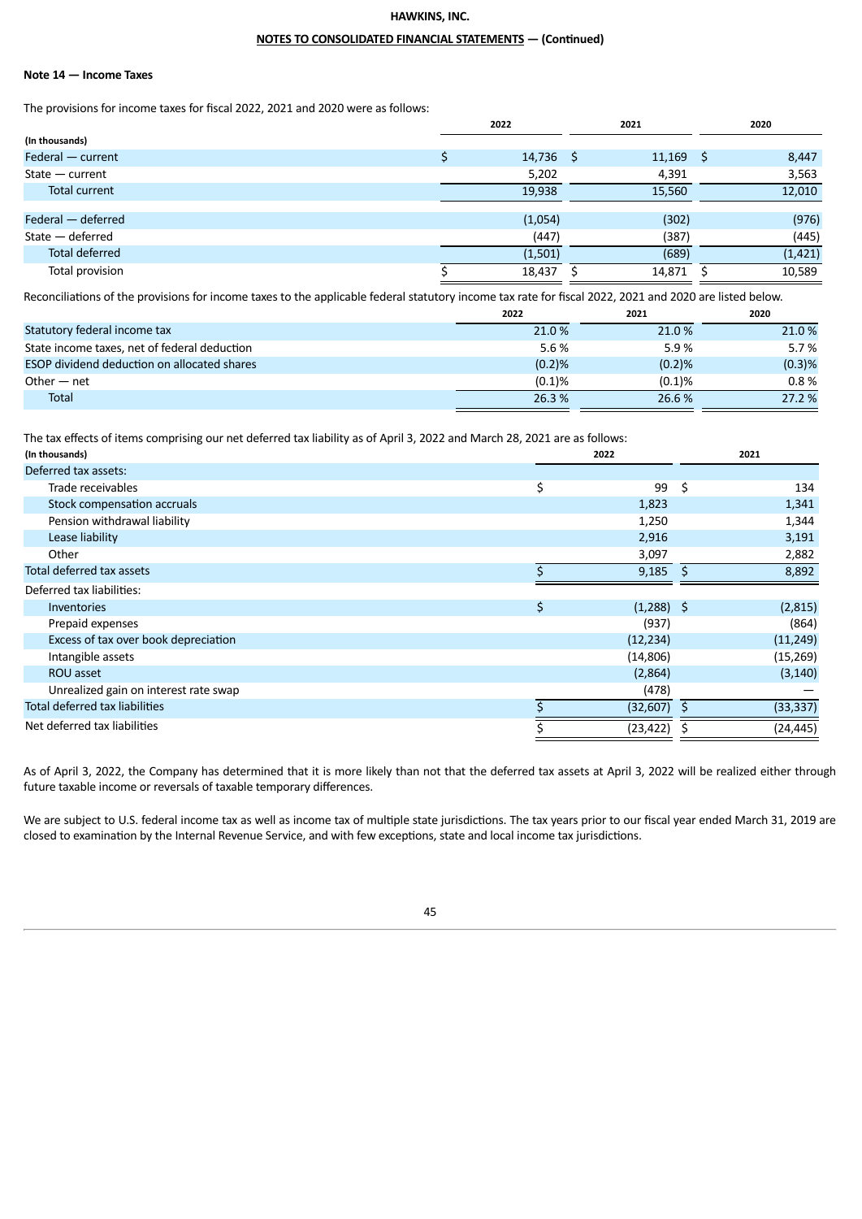**Note 14 — Income Taxes**

The provisions for income taxes for fiscal 2022, 2021 and 2020 were as follows:

| (In thousands) | 2022 | 2021 | 2020 |
|---|---|---|---|
| Federal — current | $ 14,736 | $ 11,169 | $ 8,447 |
| State — current | 5,202 | 4,391 | 3,563 |
| Total current | 19,938 | 15,560 | 12,010 |
| Federal — deferred | (1,054) | (302) | (976) |
| State — deferred | (447) | (387) | (445) |
| Total deferred | (1,501) | (689) | (1,421) |
| Total provision | $ 18,437 | $ 14,871 | $ 10,589 |

Reconciliations of the provisions for income taxes to the applicable federal statutory income tax rate for fiscal 2022, 2021 and 2020 are listed below.

| | 2022 | 2021 | 2020 |
|---|---|---|---|
| Statutory federal income tax | 21.0 % | 21.0 % | 21.0 % |
| State income taxes, net of federal deduction | 5.6 % | 5.9 % | 5.7 % |
| ESOP dividend deduction on allocated shares | (0.2)% | (0.2)% | (0.3)% |
| Other — net | (0.1)% | (0.1)% | 0.8 % |
| Total | 26.3 % | 26.6 % | 27.2 % |

The tax effects of items comprising our net deferred tax liability as of April 3, 2022 and March 28, 2021 are as follows:

| (In thousands) | 2022 | 2021 |
|---|---|---|
| Deferred tax assets: | | |
| Trade receivables | $ 99 | $ 134 |
| Stock compensation accruals | 1,823 | 1,341 |
| Pension withdrawal liability | 1,250 | 1,344 |
| Lease liability | 2,916 | 3,191 |
| Other | 3,097 | 2,882 |
| Total deferred tax assets | $ 9,185 | $ 8,892 |
| Deferred tax liabilities: | | |
| Inventories | $ (1,288) | $ (2,815) |
| Prepaid expenses | (937) | (864) |
| Excess of tax over book depreciation | (12,234) | (11,249) |
| Intangible assets | (14,806) | (15,269) |
| ROU asset | (2,864) | (3,140) |
| Unrealized gain on interest rate swap | (478) | — |
| Total deferred tax liabilities | $ (32,607) | $ (33,337) |
| Net deferred tax liabilities | $ (23,422) | $ (24,445) |

As of April 3, 2022, the Company has determined that it is more likely than not that the deferred tax assets at April 3, 2022 will be realized either through future taxable income or reversals of taxable temporary differences.

We are subject to U.S. federal income tax as well as income tax of multiple state jurisdictions. The tax years prior to our fiscal year ended March 31, 2019 are closed to examination by the Internal Revenue Service, and with few exceptions, state and local income tax jurisdictions.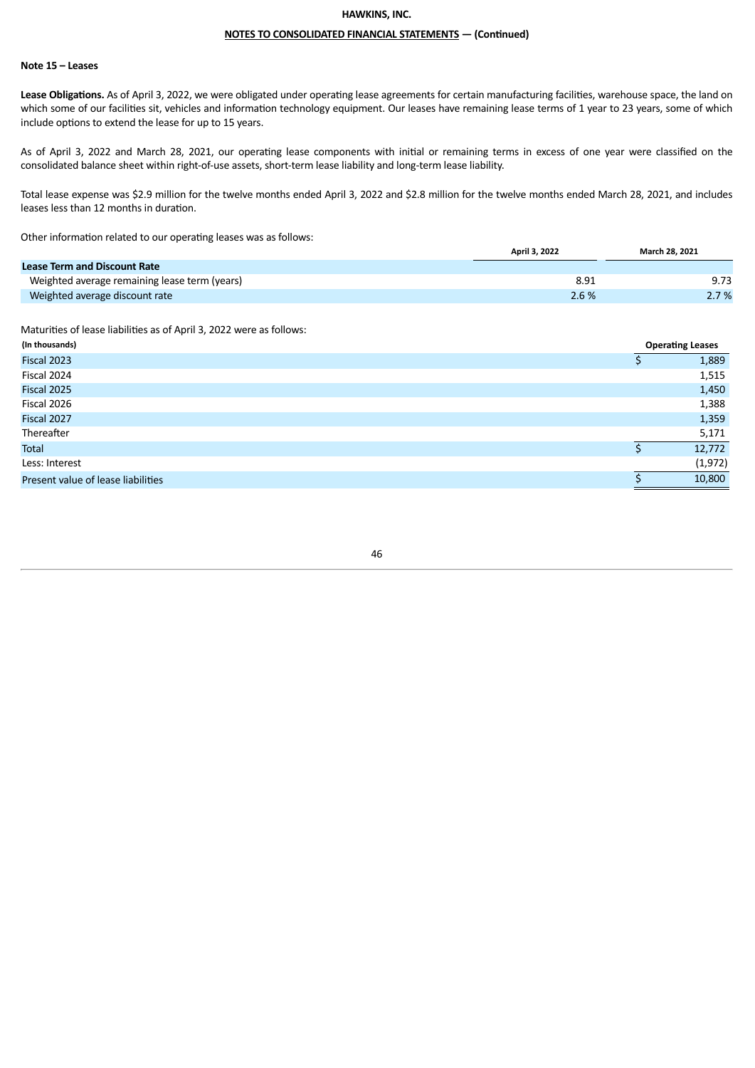### Note 15 – Leases

**Lease Obligations.** As of April 3, 2022, we were obligated under operating lease agreements for certain manufacturing facilities, warehouse space, the land on which some of our facilities sit, vehicles and information technology equipment. Our leases have remaining lease terms of 1 year to 23 years, some of which include options to extend the lease for up to 15 years.

As of April 3, 2022 and March 28, 2021, our operating lease components with initial or remaining terms in excess of one year were classified on the consolidated balance sheet within right-of-use assets, short-term lease liability and long-term lease liability.

Total lease expense was $2.9 million for the twelve months ended April 3, 2022 and $2.8 million for the twelve months ended March 28, 2021, and includes leases less than 12 months in duration.

Other information related to our operating leases was as follows:

| | April 3, 2022 | March 28, 2021 |
|---|---|---|
| **Lease Term and Discount Rate** | | |
| Weighted average remaining lease term (years) | 8.91 | 9.73 |
| Weighted average discount rate | 2.6 % | 2.7 % |

Maturities of lease liabilities as of April 3, 2022 were as follows:

| (In thousands) | Operating Leases |
|---|---|
| Fiscal 2023 | $ 1,889 |
| Fiscal 2024 | 1,515 |
| Fiscal 2025 | 1,450 |
| Fiscal 2026 | 1,388 |
| Fiscal 2027 | 1,359 |
| Thereafter | 5,171 |
| Total | $ 12,772 |
| Less: Interest | (1,972) |
| Present value of lease liabilities | $ 10,800 |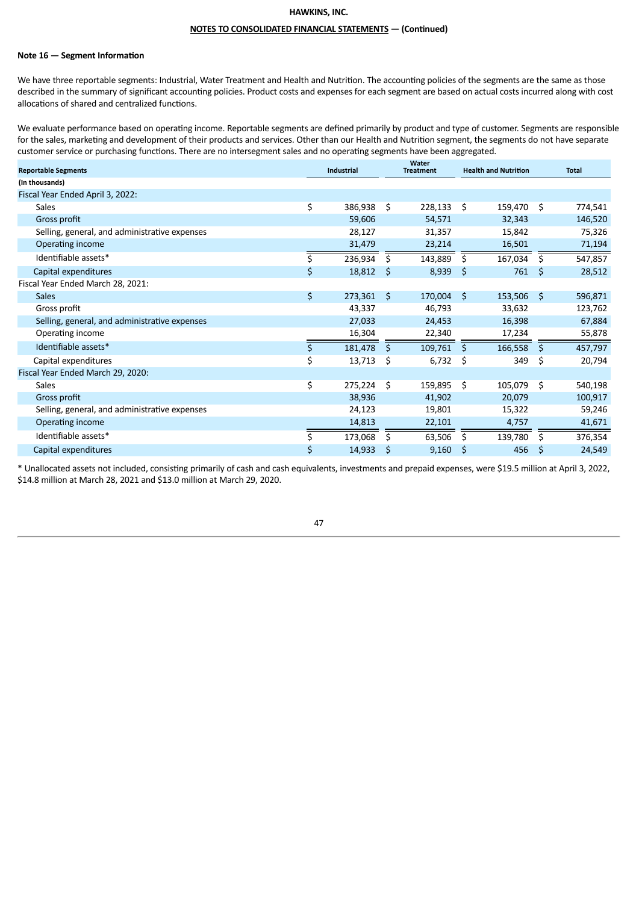HAWKINS, INC.

NOTES TO CONSOLIDATED FINANCIAL STATEMENTS — (Continued)

**Note 16 — Segment Information**

We have three reportable segments: Industrial, Water Treatment and Health and Nutrition. The accounting policies of the segments are the same as those described in the summary of significant accounting policies. Product costs and expenses for each segment are based on actual costs incurred along with cost allocations of shared and centralized functions.

We evaluate performance based on operating income. Reportable segments are defined primarily by product and type of customer. Segments are responsible for the sales, marketing and development of their products and services. Other than our Health and Nutrition segment, the segments do not have separate customer service or purchasing functions. There are no intersegment sales and no operating segments have been aggregated.

| Reportable Segments | Industrial | Water Treatment | Health and Nutrition | Total |
|---|---|---|---|---|
| (In thousands) | | | | |
| Fiscal Year Ended April 3, 2022: | | | | |
| Sales | $ 386,938 | $ 228,133 | $ 159,470 | $ 774,541 |
| Gross profit | 59,606 | 54,571 | 32,343 | 146,520 |
| Selling, general, and administrative expenses | 28,127 | 31,357 | 15,842 | 75,326 |
| Operating income | 31,479 | 23,214 | 16,501 | 71,194 |
| Identifiable assets* | $ 236,934 | $ 143,889 | $ 167,034 | $ 547,857 |
| Capital expenditures | $ 18,812 | $ 8,939 | $ 761 | $ 28,512 |
| Fiscal Year Ended March 28, 2021: | | | | |
| Sales | $ 273,361 | $ 170,004 | $ 153,506 | $ 596,871 |
| Gross profit | 43,337 | 46,793 | 33,632 | 123,762 |
| Selling, general, and administrative expenses | 27,033 | 24,453 | 16,398 | 67,884 |
| Operating income | 16,304 | 22,340 | 17,234 | 55,878 |
| Identifiable assets* | $ 181,478 | $ 109,761 | $ 166,558 | $ 457,797 |
| Capital expenditures | $ 13,713 | $ 6,732 | $ 349 | $ 20,794 |
| Fiscal Year Ended March 29, 2020: | | | | |
| Sales | $ 275,224 | $ 159,895 | $ 105,079 | $ 540,198 |
| Gross profit | 38,936 | 41,902 | 20,079 | 100,917 |
| Selling, general, and administrative expenses | 24,123 | 19,801 | 15,322 | 59,246 |
| Operating income | 14,813 | 22,101 | 4,757 | 41,671 |
| Identifiable assets* | $ 173,068 | $ 63,506 | $ 139,780 | $ 376,354 |
| Capital expenditures | $ 14,933 | $ 9,160 | $ 456 | $ 24,549 |

* Unallocated assets not included, consisting primarily of cash and cash equivalents, investments and prepaid expenses, were $19.5 million at April 3, 2022, $14.8 million at March 28, 2021 and $13.0 million at March 29, 2020.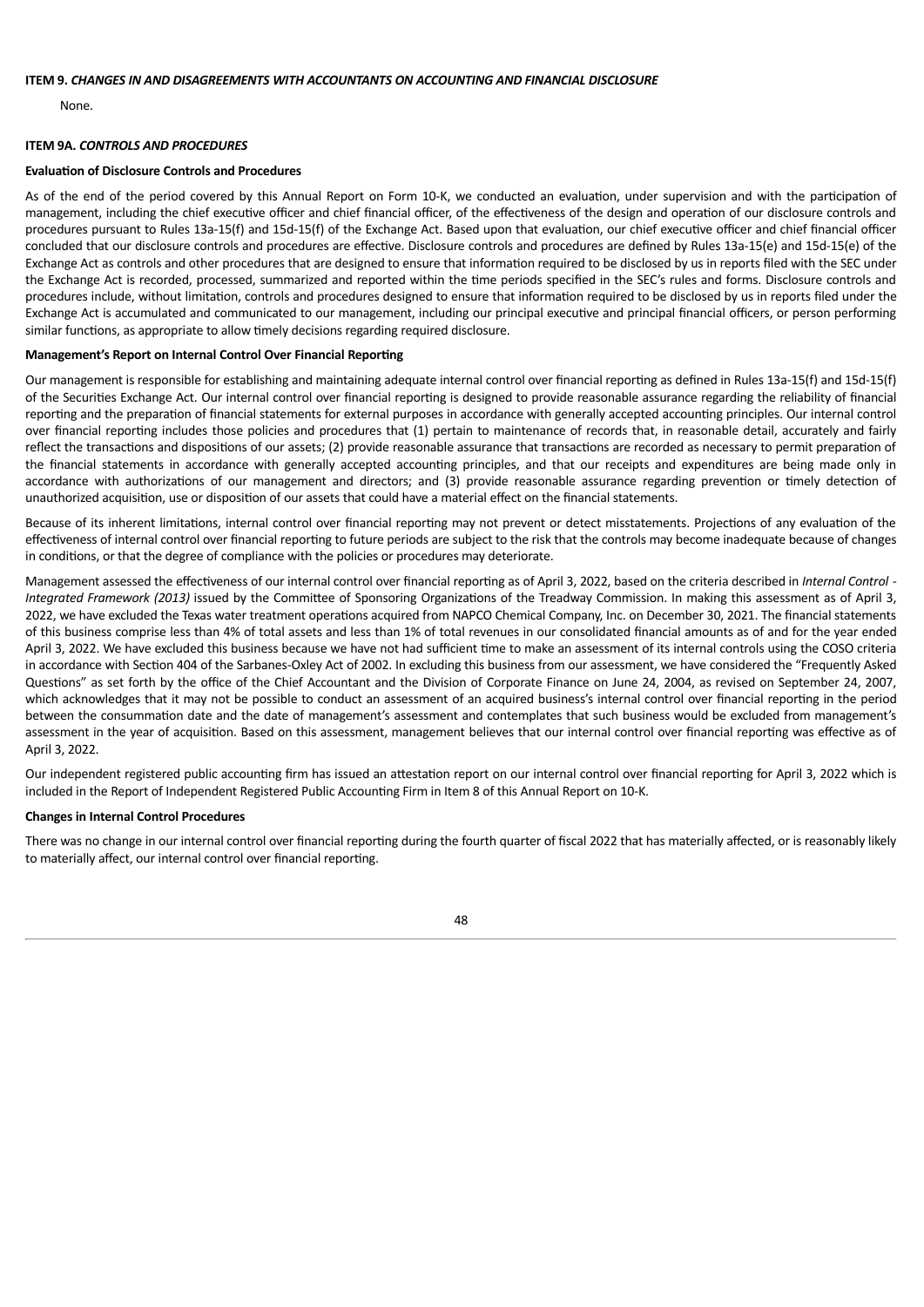**ITEM 9.** ***CHANGES IN AND DISAGREEMENTS WITH ACCOUNTANTS ON ACCOUNTING AND FINANCIAL DISCLOSURE***

None.

**ITEM 9A.** ***CONTROLS AND PROCEDURES***

**Evaluation of Disclosure Controls and Procedures**

As of the end of the period covered by this Annual Report on Form 10-K, we conducted an evaluation, under supervision and with the participation of management, including the chief executive officer and chief financial officer, of the effectiveness of the design and operation of our disclosure controls and procedures pursuant to Rules 13a-15(f) and 15d-15(f) of the Exchange Act. Based upon that evaluation, our chief executive officer and chief financial officer concluded that our disclosure controls and procedures are effective. Disclosure controls and procedures are defined by Rules 13a-15(e) and 15d-15(e) of the Exchange Act as controls and other procedures that are designed to ensure that information required to be disclosed by us in reports filed with the SEC under the Exchange Act is recorded, processed, summarized and reported within the time periods specified in the SEC's rules and forms. Disclosure controls and procedures include, without limitation, controls and procedures designed to ensure that information required to be disclosed by us in reports filed under the Exchange Act is accumulated and communicated to our management, including our principal executive and principal financial officers, or person performing similar functions, as appropriate to allow timely decisions regarding required disclosure.

**Management's Report on Internal Control Over Financial Reporting**

Our management is responsible for establishing and maintaining adequate internal control over financial reporting as defined in Rules 13a-15(f) and 15d-15(f) of the Securities Exchange Act. Our internal control over financial reporting is designed to provide reasonable assurance regarding the reliability of financial reporting and the preparation of financial statements for external purposes in accordance with generally accepted accounting principles. Our internal control over financial reporting includes those policies and procedures that (1) pertain to maintenance of records that, in reasonable detail, accurately and fairly reflect the transactions and dispositions of our assets; (2) provide reasonable assurance that transactions are recorded as necessary to permit preparation of the financial statements in accordance with generally accepted accounting principles, and that our receipts and expenditures are being made only in accordance with authorizations of our management and directors; and (3) provide reasonable assurance regarding prevention or timely detection of unauthorized acquisition, use or disposition of our assets that could have a material effect on the financial statements.

Because of its inherent limitations, internal control over financial reporting may not prevent or detect misstatements. Projections of any evaluation of the effectiveness of internal control over financial reporting to future periods are subject to the risk that the controls may become inadequate because of changes in conditions, or that the degree of compliance with the policies or procedures may deteriorate.

Management assessed the effectiveness of our internal control over financial reporting as of April 3, 2022, based on the criteria described in *Internal Control - Integrated Framework (2013)* issued by the Committee of Sponsoring Organizations of the Treadway Commission. In making this assessment as of April 3, 2022, we have excluded the Texas water treatment operations acquired from NAPCO Chemical Company, Inc. on December 30, 2021. The financial statements of this business comprise less than 4% of total assets and less than 1% of total revenues in our consolidated financial amounts as of and for the year ended April 3, 2022. We have excluded this business because we have not had sufficient time to make an assessment of its internal controls using the COSO criteria in accordance with Section 404 of the Sarbanes-Oxley Act of 2002. In excluding this business from our assessment, we have considered the "Frequently Asked Questions" as set forth by the office of the Chief Accountant and the Division of Corporate Finance on June 24, 2004, as revised on September 24, 2007, which acknowledges that it may not be possible to conduct an assessment of an acquired business's internal control over financial reporting in the period between the consummation date and the date of management's assessment and contemplates that such business would be excluded from management's assessment in the year of acquisition. Based on this assessment, management believes that our internal control over financial reporting was effective as of April 3, 2022.

Our independent registered public accounting firm has issued an attestation report on our internal control over financial reporting for April 3, 2022 which is included in the Report of Independent Registered Public Accounting Firm in Item 8 of this Annual Report on 10-K.

**Changes in Internal Control Procedures**

There was no change in our internal control over financial reporting during the fourth quarter of fiscal 2022 that has materially affected, or is reasonably likely to materially affect, our internal control over financial reporting.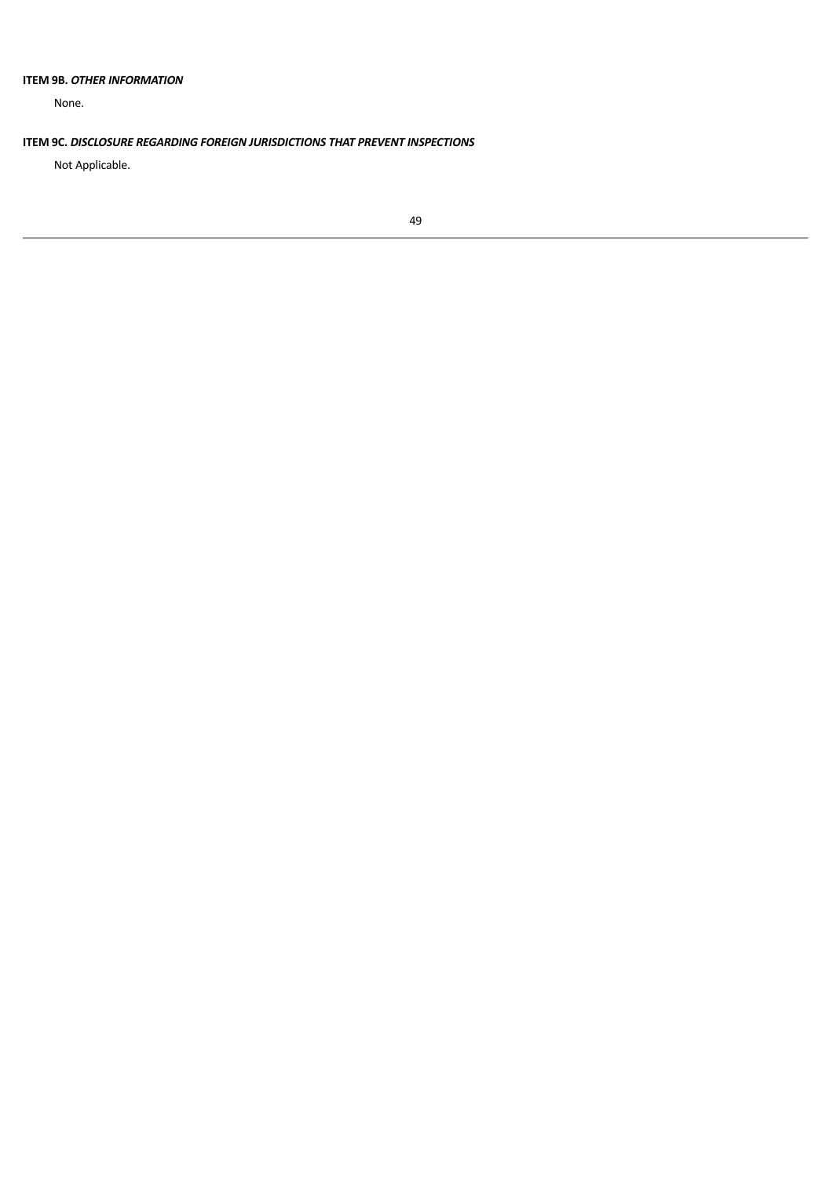## ITEM 9B. *OTHER INFORMATION*

None.

## ITEM 9C. *DISCLOSURE REGARDING FOREIGN JURISDICTIONS THAT PREVENT INSPECTIONS*

Not Applicable.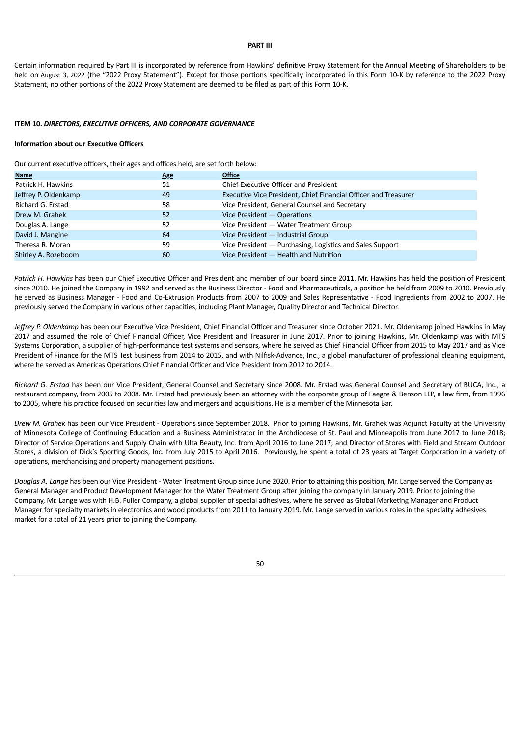# PART III

Certain information required by Part III is incorporated by reference from Hawkins' definitive Proxy Statement for the Annual Meeting of Shareholders to be held on August 3, 2022 (the "2022 Proxy Statement"). Except for those portions specifically incorporated in this Form 10-K by reference to the 2022 Proxy Statement, no other portions of the 2022 Proxy Statement are deemed to be filed as part of this Form 10-K.

## ITEM 10. *DIRECTORS, EXECUTIVE OFFICERS, AND CORPORATE GOVERNANCE*

### Information about our Executive Officers

Our current executive officers, their ages and offices held, are set forth below:

| Name | Age | Office |
|---|---|---|
| Patrick H. Hawkins | 51 | Chief Executive Officer and President |
| Jeffrey P. Oldenkamp | 49 | Executive Vice President, Chief Financial Officer and Treasurer |
| Richard G. Erstad | 58 | Vice President, General Counsel and Secretary |
| Drew M. Grahek | 52 | Vice President — Operations |
| Douglas A. Lange | 52 | Vice President — Water Treatment Group |
| David J. Mangine | 64 | Vice President — Industrial Group |
| Theresa R. Moran | 59 | Vice President — Purchasing, Logistics and Sales Support |
| Shirley A. Rozeboom | 60 | Vice President — Health and Nutrition |

*Patrick H. Hawkins* has been our Chief Executive Officer and President and member of our board since 2011. Mr. Hawkins has held the position of President since 2010. He joined the Company in 1992 and served as the Business Director - Food and Pharmaceuticals, a position he held from 2009 to 2010. Previously he served as Business Manager - Food and Co-Extrusion Products from 2007 to 2009 and Sales Representative - Food Ingredients from 2002 to 2007. He previously served the Company in various other capacities, including Plant Manager, Quality Director and Technical Director.

*Jeffrey P. Oldenkamp* has been our Executive Vice President, Chief Financial Officer and Treasurer since October 2021. Mr. Oldenkamp joined Hawkins in May 2017 and assumed the role of Chief Financial Officer, Vice President and Treasurer in June 2017. Prior to joining Hawkins, Mr. Oldenkamp was with MTS Systems Corporation, a supplier of high-performance test systems and sensors, where he served as Chief Financial Officer from 2015 to May 2017 and as Vice President of Finance for the MTS Test business from 2014 to 2015, and with Nilfisk-Advance, Inc., a global manufacturer of professional cleaning equipment, where he served as Americas Operations Chief Financial Officer and Vice President from 2012 to 2014.

*Richard G. Erstad* has been our Vice President, General Counsel and Secretary since 2008. Mr. Erstad was General Counsel and Secretary of BUCA, Inc., a restaurant company, from 2005 to 2008. Mr. Erstad had previously been an attorney with the corporate group of Faegre & Benson LLP, a law firm, from 1996 to 2005, where his practice focused on securities law and mergers and acquisitions. He is a member of the Minnesota Bar.

*Drew M. Grahek* has been our Vice President - Operations since September 2018. Prior to joining Hawkins, Mr. Grahek was Adjunct Faculty at the University of Minnesota College of Continuing Education and a Business Administrator in the Archdiocese of St. Paul and Minneapolis from June 2017 to June 2018; Director of Service Operations and Supply Chain with Ulta Beauty, Inc. from April 2016 to June 2017; and Director of Stores with Field and Stream Outdoor Stores, a division of Dick's Sporting Goods, Inc. from July 2015 to April 2016. Previously, he spent a total of 23 years at Target Corporation in a variety of operations, merchandising and property management positions.

*Douglas A. Lange* has been our Vice President - Water Treatment Group since June 2020. Prior to attaining this position, Mr. Lange served the Company as General Manager and Product Development Manager for the Water Treatment Group after joining the company in January 2019. Prior to joining the Company, Mr. Lange was with H.B. Fuller Company, a global supplier of special adhesives, where he served as Global Marketing Manager and Product Manager for specialty markets in electronics and wood products from 2011 to January 2019. Mr. Lange served in various roles in the specialty adhesives market for a total of 21 years prior to joining the Company.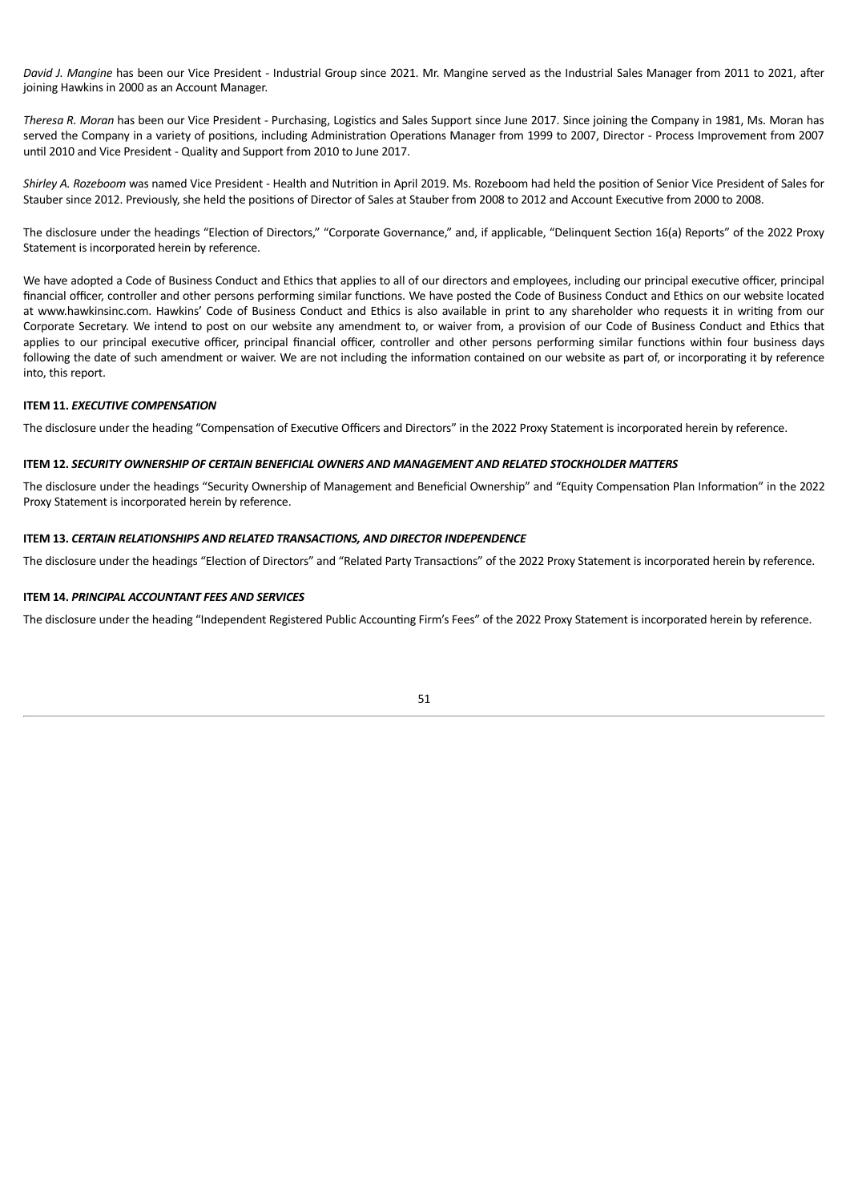*David J. Mangine* has been our Vice President - Industrial Group since 2021. Mr. Mangine served as the Industrial Sales Manager from 2011 to 2021, after joining Hawkins in 2000 as an Account Manager.

*Theresa R. Moran* has been our Vice President - Purchasing, Logistics and Sales Support since June 2017. Since joining the Company in 1981, Ms. Moran has served the Company in a variety of positions, including Administration Operations Manager from 1999 to 2007, Director - Process Improvement from 2007 until 2010 and Vice President - Quality and Support from 2010 to June 2017.

*Shirley A. Rozeboom* was named Vice President - Health and Nutrition in April 2019. Ms. Rozeboom had held the position of Senior Vice President of Sales for Stauber since 2012. Previously, she held the positions of Director of Sales at Stauber from 2008 to 2012 and Account Executive from 2000 to 2008.

The disclosure under the headings "Election of Directors," "Corporate Governance," and, if applicable, "Delinquent Section 16(a) Reports" of the 2022 Proxy Statement is incorporated herein by reference.

We have adopted a Code of Business Conduct and Ethics that applies to all of our directors and employees, including our principal executive officer, principal financial officer, controller and other persons performing similar functions. We have posted the Code of Business Conduct and Ethics on our website located at www.hawkinsinc.com. Hawkins' Code of Business Conduct and Ethics is also available in print to any shareholder who requests it in writing from our Corporate Secretary. We intend to post on our website any amendment to, or waiver from, a provision of our Code of Business Conduct and Ethics that applies to our principal executive officer, principal financial officer, controller and other persons performing similar functions within four business days following the date of such amendment or waiver. We are not including the information contained on our website as part of, or incorporating it by reference into, this report.

### ITEM 11. *EXECUTIVE COMPENSATION*

The disclosure under the heading "Compensation of Executive Officers and Directors" in the 2022 Proxy Statement is incorporated herein by reference.

### ITEM 12. *SECURITY OWNERSHIP OF CERTAIN BENEFICIAL OWNERS AND MANAGEMENT AND RELATED STOCKHOLDER MATTERS*

The disclosure under the headings "Security Ownership of Management and Beneficial Ownership" and "Equity Compensation Plan Information" in the 2022 Proxy Statement is incorporated herein by reference.

### ITEM 13. *CERTAIN RELATIONSHIPS AND RELATED TRANSACTIONS, AND DIRECTOR INDEPENDENCE*

The disclosure under the headings "Election of Directors" and "Related Party Transactions" of the 2022 Proxy Statement is incorporated herein by reference.

### ITEM 14. *PRINCIPAL ACCOUNTANT FEES AND SERVICES*

The disclosure under the heading "Independent Registered Public Accounting Firm's Fees" of the 2022 Proxy Statement is incorporated herein by reference.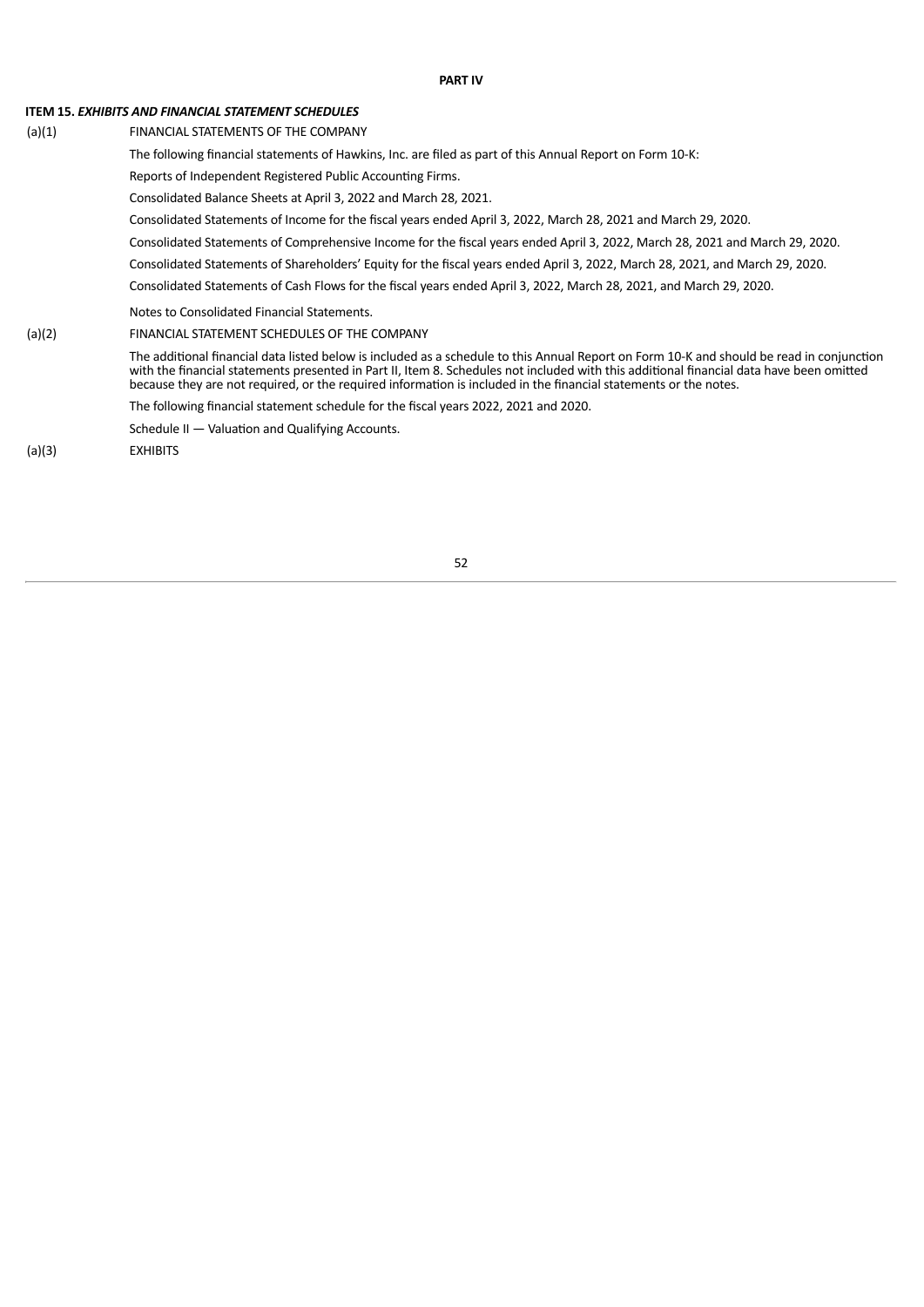**PART IV**

**ITEM 15.** ***EXHIBITS AND FINANCIAL STATEMENT SCHEDULES***

(a)(1) FINANCIAL STATEMENTS OF THE COMPANY

The following financial statements of Hawkins, Inc. are filed as part of this Annual Report on Form 10-K:

Reports of Independent Registered Public Accounting Firms.

Consolidated Balance Sheets at April 3, 2022 and March 28, 2021.

Consolidated Statements of Income for the fiscal years ended April 3, 2022, March 28, 2021 and March 29, 2020.

Consolidated Statements of Comprehensive Income for the fiscal years ended April 3, 2022, March 28, 2021 and March 29, 2020.

Consolidated Statements of Shareholders' Equity for the fiscal years ended April 3, 2022, March 28, 2021, and March 29, 2020.

Consolidated Statements of Cash Flows for the fiscal years ended April 3, 2022, March 28, 2021, and March 29, 2020.

Notes to Consolidated Financial Statements.

(a)(2) FINANCIAL STATEMENT SCHEDULES OF THE COMPANY

The additional financial data listed below is included as a schedule to this Annual Report on Form 10-K and should be read in conjunction with the financial statements presented in Part II, Item 8. Schedules not included with this additional financial data have been omitted because they are not required, or the required information is included in the financial statements or the notes.

The following financial statement schedule for the fiscal years 2022, 2021 and 2020.

Schedule II — Valuation and Qualifying Accounts.

(a)(3) EXHIBITS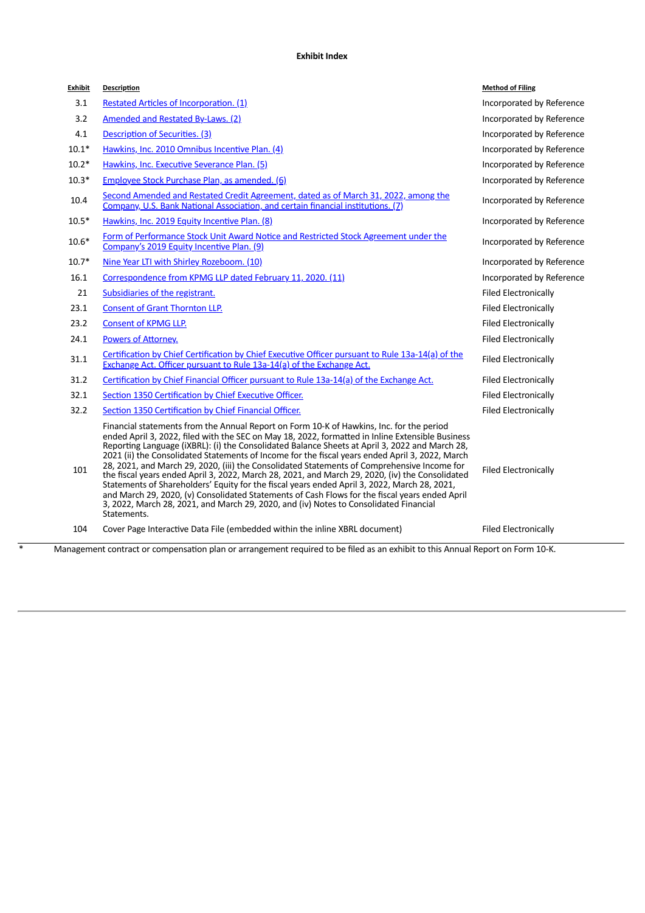**Exhibit Index**

| Exhibit | Description | Method of Filing |
|---|---|---|
| 3.1 | Restated Articles of Incorporation. (1) | Incorporated by Reference |
| 3.2 | Amended and Restated By-Laws. (2) | Incorporated by Reference |
| 4.1 | Description of Securities. (3) | Incorporated by Reference |
| 10.1* | Hawkins, Inc. 2010 Omnibus Incentive Plan. (4) | Incorporated by Reference |
| 10.2* | Hawkins, Inc. Executive Severance Plan. (5) | Incorporated by Reference |
| 10.3* | Employee Stock Purchase Plan, as amended. (6) | Incorporated by Reference |
| 10.4 | Second Amended and Restated Credit Agreement, dated as of March 31, 2022, among the Company, U.S. Bank National Association, and certain financial institutions. (7) | Incorporated by Reference |
| 10.5* | Hawkins, Inc. 2019 Equity Incentive Plan. (8) | Incorporated by Reference |
| 10.6* | Form of Performance Stock Unit Award Notice and Restricted Stock Agreement under the Company's 2019 Equity Incentive Plan. (9) | Incorporated by Reference |
| 10.7* | Nine Year LTI with Shirley Rozeboom. (10) | Incorporated by Reference |
| 16.1 | Correspondence from KPMG LLP dated February 11, 2020. (11) | Incorporated by Reference |
| 21 | Subsidiaries of the registrant. | Filed Electronically |
| 23.1 | Consent of Grant Thornton LLP. | Filed Electronically |
| 23.2 | Consent of KPMG LLP. | Filed Electronically |
| 24.1 | Powers of Attorney. | Filed Electronically |
| 31.1 | Certification by Chief Certification by Chief Executive Officer pursuant to Rule 13a-14(a) of the Exchange Act. Officer pursuant to Rule 13a-14(a) of the Exchange Act. | Filed Electronically |
| 31.2 | Certification by Chief Financial Officer pursuant to Rule 13a-14(a) of the Exchange Act. | Filed Electronically |
| 32.1 | Section 1350 Certification by Chief Executive Officer. | Filed Electronically |
| 32.2 | Section 1350 Certification by Chief Financial Officer. | Filed Electronically |
| 101 | Financial statements from the Annual Report on Form 10-K of Hawkins, Inc. for the period ended April 3, 2022, filed with the SEC on May 18, 2022, formatted in Inline Extensible Business Reporting Language (iXBRL): (i) the Consolidated Balance Sheets at April 3, 2022 and March 28, 2021 (ii) the Consolidated Statements of Income for the fiscal years ended April 3, 2022, March 28, 2021, and March 29, 2020, (iii) the Consolidated Statements of Comprehensive Income for the fiscal years ended April 3, 2022, March 28, 2021, and March 29, 2020, (iv) the Consolidated Statements of Shareholders' Equity for the fiscal years ended April 3, 2022, March 28, 2021, and March 29, 2020, (v) Consolidated Statements of Cash Flows for the fiscal years ended April 3, 2022, March 28, 2021, and March 29, 2020, and (iv) Notes to Consolidated Financial Statements. | Filed Electronically |
| 104 | Cover Page Interactive Data File (embedded within the inline XBRL document) | Filed Electronically |

\* Management contract or compensation plan or arrangement required to be filed as an exhibit to this Annual Report on Form 10-K.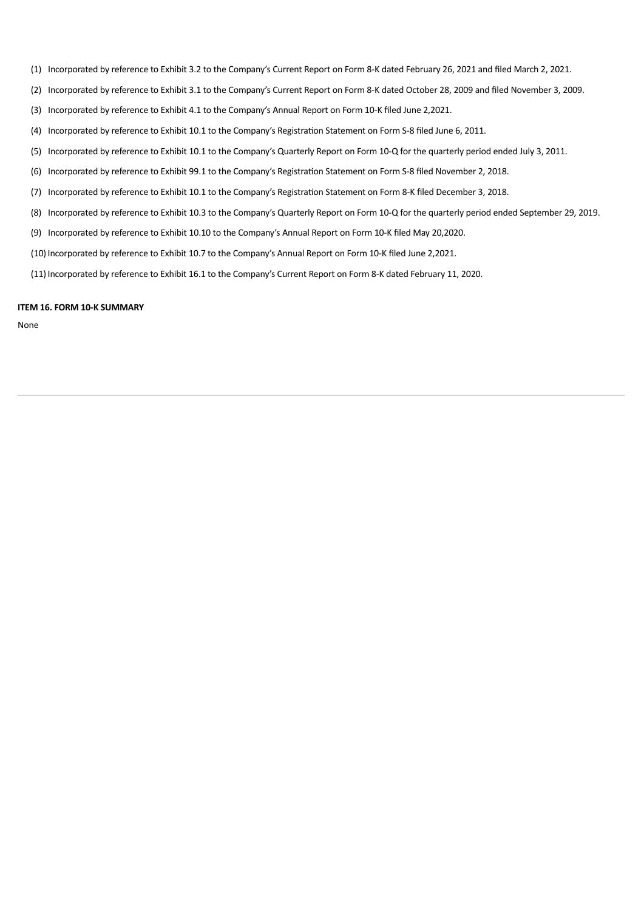(1) Incorporated by reference to Exhibit 3.2 to the Company's Current Report on Form 8-K dated February 26, 2021 and filed March 2, 2021.

(2) Incorporated by reference to Exhibit 3.1 to the Company's Current Report on Form 8-K dated October 28, 2009 and filed November 3, 2009.

(3) Incorporated by reference to Exhibit 4.1 to the Company's Annual Report on Form 10-K filed June 2,2021.

(4) Incorporated by reference to Exhibit 10.1 to the Company's Registration Statement on Form S-8 filed June 6, 2011.

(5) Incorporated by reference to Exhibit 10.1 to the Company's Quarterly Report on Form 10-Q for the quarterly period ended July 3, 2011.

(6) Incorporated by reference to Exhibit 99.1 to the Company's Registration Statement on Form S-8 filed November 2, 2018.

(7) Incorporated by reference to Exhibit 10.1 to the Company's Registration Statement on Form 8-K filed December 3, 2018.

(8) Incorporated by reference to Exhibit 10.3 to the Company's Quarterly Report on Form 10-Q for the quarterly period ended September 29, 2019.

(9) Incorporated by reference to Exhibit 10.10 to the Company's Annual Report on Form 10-K filed May 20,2020.

(10) Incorporated by reference to Exhibit 10.7 to the Company's Annual Report on Form 10-K filed June 2,2021.

(11) Incorporated by reference to Exhibit 16.1 to the Company's Current Report on Form 8-K dated February 11, 2020.

**ITEM 16. FORM 10-K SUMMARY**

None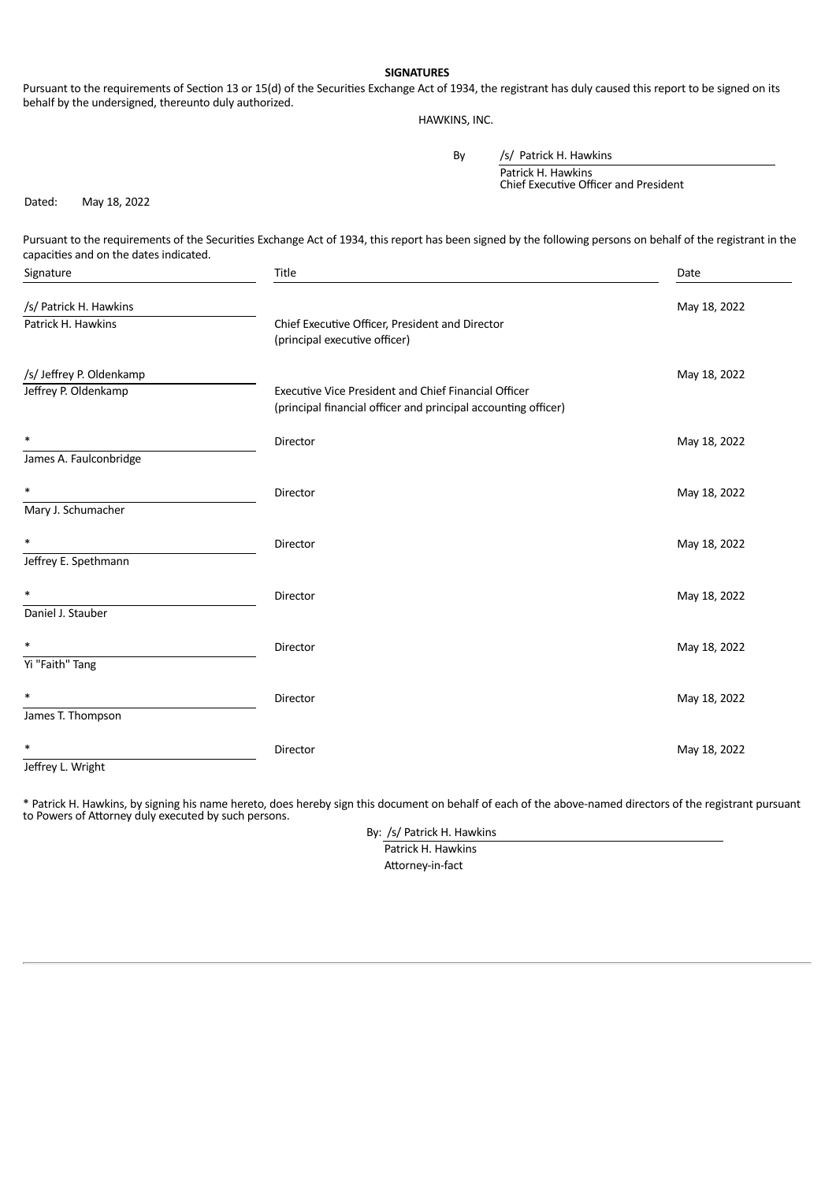**SIGNATURES**

Pursuant to the requirements of Section 13 or 15(d) of the Securities Exchange Act of 1934, the registrant has duly caused this report to be signed on its behalf by the undersigned, thereunto duly authorized.

HAWKINS, INC.

By /s/ Patrick H. Hawkins
Patrick H. Hawkins
Chief Executive Officer and President

Dated: May 18, 2022

Pursuant to the requirements of the Securities Exchange Act of 1934, this report has been signed by the following persons on behalf of the registrant in the capacities and on the dates indicated.

| Signature | Title | Date |
|---|---|---|
| /s/ Patrick H. Hawkins<br>Patrick H. Hawkins | Chief Executive Officer, President and Director<br>(principal executive officer) | May 18, 2022 |
| /s/ Jeffrey P. Oldenkamp<br>Jeffrey P. Oldenkamp | Executive Vice President and Chief Financial Officer<br>(principal financial officer and principal accounting officer) | May 18, 2022 |
| *<br>James A. Faulconbridge | Director | May 18, 2022 |
| *<br>Mary J. Schumacher | Director | May 18, 2022 |
| *<br>Jeffrey E. Spethmann | Director | May 18, 2022 |
| *<br>Daniel J. Stauber | Director | May 18, 2022 |
| *<br>Yi "Faith" Tang | Director | May 18, 2022 |
| *<br>James T. Thompson | Director | May 18, 2022 |
| *<br>Jeffrey L. Wright | Director | May 18, 2022 |

* Patrick H. Hawkins, by signing his name hereto, does hereby sign this document on behalf of each of the above-named directors of the registrant pursuant to Powers of Attorney duly executed by such persons.

By: /s/ Patrick H. Hawkins
Patrick H. Hawkins
Attorney-in-fact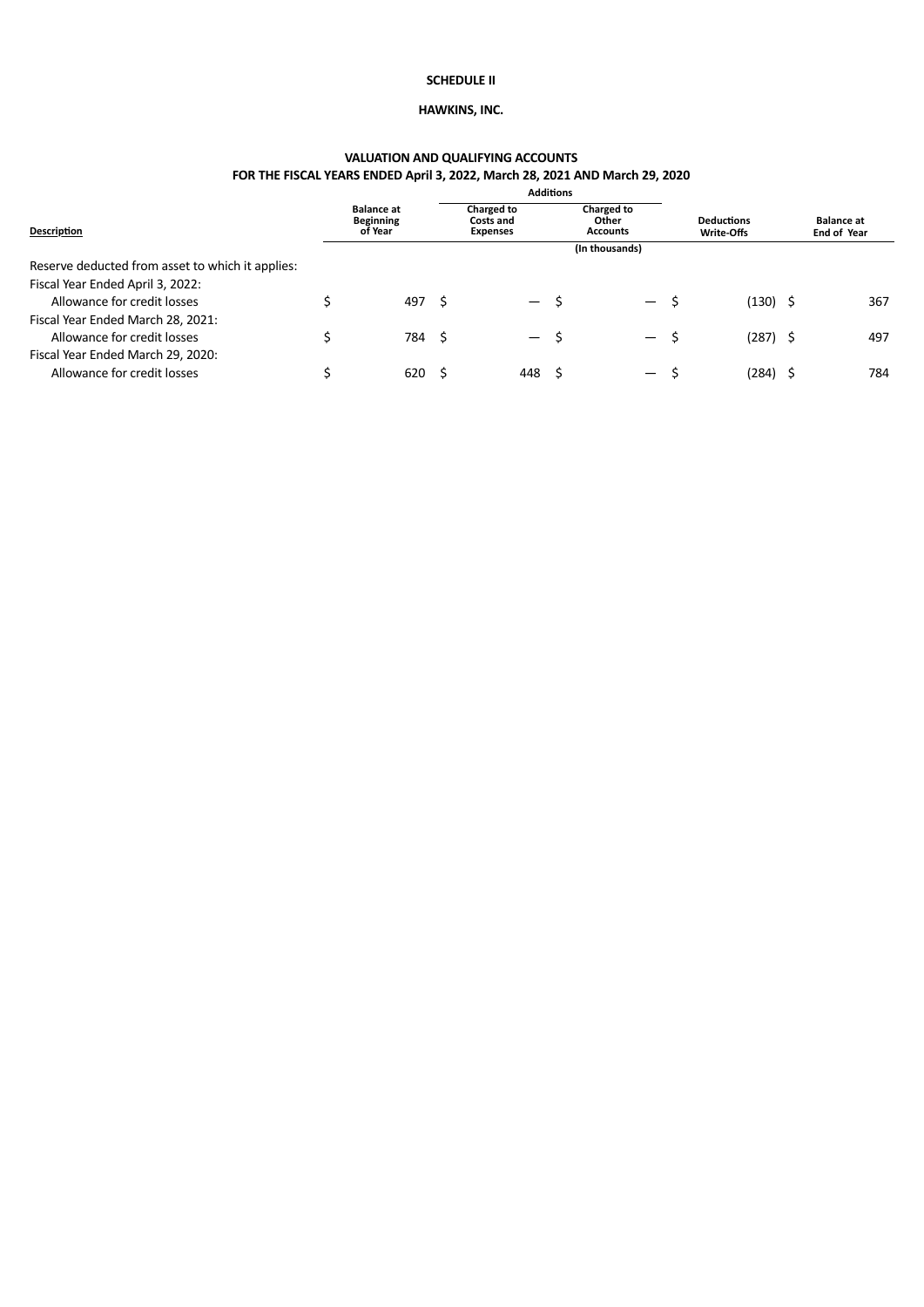**SCHEDULE II**

**HAWKINS, INC.**

**VALUATION AND QUALIFYING ACCOUNTS**
**FOR THE FISCAL YEARS ENDED April 3, 2022, March 28, 2021 AND March 29, 2020**

| Description | Balance at Beginning of Year | Additions | | Deductions Write-Offs | Balance at End of Year |
|---|---|---|---|---|---|
| | | Charged to Costs and Expenses | Charged to Other Accounts | | |
| | | | (In thousands) | | |
| Reserve deducted from asset to which it applies: | | | | | |
| Fiscal Year Ended April 3, 2022: | | | | | |
| Allowance for credit losses | $ 497 | $ — | $ — | $ (130) | $ 367 |
| Fiscal Year Ended March 28, 2021: | | | | | |
| Allowance for credit losses | $ 784 | $ — | $ — | $ (287) | $ 497 |
| Fiscal Year Ended March 29, 2020: | | | | | |
| Allowance for credit losses | $ 620 | $ 448 | $ — | $ (284) | $ 784 |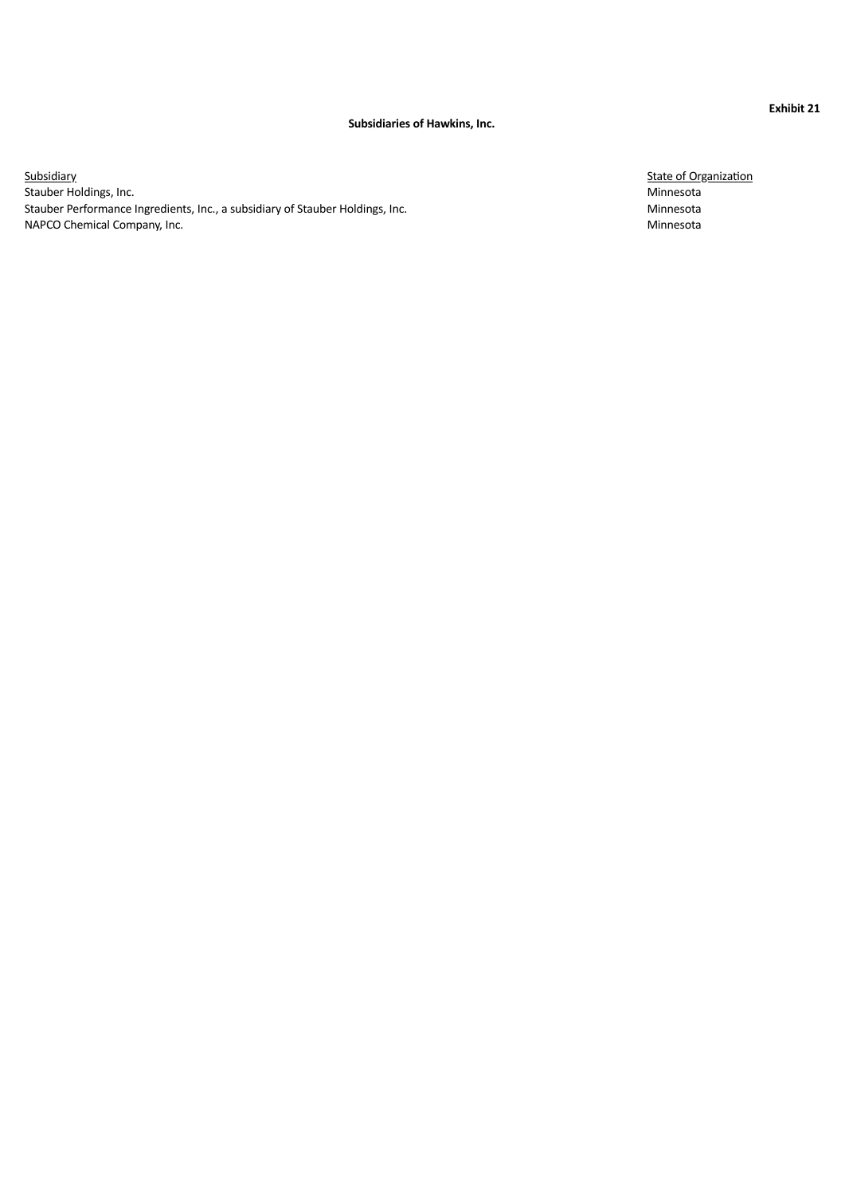**Exhibit 21**

**Subsidiaries of Hawkins, Inc.**

| Subsidiary | State of Organization |
| --- | --- |
| Stauber Holdings, Inc. | Minnesota |
| Stauber Performance Ingredients, Inc., a subsidiary of Stauber Holdings, Inc. | Minnesota |
| NAPCO Chemical Company, Inc. | Minnesota |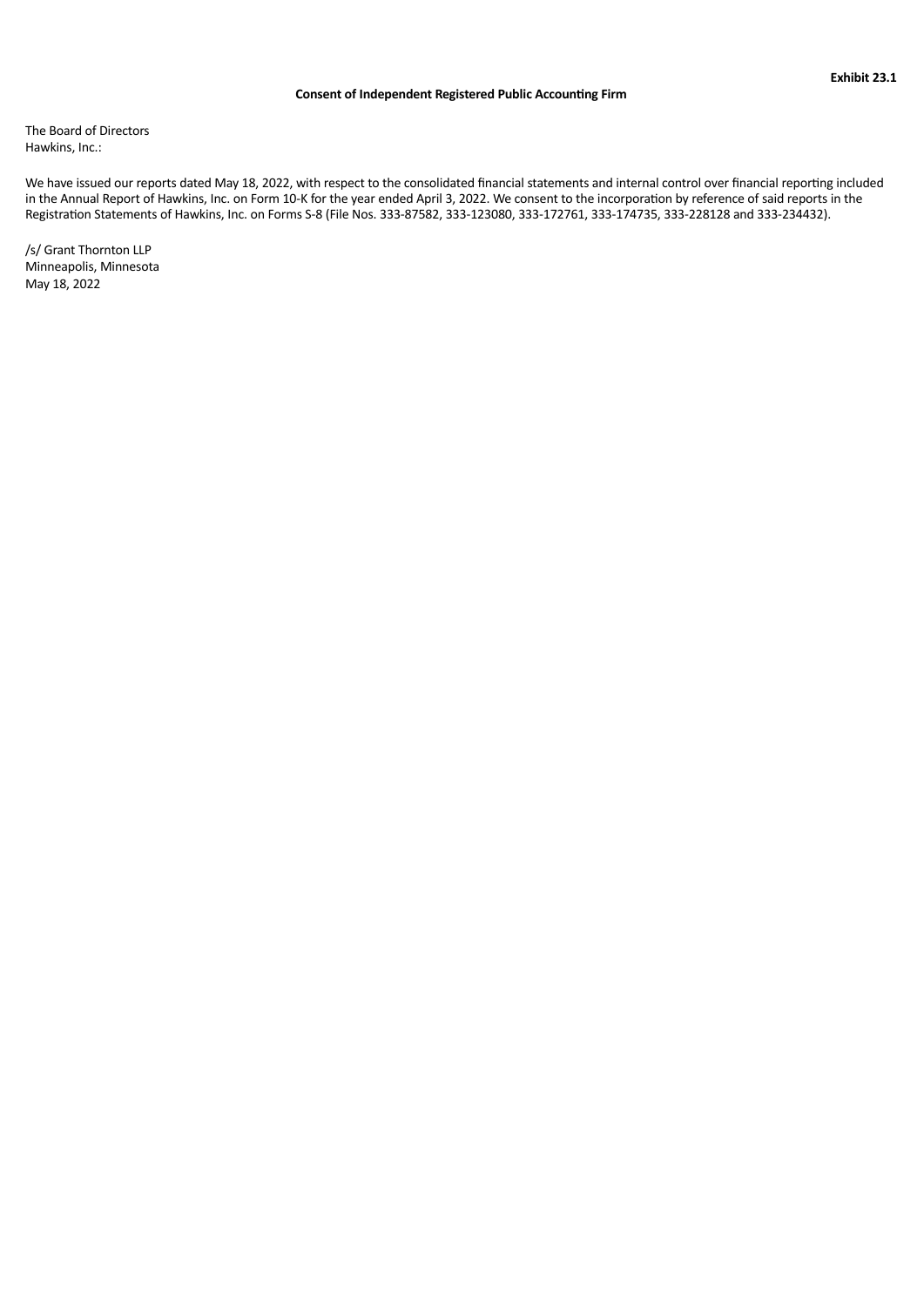**Exhibit 23.1**

**Consent of Independent Registered Public Accounting Firm**

The Board of Directors
Hawkins, Inc.:

We have issued our reports dated May 18, 2022, with respect to the consolidated financial statements and internal control over financial reporting included in the Annual Report of Hawkins, Inc. on Form 10-K for the year ended April 3, 2022. We consent to the incorporation by reference of said reports in the Registration Statements of Hawkins, Inc. on Forms S-8 (File Nos. 333-87582, 333-123080, 333-172761, 333-174735, 333-228128 and 333-234432).

/s/ Grant Thornton LLP
Minneapolis, Minnesota
May 18, 2022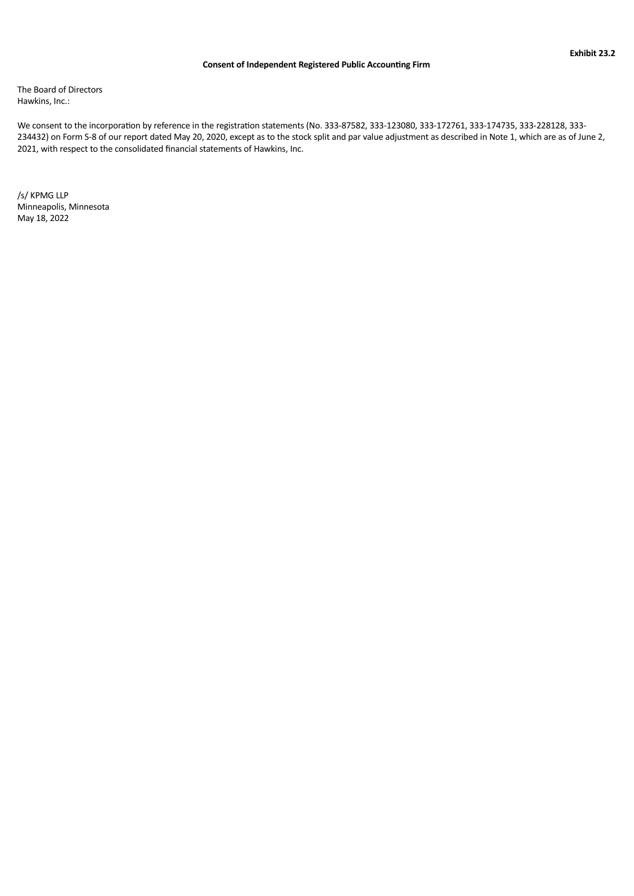**Exhibit 23.2**

**Consent of Independent Registered Public Accounting Firm**

The Board of Directors
Hawkins, Inc.:

We consent to the incorporation by reference in the registration statements (No. 333-87582, 333-123080, 333-172761, 333-174735, 333-228128, 333-234432) on Form S-8 of our report dated May 20, 2020, except as to the stock split and par value adjustment as described in Note 1, which are as of June 2, 2021, with respect to the consolidated financial statements of Hawkins, Inc.

/s/ KPMG LLP
Minneapolis, Minnesota
May 18, 2022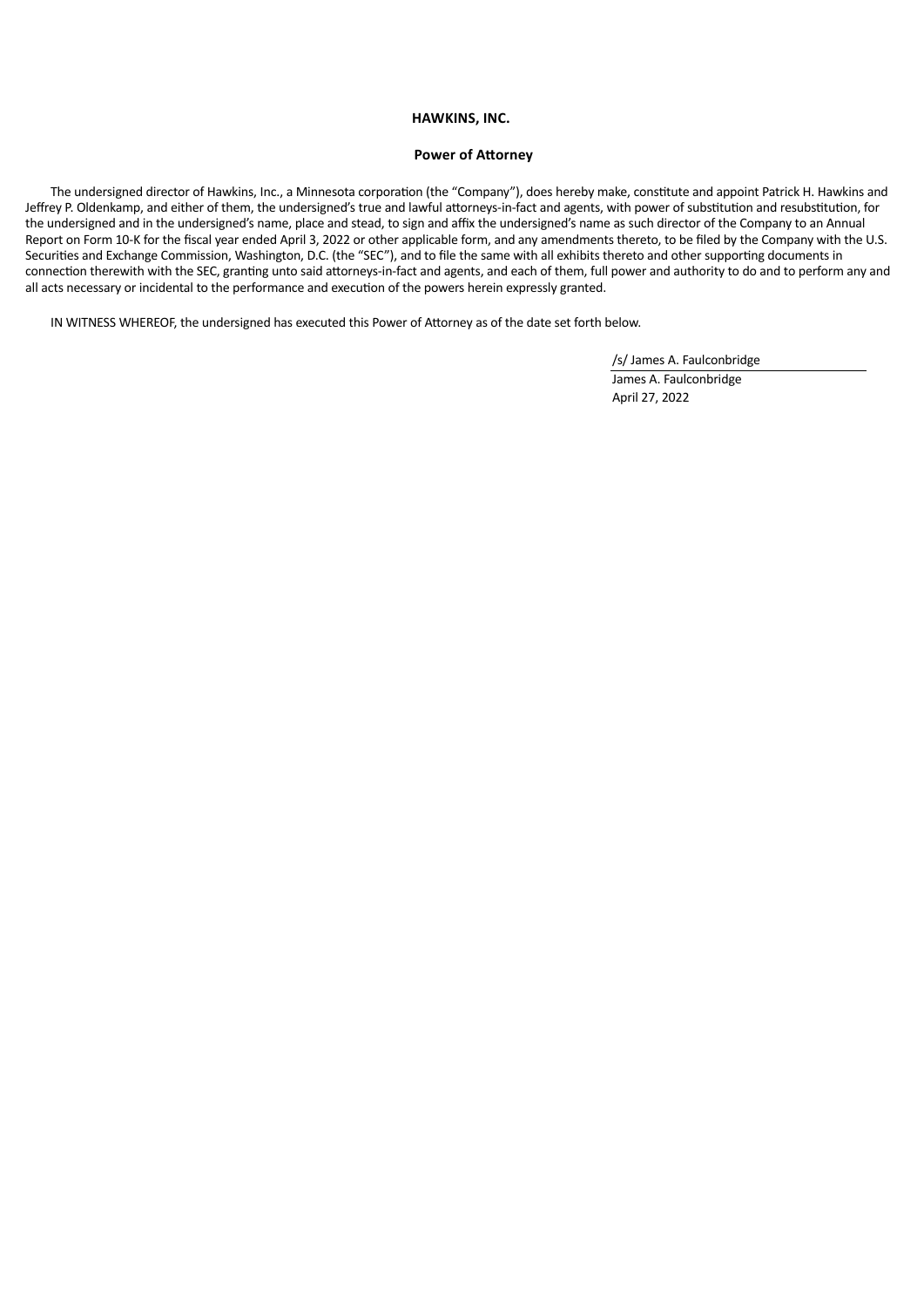**HAWKINS, INC.**

**Power of Attorney**

The undersigned director of Hawkins, Inc., a Minnesota corporation (the "Company"), does hereby make, constitute and appoint Patrick H. Hawkins and Jeffrey P. Oldenkamp, and either of them, the undersigned's true and lawful attorneys-in-fact and agents, with power of substitution and resubstitution, for the undersigned and in the undersigned's name, place and stead, to sign and affix the undersigned's name as such director of the Company to an Annual Report on Form 10-K for the fiscal year ended April 3, 2022 or other applicable form, and any amendments thereto, to be filed by the Company with the U.S. Securities and Exchange Commission, Washington, D.C. (the "SEC"), and to file the same with all exhibits thereto and other supporting documents in connection therewith with the SEC, granting unto said attorneys-in-fact and agents, and each of them, full power and authority to do and to perform any and all acts necessary or incidental to the performance and execution of the powers herein expressly granted.

IN WITNESS WHEREOF, the undersigned has executed this Power of Attorney as of the date set forth below.

/s/ James A. Faulconbridge

James A. Faulconbridge

April 27, 2022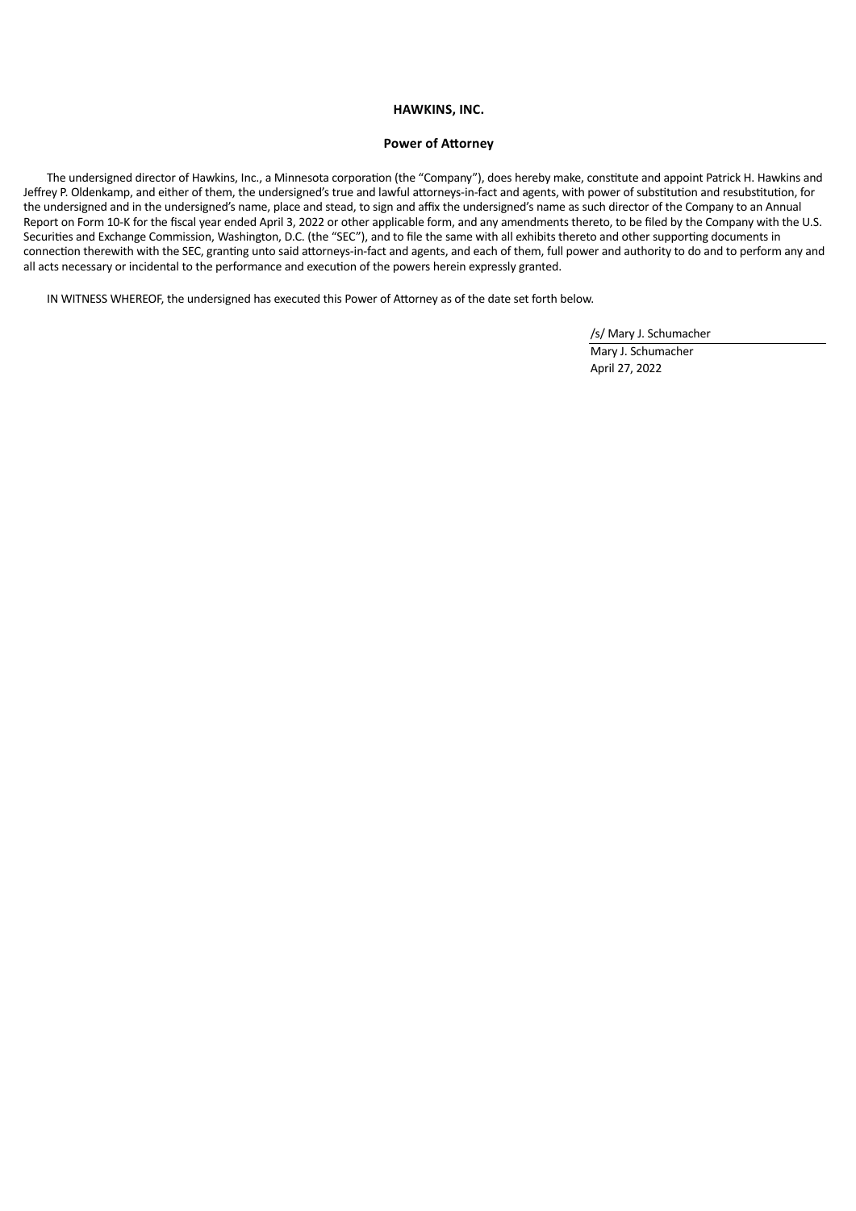**HAWKINS, INC.**

**Power of Attorney**

The undersigned director of Hawkins, Inc., a Minnesota corporation (the "Company"), does hereby make, constitute and appoint Patrick H. Hawkins and Jeffrey P. Oldenkamp, and either of them, the undersigned's true and lawful attorneys-in-fact and agents, with power of substitution and resubstitution, for the undersigned and in the undersigned's name, place and stead, to sign and affix the undersigned's name as such director of the Company to an Annual Report on Form 10-K for the fiscal year ended April 3, 2022 or other applicable form, and any amendments thereto, to be filed by the Company with the U.S. Securities and Exchange Commission, Washington, D.C. (the "SEC"), and to file the same with all exhibits thereto and other supporting documents in connection therewith with the SEC, granting unto said attorneys-in-fact and agents, and each of them, full power and authority to do and to perform any and all acts necessary or incidental to the performance and execution of the powers herein expressly granted.

IN WITNESS WHEREOF, the undersigned has executed this Power of Attorney as of the date set forth below.

/s/ Mary J. Schumacher

Mary J. Schumacher

April 27, 2022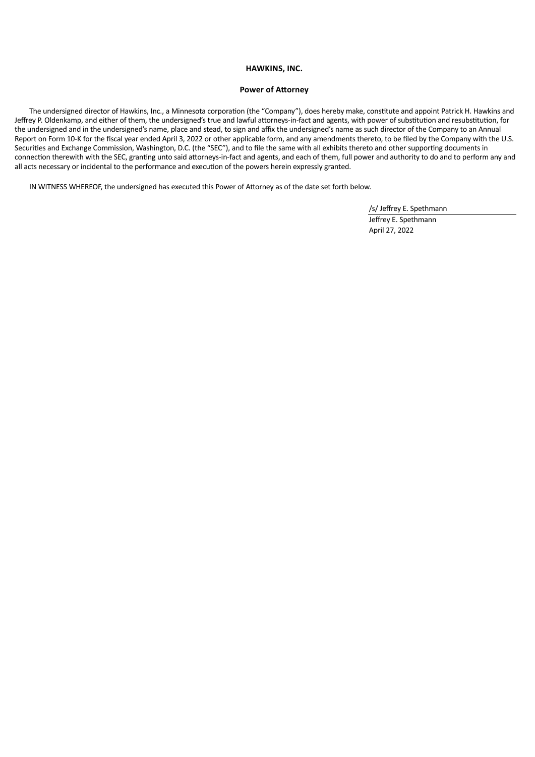**HAWKINS, INC.**

**Power of Attorney**

The undersigned director of Hawkins, Inc., a Minnesota corporation (the "Company"), does hereby make, constitute and appoint Patrick H. Hawkins and Jeffrey P. Oldenkamp, and either of them, the undersigned's true and lawful attorneys-in-fact and agents, with power of substitution and resubstitution, for the undersigned and in the undersigned's name, place and stead, to sign and affix the undersigned's name as such director of the Company to an Annual Report on Form 10-K for the fiscal year ended April 3, 2022 or other applicable form, and any amendments thereto, to be filed by the Company with the U.S. Securities and Exchange Commission, Washington, D.C. (the "SEC"), and to file the same with all exhibits thereto and other supporting documents in connection therewith with the SEC, granting unto said attorneys-in-fact and agents, and each of them, full power and authority to do and to perform any and all acts necessary or incidental to the performance and execution of the powers herein expressly granted.

IN WITNESS WHEREOF, the undersigned has executed this Power of Attorney as of the date set forth below.

/s/ Jeffrey E. Spethmann

Jeffrey E. Spethmann

April 27, 2022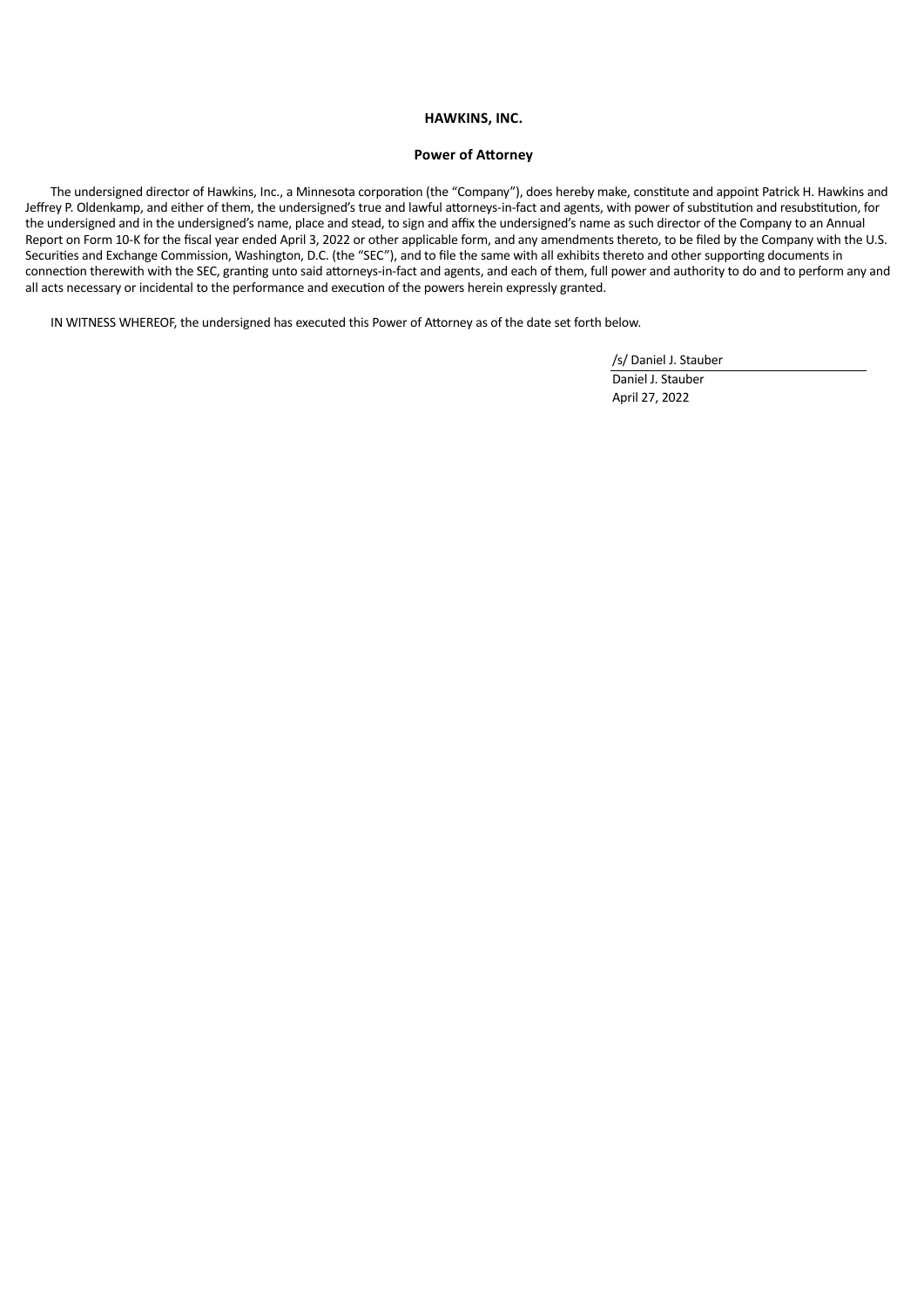**HAWKINS, INC.**

**Power of Attorney**

The undersigned director of Hawkins, Inc., a Minnesota corporation (the “Company”), does hereby make, constitute and appoint Patrick H. Hawkins and Jeffrey P. Oldenkamp, and either of them, the undersigned’s true and lawful attorneys-in-fact and agents, with power of substitution and resubstitution, for the undersigned and in the undersigned’s name, place and stead, to sign and affix the undersigned’s name as such director of the Company to an Annual Report on Form 10-K for the fiscal year ended April 3, 2022 or other applicable form, and any amendments thereto, to be filed by the Company with the U.S. Securities and Exchange Commission, Washington, D.C. (the “SEC”), and to file the same with all exhibits thereto and other supporting documents in connection therewith with the SEC, granting unto said attorneys-in-fact and agents, and each of them, full power and authority to do and to perform any and all acts necessary or incidental to the performance and execution of the powers herein expressly granted.

IN WITNESS WHEREOF, the undersigned has executed this Power of Attorney as of the date set forth below.

/s/ Daniel J. Stauber

Daniel J. Stauber

April 27, 2022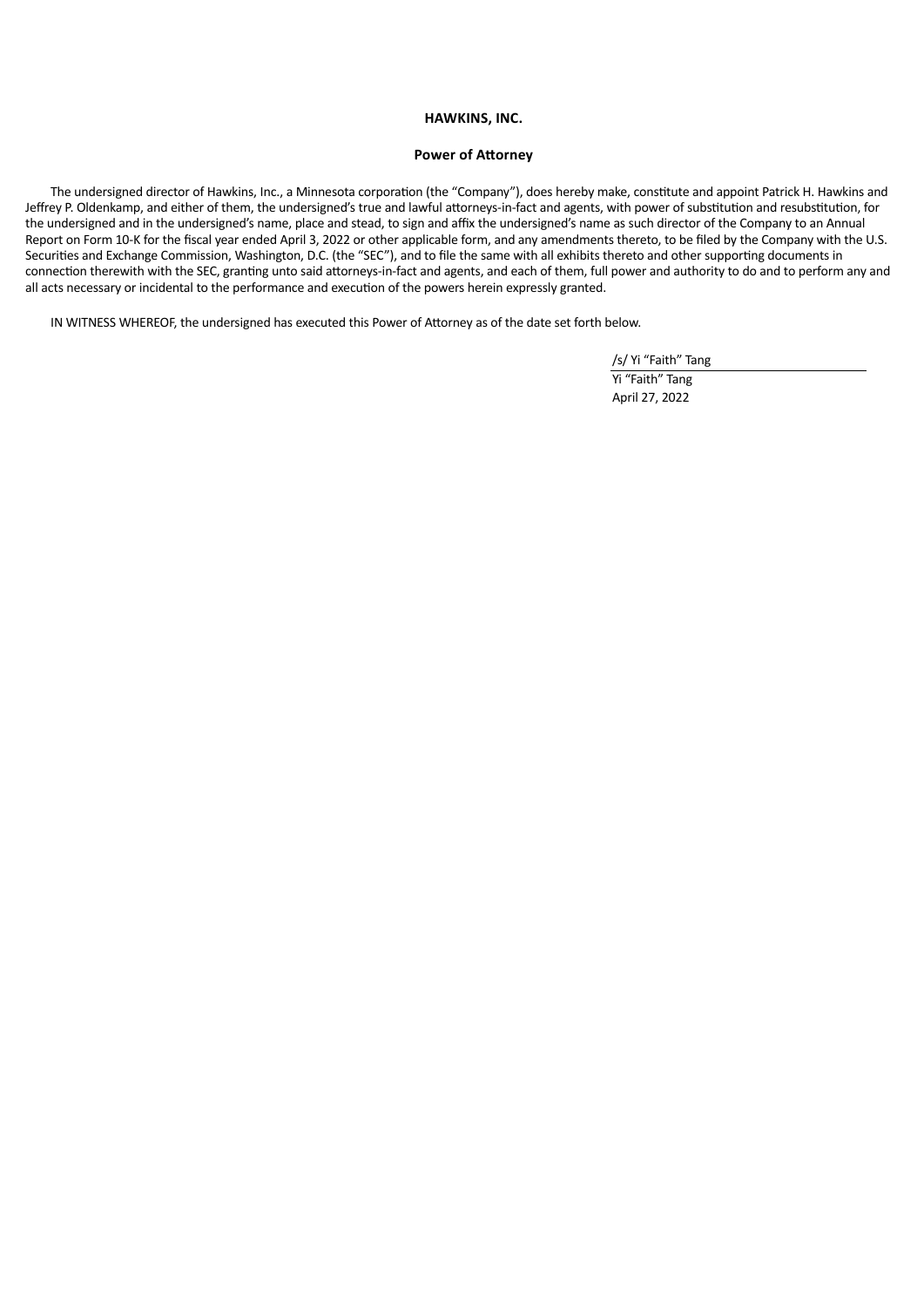**HAWKINS, INC.**

**Power of Attorney**

The undersigned director of Hawkins, Inc., a Minnesota corporation (the "Company"), does hereby make, constitute and appoint Patrick H. Hawkins and Jeffrey P. Oldenkamp, and either of them, the undersigned's true and lawful attorneys-in-fact and agents, with power of substitution and resubstitution, for the undersigned and in the undersigned's name, place and stead, to sign and affix the undersigned's name as such director of the Company to an Annual Report on Form 10-K for the fiscal year ended April 3, 2022 or other applicable form, and any amendments thereto, to be filed by the Company with the U.S. Securities and Exchange Commission, Washington, D.C. (the "SEC"), and to file the same with all exhibits thereto and other supporting documents in connection therewith with the SEC, granting unto said attorneys-in-fact and agents, and each of them, full power and authority to do and to perform any and all acts necessary or incidental to the performance and execution of the powers herein expressly granted.

IN WITNESS WHEREOF, the undersigned has executed this Power of Attorney as of the date set forth below.

/s/ Yi "Faith" Tang

Yi "Faith" Tang

April 27, 2022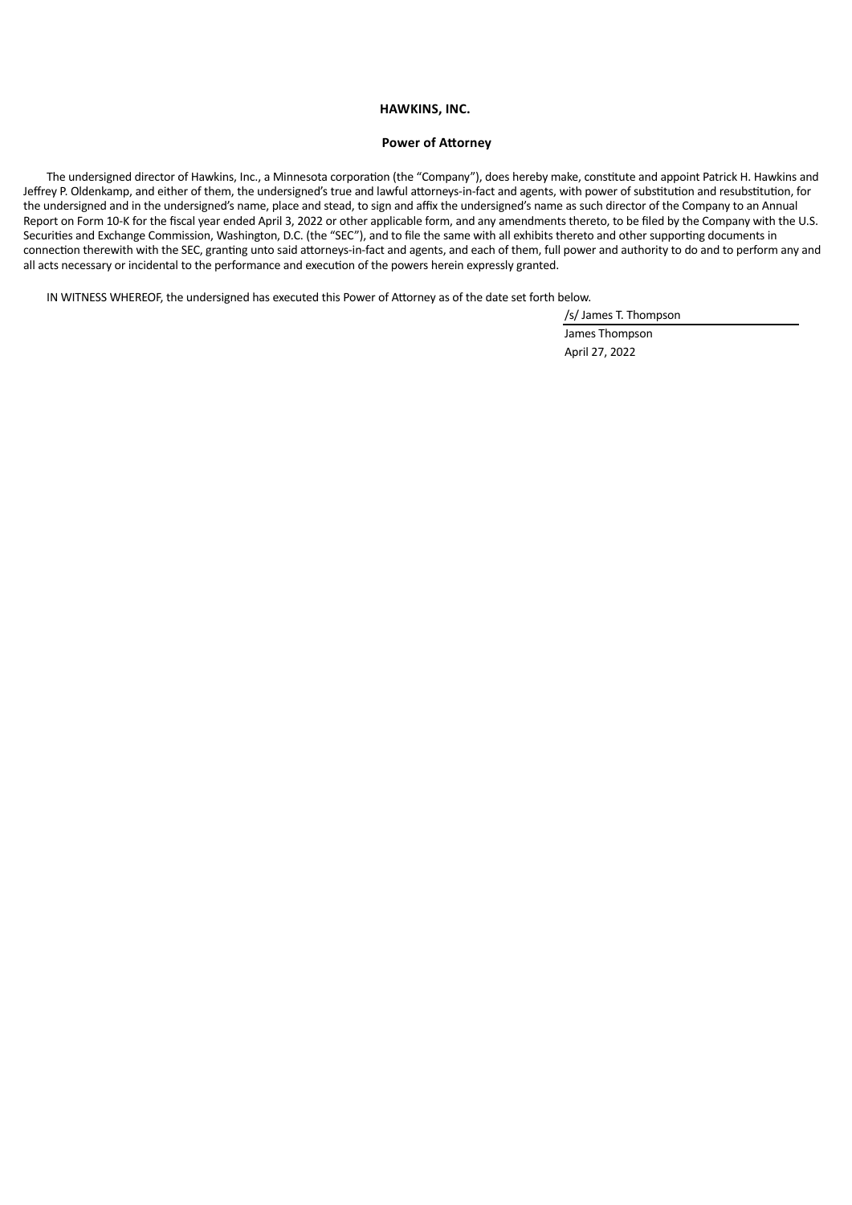**HAWKINS, INC.**

**Power of Attorney**

The undersigned director of Hawkins, Inc., a Minnesota corporation (the "Company"), does hereby make, constitute and appoint Patrick H. Hawkins and Jeffrey P. Oldenkamp, and either of them, the undersigned's true and lawful attorneys-in-fact and agents, with power of substitution and resubstitution, for the undersigned and in the undersigned's name, place and stead, to sign and affix the undersigned's name as such director of the Company to an Annual Report on Form 10-K for the fiscal year ended April 3, 2022 or other applicable form, and any amendments thereto, to be filed by the Company with the U.S. Securities and Exchange Commission, Washington, D.C. (the "SEC"), and to file the same with all exhibits thereto and other supporting documents in connection therewith with the SEC, granting unto said attorneys-in-fact and agents, and each of them, full power and authority to do and to perform any and all acts necessary or incidental to the performance and execution of the powers herein expressly granted.

IN WITNESS WHEREOF, the undersigned has executed this Power of Attorney as of the date set forth below.

/s/ James T. Thompson

James Thompson

April 27, 2022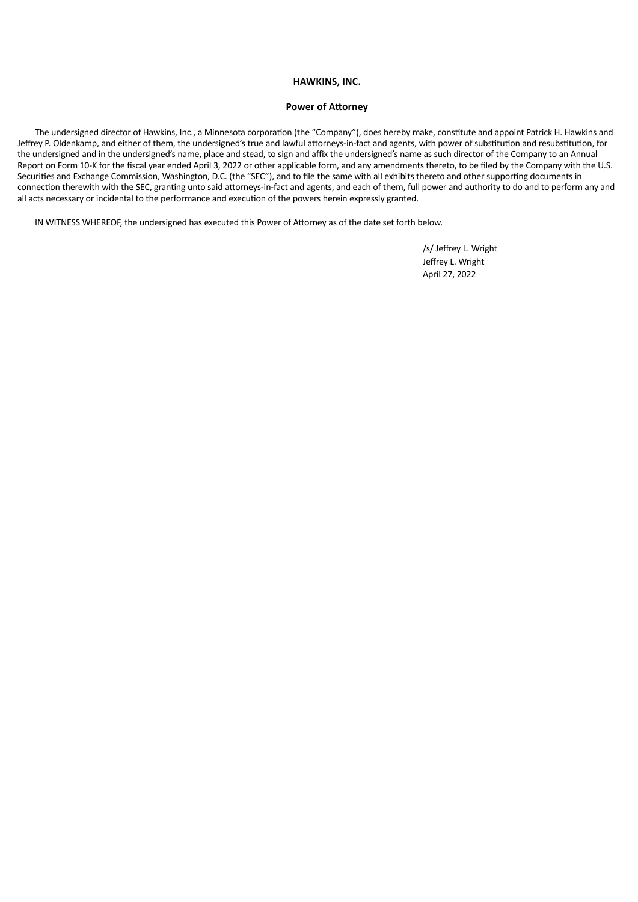**HAWKINS, INC.**

**Power of Attorney**

The undersigned director of Hawkins, Inc., a Minnesota corporation (the "Company"), does hereby make, constitute and appoint Patrick H. Hawkins and Jeffrey P. Oldenkamp, and either of them, the undersigned's true and lawful attorneys-in-fact and agents, with power of substitution and resubstitution, for the undersigned and in the undersigned's name, place and stead, to sign and affix the undersigned's name as such director of the Company to an Annual Report on Form 10-K for the fiscal year ended April 3, 2022 or other applicable form, and any amendments thereto, to be filed by the Company with the U.S. Securities and Exchange Commission, Washington, D.C. (the "SEC"), and to file the same with all exhibits thereto and other supporting documents in connection therewith with the SEC, granting unto said attorneys-in-fact and agents, and each of them, full power and authority to do and to perform any and all acts necessary or incidental to the performance and execution of the powers herein expressly granted.

IN WITNESS WHEREOF, the undersigned has executed this Power of Attorney as of the date set forth below.

/s/ Jeffrey L. Wright

Jeffrey L. Wright

April 27, 2022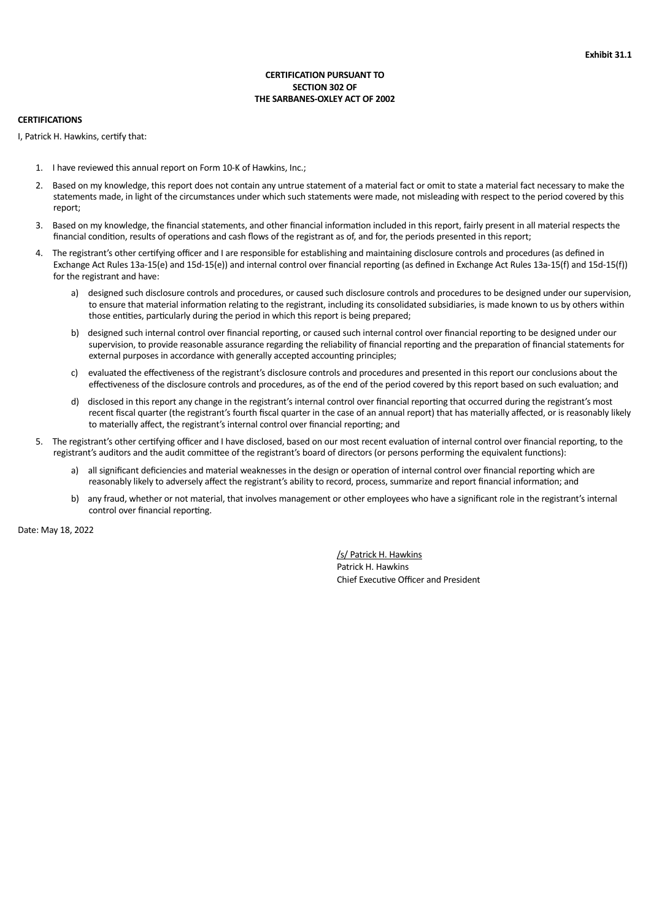Exhibit 31.1

**CERTIFICATION PURSUANT TO**
**SECTION 302 OF**
**THE SARBANES-OXLEY ACT OF 2002**

**CERTIFICATIONS**

I, Patrick H. Hawkins, certify that:

1. I have reviewed this annual report on Form 10-K of Hawkins, Inc.;
2. Based on my knowledge, this report does not contain any untrue statement of a material fact or omit to state a material fact necessary to make the statements made, in light of the circumstances under which such statements were made, not misleading with respect to the period covered by this report;
3. Based on my knowledge, the financial statements, and other financial information included in this report, fairly present in all material respects the financial condition, results of operations and cash flows of the registrant as of, and for, the periods presented in this report;
4. The registrant's other certifying officer and I are responsible for establishing and maintaining disclosure controls and procedures (as defined in Exchange Act Rules 13a-15(e) and 15d-15(e)) and internal control over financial reporting (as defined in Exchange Act Rules 13a-15(f) and 15d-15(f)) for the registrant and have:
   a) designed such disclosure controls and procedures, or caused such disclosure controls and procedures to be designed under our supervision, to ensure that material information relating to the registrant, including its consolidated subsidiaries, is made known to us by others within those entities, particularly during the period in which this report is being prepared;
   b) designed such internal control over financial reporting, or caused such internal control over financial reporting to be designed under our supervision, to provide reasonable assurance regarding the reliability of financial reporting and the preparation of financial statements for external purposes in accordance with generally accepted accounting principles;
   c) evaluated the effectiveness of the registrant's disclosure controls and procedures and presented in this report our conclusions about the effectiveness of the disclosure controls and procedures, as of the end of the period covered by this report based on such evaluation; and
   d) disclosed in this report any change in the registrant's internal control over financial reporting that occurred during the registrant's most recent fiscal quarter (the registrant's fourth fiscal quarter in the case of an annual report) that has materially affected, or is reasonably likely to materially affect, the registrant's internal control over financial reporting; and
5. The registrant's other certifying officer and I have disclosed, based on our most recent evaluation of internal control over financial reporting, to the registrant's auditors and the audit committee of the registrant's board of directors (or persons performing the equivalent functions):
   a) all significant deficiencies and material weaknesses in the design or operation of internal control over financial reporting which are reasonably likely to adversely affect the registrant's ability to record, process, summarize and report financial information; and
   b) any fraud, whether or not material, that involves management or other employees who have a significant role in the registrant's internal control over financial reporting.

Date: May 18, 2022

/s/ Patrick H. Hawkins
Patrick H. Hawkins
Chief Executive Officer and President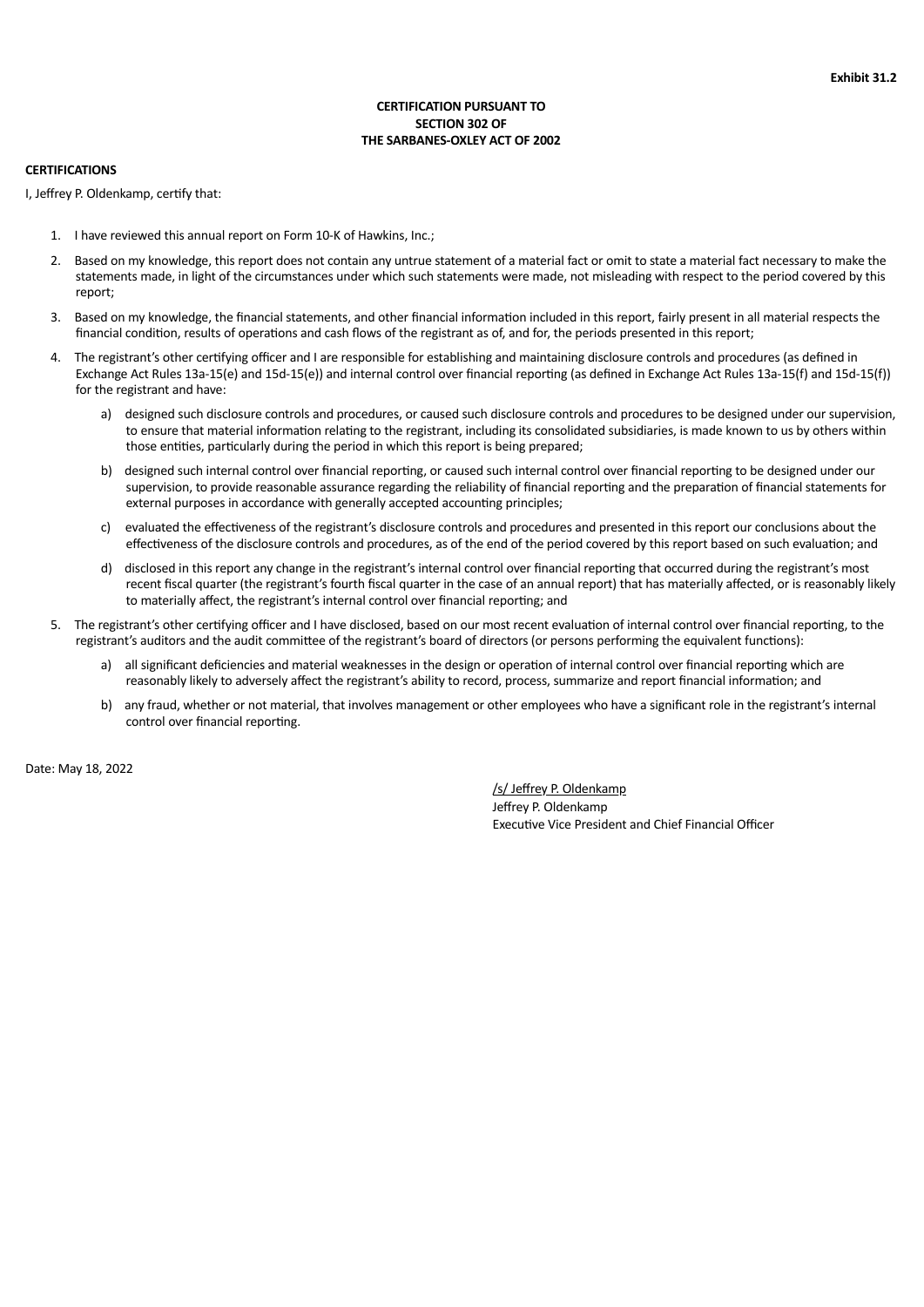**Exhibit 31.2**

**CERTIFICATION PURSUANT TO
SECTION 302 OF
THE SARBANES-OXLEY ACT OF 2002**

**CERTIFICATIONS**

I, Jeffrey P. Oldenkamp, certify that:

1. I have reviewed this annual report on Form 10-K of Hawkins, Inc.;
2. Based on my knowledge, this report does not contain any untrue statement of a material fact or omit to state a material fact necessary to make the statements made, in light of the circumstances under which such statements were made, not misleading with respect to the period covered by this report;
3. Based on my knowledge, the financial statements, and other financial information included in this report, fairly present in all material respects the financial condition, results of operations and cash flows of the registrant as of, and for, the periods presented in this report;
4. The registrant's other certifying officer and I are responsible for establishing and maintaining disclosure controls and procedures (as defined in Exchange Act Rules 13a-15(e) and 15d-15(e)) and internal control over financial reporting (as defined in Exchange Act Rules 13a-15(f) and 15d-15(f)) for the registrant and have:
   a) designed such disclosure controls and procedures, or caused such disclosure controls and procedures to be designed under our supervision, to ensure that material information relating to the registrant, including its consolidated subsidiaries, is made known to us by others within those entities, particularly during the period in which this report is being prepared;
   b) designed such internal control over financial reporting, or caused such internal control over financial reporting to be designed under our supervision, to provide reasonable assurance regarding the reliability of financial reporting and the preparation of financial statements for external purposes in accordance with generally accepted accounting principles;
   c) evaluated the effectiveness of the registrant's disclosure controls and procedures and presented in this report our conclusions about the effectiveness of the disclosure controls and procedures, as of the end of the period covered by this report based on such evaluation; and
   d) disclosed in this report any change in the registrant's internal control over financial reporting that occurred during the registrant's most recent fiscal quarter (the registrant's fourth fiscal quarter in the case of an annual report) that has materially affected, or is reasonably likely to materially affect, the registrant's internal control over financial reporting; and
5. The registrant's other certifying officer and I have disclosed, based on our most recent evaluation of internal control over financial reporting, to the registrant's auditors and the audit committee of the registrant's board of directors (or persons performing the equivalent functions):
   a) all significant deficiencies and material weaknesses in the design or operation of internal control over financial reporting which are reasonably likely to adversely affect the registrant's ability to record, process, summarize and report financial information; and
   b) any fraud, whether or not material, that involves management or other employees who have a significant role in the registrant's internal control over financial reporting.

Date: May 18, 2022

/s/ Jeffrey P. Oldenkamp
Jeffrey P. Oldenkamp
Executive Vice President and Chief Financial Officer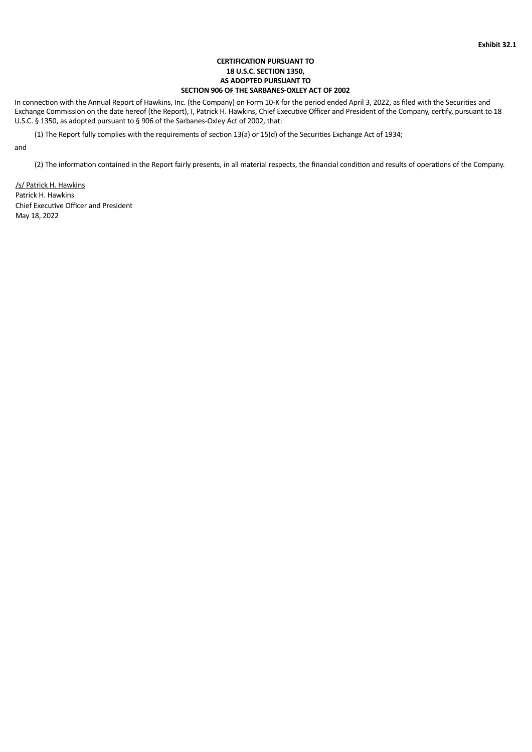**Exhibit 32.1**

**CERTIFICATION PURSUANT TO 18 U.S.C. SECTION 1350, AS ADOPTED PURSUANT TO SECTION 906 OF THE SARBANES-OXLEY ACT OF 2002**

In connection with the Annual Report of Hawkins, Inc. (the Company) on Form 10-K for the period ended April 3, 2022, as filed with the Securities and Exchange Commission on the date hereof (the Report), I, Patrick H. Hawkins, Chief Executive Officer and President of the Company, certify, pursuant to 18 U.S.C. § 1350, as adopted pursuant to § 906 of the Sarbanes-Oxley Act of 2002, that:

(1) The Report fully complies with the requirements of section 13(a) or 15(d) of the Securities Exchange Act of 1934;

and

(2) The information contained in the Report fairly presents, in all material respects, the financial condition and results of operations of the Company.

/s/ Patrick H. Hawkins
Patrick H. Hawkins
Chief Executive Officer and President
May 18, 2022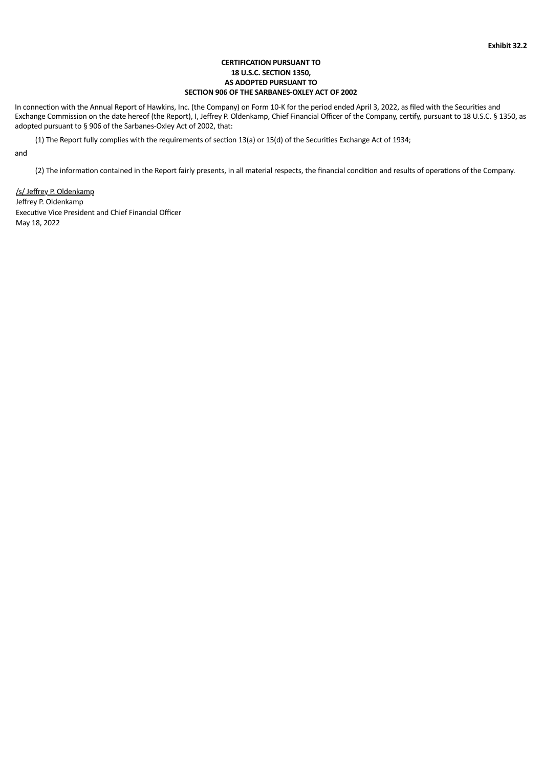Exhibit 32.2

**CERTIFICATION PURSUANT TO
18 U.S.C. SECTION 1350,
AS ADOPTED PURSUANT TO
SECTION 906 OF THE SARBANES-OXLEY ACT OF 2002**

In connection with the Annual Report of Hawkins, Inc. (the Company) on Form 10-K for the period ended April 3, 2022, as filed with the Securities and Exchange Commission on the date hereof (the Report), I, Jeffrey P. Oldenkamp, Chief Financial Officer of the Company, certify, pursuant to 18 U.S.C. § 1350, as adopted pursuant to § 906 of the Sarbanes-Oxley Act of 2002, that:

(1) The Report fully complies with the requirements of section 13(a) or 15(d) of the Securities Exchange Act of 1934;

and

(2) The information contained in the Report fairly presents, in all material respects, the financial condition and results of operations of the Company.

/s/ Jeffrey P. Oldenkamp
Jeffrey P. Oldenkamp
Executive Vice President and Chief Financial Officer
May 18, 2022